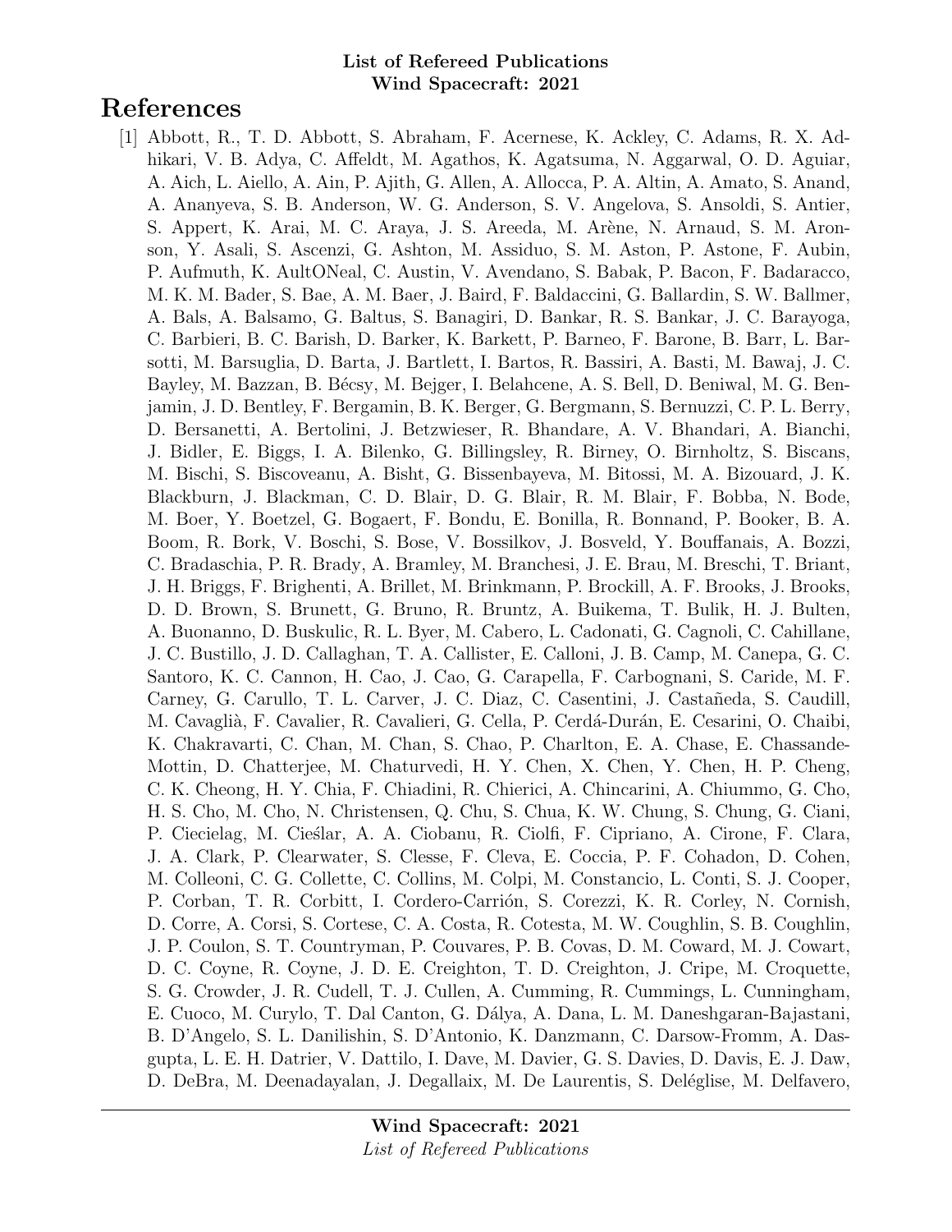**List of Refereed Publications**
**Wind Spacecraft: 2021**

# References

[1] Abbott, R., T. D. Abbott, S. Abraham, F. Acernese, K. Ackley, C. Adams, R. X. Adhikari, V. B. Adya, C. Affeldt, M. Agathos, K. Agatsuma, N. Aggarwal, O. D. Aguiar, A. Aich, L. Aiello, A. Ain, P. Ajith, G. Allen, A. Allocca, P. A. Altin, A. Amato, S. Anand, A. Ananyeva, S. B. Anderson, W. G. Anderson, S. V. Angelova, S. Ansoldi, S. Antier, S. Appert, K. Arai, M. C. Araya, J. S. Areeda, M. Arène, N. Arnaud, S. M. Aronson, Y. Asali, S. Ascenzi, G. Ashton, M. Assiduo, S. M. Aston, P. Astone, F. Aubin, P. Aufmuth, K. AultONeal, C. Austin, V. Avendano, S. Babak, P. Bacon, F. Badaracco, M. K. M. Bader, S. Bae, A. M. Baer, J. Baird, F. Baldaccini, G. Ballardin, S. W. Ballmer, A. Bals, A. Balsamo, G. Baltus, S. Banagiri, D. Bankar, R. S. Bankar, J. C. Barayoga, C. Barbieri, B. C. Barish, D. Barker, K. Barkett, P. Barneo, F. Barone, B. Barr, L. Barsotti, M. Barsuglia, D. Barta, J. Bartlett, I. Bartos, R. Bassiri, A. Basti, M. Bawaj, J. C. Bayley, M. Bazzan, B. Bécsy, M. Bejger, I. Belahcene, A. S. Bell, D. Beniwal, M. G. Benjamin, J. D. Bentley, F. Bergamin, B. K. Berger, G. Bergmann, S. Bernuzzi, C. P. L. Berry, D. Bersanetti, A. Bertolini, J. Betzwieser, R. Bhandare, A. V. Bhandari, A. Bianchi, J. Bidler, E. Biggs, I. A. Bilenko, G. Billingsley, R. Birney, O. Birnholtz, S. Biscans, M. Bischi, S. Biscoveanu, A. Bisht, G. Bissenbayeva, M. Bitossi, M. A. Bizouard, J. K. Blackburn, J. Blackman, C. D. Blair, D. G. Blair, R. M. Blair, F. Bobba, N. Bode, M. Boer, Y. Boetzel, G. Bogaert, F. Bondu, E. Bonilla, R. Bonnand, P. Booker, B. A. Boom, R. Bork, V. Boschi, S. Bose, V. Bossilkov, J. Bosveld, Y. Bouffanais, A. Bozzi, C. Bradaschia, P. R. Brady, A. Bramley, M. Branchesi, J. E. Brau, M. Breschi, T. Briant, J. H. Briggs, F. Brighenti, A. Brillet, M. Brinkmann, P. Brockill, A. F. Brooks, J. Brooks, D. D. Brown, S. Brunett, G. Bruno, R. Bruntz, A. Buikema, T. Bulik, H. J. Bulten, A. Buonanno, D. Buskulic, R. L. Byer, M. Cabero, L. Cadonati, G. Cagnoli, C. Cahillane, J. C. Bustillo, J. D. Callaghan, T. A. Callister, E. Calloni, J. B. Camp, M. Canepa, G. C. Santoro, K. C. Cannon, H. Cao, J. Cao, G. Carapella, F. Carbognani, S. Caride, M. F. Carney, G. Carullo, T. L. Carver, J. C. Diaz, C. Casentini, J. Castañeda, S. Caudill, M. Cavaglià, F. Cavalier, R. Cavalieri, G. Cella, P. Cerdá-Durán, E. Cesarini, O. Chaibi, K. Chakravarti, C. Chan, M. Chan, S. Chao, P. Charlton, E. A. Chase, E. Chassande-Mottin, D. Chatterjee, M. Chaturvedi, H. Y. Chen, X. Chen, Y. Chen, H. P. Cheng, C. K. Cheong, H. Y. Chia, F. Chiadini, R. Chierici, A. Chincarini, A. Chiummo, G. Cho, H. S. Cho, M. Cho, N. Christensen, Q. Chu, S. Chua, K. W. Chung, S. Chung, G. Ciani, P. Ciecielag, M. Cieślar, A. A. Ciobanu, R. Ciolfi, F. Cipriano, A. Cirone, F. Clara, J. A. Clark, P. Clearwater, S. Clesse, F. Cleva, E. Coccia, P. F. Cohadon, D. Cohen, M. Colleoni, C. G. Collette, C. Collins, M. Colpi, M. Constancio, L. Conti, S. J. Cooper, P. Corban, T. R. Corbitt, I. Cordero-Carrión, S. Corezzi, K. R. Corley, N. Cornish, D. Corre, A. Corsi, S. Cortese, C. A. Costa, R. Cotesta, M. W. Coughlin, S. B. Coughlin, J. P. Coulon, S. T. Countryman, P. Couvares, P. B. Covas, D. M. Coward, M. J. Cowart, D. C. Coyne, R. Coyne, J. D. E. Creighton, T. D. Creighton, J. Cripe, M. Croquette, S. G. Crowder, J. R. Cudell, T. J. Cullen, A. Cumming, R. Cummings, L. Cunningham, E. Cuoco, M. Curylo, T. Dal Canton, G. Dálya, A. Dana, L. M. Daneshgaran-Bajastani, B. D'Angelo, S. L. Danilishin, S. D'Antonio, K. Danzmann, C. Darsow-Fromm, A. Dasgupta, L. E. H. Datrier, V. Dattilo, I. Dave, M. Davier, G. S. Davies, D. Davis, E. J. Daw, D. DeBra, M. Deenadayalan, J. Degallaix, M. De Laurentis, S. Deléglise, M. Delfavero,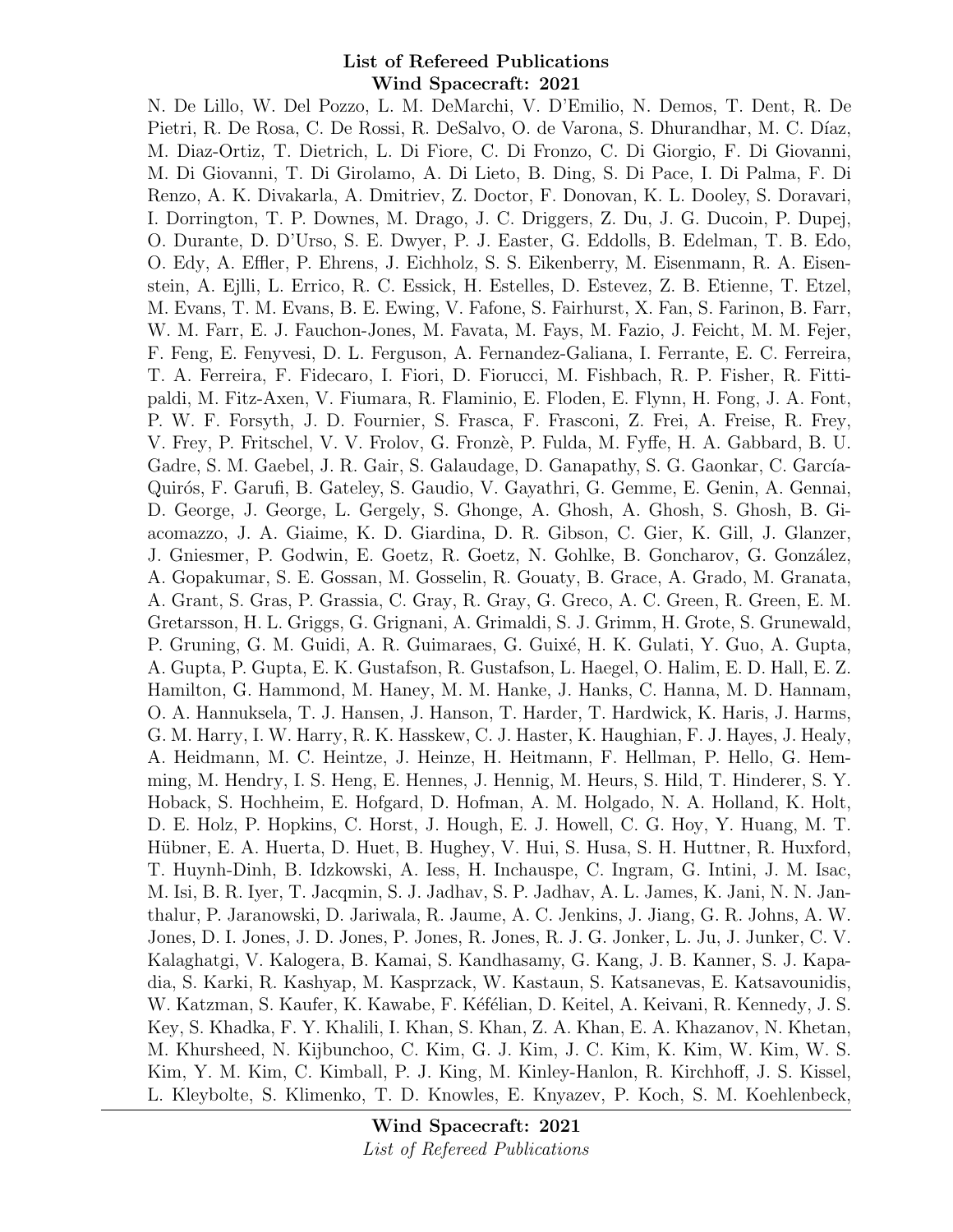N. De Lillo, W. Del Pozzo, L. M. DeMarchi, V. D'Emilio, N. Demos, T. Dent, R. De Pietri, R. De Rosa, C. De Rossi, R. DeSalvo, O. de Varona, S. Dhurandhar, M. C. Díaz, M. Diaz-Ortiz, T. Dietrich, L. Di Fiore, C. Di Fronzo, C. Di Giorgio, F. Di Giovanni, M. Di Giovanni, T. Di Girolamo, A. Di Lieto, B. Ding, S. Di Pace, I. Di Palma, F. Di Renzo, A. K. Divakarla, A. Dmitriev, Z. Doctor, F. Donovan, K. L. Dooley, S. Doravari, I. Dorrington, T. P. Downes, M. Drago, J. C. Driggers, Z. Du, J. G. Ducoin, P. Dupej, O. Durante, D. D'Urso, S. E. Dwyer, P. J. Easter, G. Eddolls, B. Edelman, T. B. Edo, O. Edy, A. Effler, P. Ehrens, J. Eichholz, S. S. Eikenberry, M. Eisenmann, R. A. Eisenstein, A. Ejlli, L. Errico, R. C. Essick, H. Estelles, D. Estevez, Z. B. Etienne, T. Etzel, M. Evans, T. M. Evans, B. E. Ewing, V. Fafone, S. Fairhurst, X. Fan, S. Farinon, B. Farr, W. M. Farr, E. J. Fauchon-Jones, M. Favata, M. Fays, M. Fazio, J. Feicht, M. M. Fejer, F. Feng, E. Fenyvesi, D. L. Ferguson, A. Fernandez-Galiana, I. Ferrante, E. C. Ferreira, T. A. Ferreira, F. Fidecaro, I. Fiori, D. Fiorucci, M. Fishbach, R. P. Fisher, R. Fittipaldi, M. Fitz-Axen, V. Fiumara, R. Flaminio, E. Floden, E. Flynn, H. Fong, J. A. Font, P. W. F. Forsyth, J. D. Fournier, S. Frasca, F. Frasconi, Z. Frei, A. Freise, R. Frey, V. Frey, P. Fritschel, V. V. Frolov, G. Fronzè, P. Fulda, M. Fyffe, H. A. Gabbard, B. U. Gadre, S. M. Gaebel, J. R. Gair, S. Galaudage, D. Ganapathy, S. G. Gaonkar, C. García-Quirós, F. Garufi, B. Gateley, S. Gaudio, V. Gayathri, G. Gemme, E. Genin, A. Gennai, D. George, J. George, L. Gergely, S. Ghonge, A. Ghosh, A. Ghosh, S. Ghosh, B. Giacomazzo, J. A. Giaime, K. D. Giardina, D. R. Gibson, C. Gier, K. Gill, J. Glanzer, J. Gniesmer, P. Godwin, E. Goetz, R. Goetz, N. Gohlke, B. Goncharov, G. González, A. Gopakumar, S. E. Gossan, M. Gosselin, R. Gouaty, B. Grace, A. Grado, M. Granata, A. Grant, S. Gras, P. Grassia, C. Gray, R. Gray, G. Greco, A. C. Green, R. Green, E. M. Gretarsson, H. L. Griggs, G. Grignani, A. Grimaldi, S. J. Grimm, H. Grote, S. Grunewald, P. Gruning, G. M. Guidi, A. R. Guimaraes, G. Guixé, H. K. Gulati, Y. Guo, A. Gupta, A. Gupta, P. Gupta, E. K. Gustafson, R. Gustafson, L. Haegel, O. Halim, E. D. Hall, E. Z. Hamilton, G. Hammond, M. Haney, M. M. Hanke, J. Hanks, C. Hanna, M. D. Hannam, O. A. Hannuksela, T. J. Hansen, J. Hanson, T. Harder, T. Hardwick, K. Haris, J. Harms, G. M. Harry, I. W. Harry, R. K. Hasskew, C. J. Haster, K. Haughian, F. J. Hayes, J. Healy, A. Heidmann, M. C. Heintze, J. Heinze, H. Heitmann, F. Hellman, P. Hello, G. Hemming, M. Hendry, I. S. Heng, E. Hennes, J. Hennig, M. Heurs, S. Hild, T. Hinderer, S. Y. Hoback, S. Hochheim, E. Hofgard, D. Hofman, A. M. Holgado, N. A. Holland, K. Holt, D. E. Holz, P. Hopkins, C. Horst, J. Hough, E. J. Howell, C. G. Hoy, Y. Huang, M. T. Hübner, E. A. Huerta, D. Huet, B. Hughey, V. Hui, S. Husa, S. H. Huttner, R. Huxford, T. Huynh-Dinh, B. Idzkowski, A. Iess, H. Inchauspe, C. Ingram, G. Intini, J. M. Isac, M. Isi, B. R. Iyer, T. Jacqmin, S. J. Jadhav, S. P. Jadhav, A. L. James, K. Jani, N. N. Janthalur, P. Jaranowski, D. Jariwala, R. Jaume, A. C. Jenkins, J. Jiang, G. R. Johns, A. W. Jones, D. I. Jones, J. D. Jones, P. Jones, R. Jones, R. J. G. Jonker, L. Ju, J. Junker, C. V. Kalaghatgi, V. Kalogera, B. Kamai, S. Kandhasamy, G. Kang, J. B. Kanner, S. J. Kapadia, S. Karki, R. Kashyap, M. Kasprzack, W. Kastaun, S. Katsanevas, E. Katsavounidis, W. Katzman, S. Kaufer, K. Kawabe, F. Kéfélian, D. Keitel, A. Keivani, R. Kennedy, J. S. Key, S. Khadka, F. Y. Khalili, I. Khan, S. Khan, Z. A. Khan, E. A. Khazanov, N. Khetan, M. Khursheed, N. Kijbunchoo, C. Kim, G. J. Kim, J. C. Kim, K. Kim, W. Kim, W. S. Kim, Y. M. Kim, C. Kimball, P. J. King, M. Kinley-Hanlon, R. Kirchhoff, J. S. Kissel, L. Kleybolte, S. Klimenko, T. D. Knowles, E. Knyazev, P. Koch, S. M. Koehlenbeck,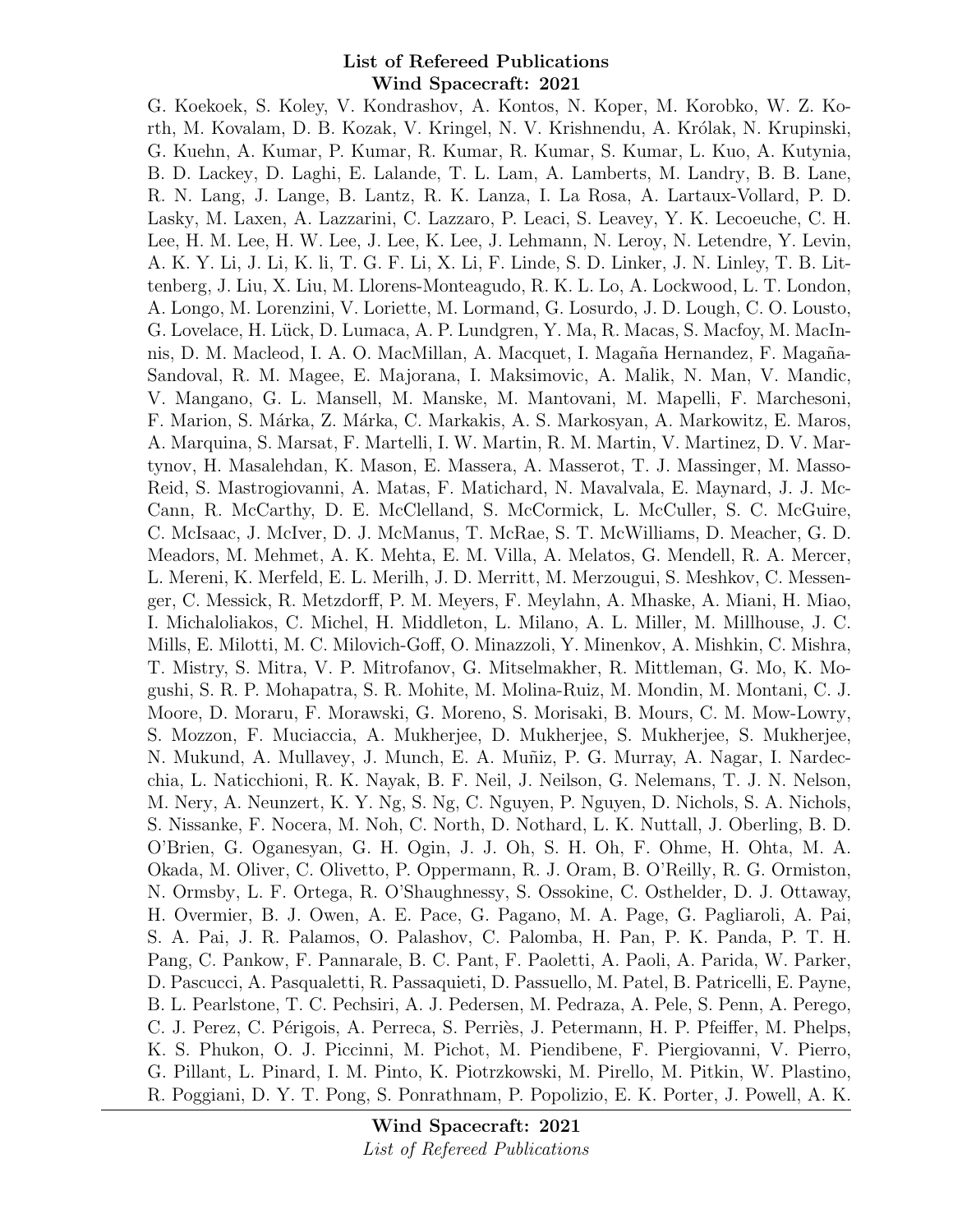G. Koekoek, S. Koley, V. Kondrashov, A. Kontos, N. Koper, M. Korobko, W. Z. Korth, M. Kovalam, D. B. Kozak, V. Kringel, N. V. Krishnendu, A. Królak, N. Krupinski, G. Kuehn, A. Kumar, P. Kumar, R. Kumar, R. Kumar, S. Kumar, L. Kuo, A. Kutynia, B. D. Lackey, D. Laghi, E. Lalande, T. L. Lam, A. Lamberts, M. Landry, B. B. Lane, R. N. Lang, J. Lange, B. Lantz, R. K. Lanza, I. La Rosa, A. Lartaux-Vollard, P. D. Lasky, M. Laxen, A. Lazzarini, C. Lazzaro, P. Leaci, S. Leavey, Y. K. Lecoeuche, C. H. Lee, H. M. Lee, H. W. Lee, J. Lee, K. Lee, J. Lehmann, N. Leroy, N. Letendre, Y. Levin, A. K. Y. Li, J. Li, K. li, T. G. F. Li, X. Li, F. Linde, S. D. Linker, J. N. Linley, T. B. Littenberg, J. Liu, X. Liu, M. Llorens-Monteagudo, R. K. L. Lo, A. Lockwood, L. T. London, A. Longo, M. Lorenzini, V. Loriette, M. Lormand, G. Losurdo, J. D. Lough, C. O. Lousto, G. Lovelace, H. Lück, D. Lumaca, A. P. Lundgren, Y. Ma, R. Macas, S. Macfoy, M. MacInnis, D. M. Macleod, I. A. O. MacMillan, A. Macquet, I. Magaña Hernandez, F. Magaña-Sandoval, R. M. Magee, E. Majorana, I. Maksimovic, A. Malik, N. Man, V. Mandic, V. Mangano, G. L. Mansell, M. Manske, M. Mantovani, M. Mapelli, F. Marchesoni, F. Marion, S. Márka, Z. Márka, C. Markakis, A. S. Markosyan, A. Markowitz, E. Maros, A. Marquina, S. Marsat, F. Martelli, I. W. Martin, R. M. Martin, V. Martinez, D. V. Martynov, H. Masalehdan, K. Mason, E. Massera, A. Masserot, T. J. Massinger, M. Masso-Reid, S. Mastrogiovanni, A. Matas, F. Matichard, N. Mavalvala, E. Maynard, J. J. McCann, R. McCarthy, D. E. McClelland, S. McCormick, L. McCuller, S. C. McGuire, C. McIsaac, J. McIver, D. J. McManus, T. McRae, S. T. McWilliams, D. Meacher, G. D. Meadors, M. Mehmet, A. K. Mehta, E. M. Villa, A. Melatos, G. Mendell, R. A. Mercer, L. Mereni, K. Merfeld, E. L. Merilh, J. D. Merritt, M. Merzougui, S. Meshkov, C. Messenger, C. Messick, R. Metzdorff, P. M. Meyers, F. Meylahn, A. Mhaske, A. Miani, H. Miao, I. Michaloliakos, C. Michel, H. Middleton, L. Milano, A. L. Miller, M. Millhouse, J. C. Mills, E. Milotti, M. C. Milovich-Goff, O. Minazzoli, Y. Minenkov, A. Mishkin, C. Mishra, T. Mistry, S. Mitra, V. P. Mitrofanov, G. Mitselmakher, R. Mittleman, G. Mo, K. Mogushi, S. R. P. Mohapatra, S. R. Mohite, M. Molina-Ruiz, M. Mondin, M. Montani, C. J. Moore, D. Moraru, F. Morawski, G. Moreno, S. Morisaki, B. Mours, C. M. Mow-Lowry, S. Mozzon, F. Muciaccia, A. Mukherjee, D. Mukherjee, S. Mukherjee, S. Mukherjee, N. Mukund, A. Mullavey, J. Munch, E. A. Muñiz, P. G. Murray, A. Nagar, I. Nardecchia, L. Naticchioni, R. K. Nayak, B. F. Neil, J. Neilson, G. Nelemans, T. J. N. Nelson, M. Nery, A. Neunzert, K. Y. Ng, S. Ng, C. Nguyen, P. Nguyen, D. Nichols, S. A. Nichols, S. Nissanke, F. Nocera, M. Noh, C. North, D. Nothard, L. K. Nuttall, J. Oberling, B. D. O'Brien, G. Oganesyan, G. H. Ogin, J. J. Oh, S. H. Oh, F. Ohme, H. Ohta, M. A. Okada, M. Oliver, C. Olivetto, P. Oppermann, R. J. Oram, B. O'Reilly, R. G. Ormiston, N. Ormsby, L. F. Ortega, R. O'Shaughnessy, S. Ossokine, C. Osthelder, D. J. Ottaway, H. Overmier, B. J. Owen, A. E. Pace, G. Pagano, M. A. Page, G. Pagliaroli, A. Pai, S. A. Pai, J. R. Palamos, O. Palashov, C. Palomba, H. Pan, P. K. Panda, P. T. H. Pang, C. Pankow, F. Pannarale, B. C. Pant, F. Paoletti, A. Paoli, A. Parida, W. Parker, D. Pascucci, A. Pasqualetti, R. Passaquieti, D. Passuello, M. Patel, B. Patricelli, E. Payne, B. L. Pearlstone, T. C. Pechsiri, A. J. Pedersen, M. Pedraza, A. Pele, S. Penn, A. Perego, C. J. Perez, C. Périgois, A. Perreca, S. Perriès, J. Petermann, H. P. Pfeiffer, M. Phelps, K. S. Phukon, O. J. Piccinni, M. Pichot, M. Piendibene, F. Piergiovanni, V. Pierro, G. Pillant, L. Pinard, I. M. Pinto, K. Piotrzkowski, M. Pirello, M. Pitkin, W. Plastino, R. Poggiani, D. Y. T. Pong, S. Ponrathnam, P. Popolizio, E. K. Porter, J. Powell, A. K.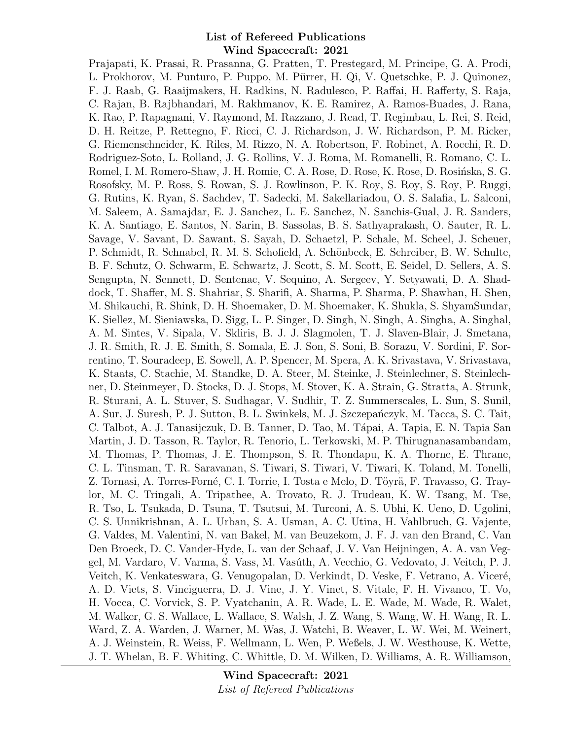Prajapati, K. Prasai, R. Prasanna, G. Pratten, T. Prestegard, M. Principe, G. A. Prodi, L. Prokhorov, M. Punturo, P. Puppo, M. Pürrer, H. Qi, V. Quetschke, P. J. Quinonez, F. J. Raab, G. Raaijmakers, H. Radkins, N. Radulesco, P. Raffai, H. Rafferty, S. Raja, C. Rajan, B. Rajbhandari, M. Rakhmanov, K. E. Ramirez, A. Ramos-Buades, J. Rana, K. Rao, P. Rapagnani, V. Raymond, M. Razzano, J. Read, T. Regimbau, L. Rei, S. Reid, D. H. Reitze, P. Rettegno, F. Ricci, C. J. Richardson, J. W. Richardson, P. M. Ricker, G. Riemenschneider, K. Riles, M. Rizzo, N. A. Robertson, F. Robinet, A. Rocchi, R. D. Rodriguez-Soto, L. Rolland, J. G. Rollins, V. J. Roma, M. Romanelli, R. Romano, C. L. Romel, I. M. Romero-Shaw, J. H. Romie, C. A. Rose, D. Rose, K. Rose, D. Rosińska, S. G. Rosofsky, M. P. Ross, S. Rowan, S. J. Rowlinson, P. K. Roy, S. Roy, S. Roy, P. Ruggi, G. Rutins, K. Ryan, S. Sachdev, T. Sadecki, M. Sakellariadou, O. S. Salafia, L. Salconi, M. Saleem, A. Samajdar, E. J. Sanchez, L. E. Sanchez, N. Sanchis-Gual, J. R. Sanders, K. A. Santiago, E. Santos, N. Sarin, B. Sassolas, B. S. Sathyaprakash, O. Sauter, R. L. Savage, V. Savant, D. Sawant, S. Sayah, D. Schaetzl, P. Schale, M. Scheel, J. Scheuer, P. Schmidt, R. Schnabel, R. M. S. Schofield, A. Schönbeck, E. Schreiber, B. W. Schulte, B. F. Schutz, O. Schwarm, E. Schwartz, J. Scott, S. M. Scott, E. Seidel, D. Sellers, A. S. Sengupta, N. Sennett, D. Sentenac, V. Sequino, A. Sergeev, Y. Setyawati, D. A. Shaddock, T. Shaffer, M. S. Shahriar, S. Sharifi, A. Sharma, P. Sharma, P. Shawhan, H. Shen, M. Shikauchi, R. Shink, D. H. Shoemaker, D. M. Shoemaker, K. Shukla, S. ShyamSundar, K. Siellez, M. Sieniawska, D. Sigg, L. P. Singer, D. Singh, N. Singh, A. Singha, A. Singhal, A. M. Sintes, V. Sipala, V. Skliris, B. J. J. Slagmolen, T. J. Slaven-Blair, J. Smetana, J. R. Smith, R. J. E. Smith, S. Somala, E. J. Son, S. Soni, B. Sorazu, V. Sordini, F. Sorrentino, T. Souradeep, E. Sowell, A. P. Spencer, M. Spera, A. K. Srivastava, V. Srivastava, K. Staats, C. Stachie, M. Standke, D. A. Steer, M. Steinke, J. Steinlechner, S. Steinlechner, D. Steinmeyer, D. Stocks, D. J. Stops, M. Stover, K. A. Strain, G. Stratta, A. Strunk, R. Sturani, A. L. Stuver, S. Sudhagar, V. Sudhir, T. Z. Summerscales, L. Sun, S. Sunil, A. Sur, J. Suresh, P. J. Sutton, B. L. Swinkels, M. J. Szczepańczyk, M. Tacca, S. C. Tait, C. Talbot, A. J. Tanasijczuk, D. B. Tanner, D. Tao, M. Tápai, A. Tapia, E. N. Tapia San Martin, J. D. Tasson, R. Taylor, R. Tenorio, L. Terkowski, M. P. Thirugnanasambandam, M. Thomas, P. Thomas, J. E. Thompson, S. R. Thondapu, K. A. Thorne, E. Thrane, C. L. Tinsman, T. R. Saravanan, S. Tiwari, S. Tiwari, V. Tiwari, K. Toland, M. Tonelli, Z. Tornasi, A. Torres-Forné, C. I. Torrie, I. Tosta e Melo, D. Töyrä, F. Travasso, G. Traylor, M. C. Tringali, A. Tripathee, A. Trovato, R. J. Trudeau, K. W. Tsang, M. Tse, R. Tso, L. Tsukada, D. Tsuna, T. Tsutsui, M. Turconi, A. S. Ubhi, K. Ueno, D. Ugolini, C. S. Unnikrishnan, A. L. Urban, S. A. Usman, A. C. Utina, H. Vahlbruch, G. Vajente, G. Valdes, M. Valentini, N. van Bakel, M. van Beuzekom, J. F. J. van den Brand, C. Van Den Broeck, D. C. Vander-Hyde, L. van der Schaaf, J. V. Van Heijningen, A. A. van Veggel, M. Vardaro, V. Varma, S. Vass, M. Vasúth, A. Vecchio, G. Vedovato, J. Veitch, P. J. Veitch, K. Venkateswara, G. Venugopalan, D. Verkindt, D. Veske, F. Vetrano, A. Viceré, A. D. Viets, S. Vinciguerra, D. J. Vine, J. Y. Vinet, S. Vitale, F. H. Vivanco, T. Vo, H. Vocca, C. Vorvick, S. P. Vyatchanin, A. R. Wade, L. E. Wade, M. Wade, R. Walet, M. Walker, G. S. Wallace, L. Wallace, S. Walsh, J. Z. Wang, S. Wang, W. H. Wang, R. L. Ward, Z. A. Warden, J. Warner, M. Was, J. Watchi, B. Weaver, L. W. Wei, M. Weinert, A. J. Weinstein, R. Weiss, F. Wellmann, L. Wen, P. Weßels, J. W. Westhouse, K. Wette, J. T. Whelan, B. F. Whiting, C. Whittle, D. M. Wilken, D. Williams, A. R. Williamson,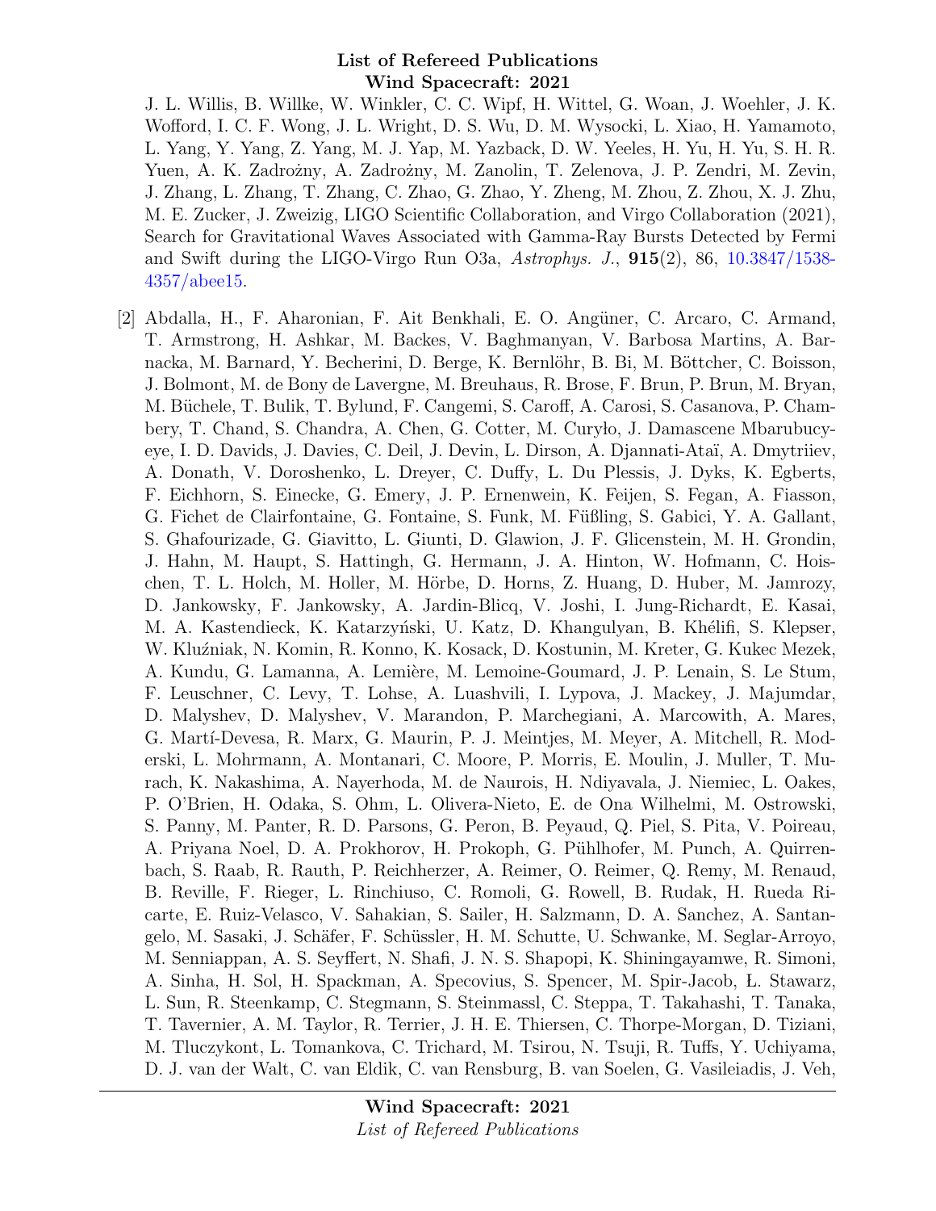J. L. Willis, B. Willke, W. Winkler, C. C. Wipf, H. Wittel, G. Woan, J. Woehler, J. K. Wofford, I. C. F. Wong, J. L. Wright, D. S. Wu, D. M. Wysocki, L. Xiao, H. Yamamoto, L. Yang, Y. Yang, Z. Yang, M. J. Yap, M. Yazback, D. W. Yeeles, H. Yu, H. Yu, S. H. R. Yuen, A. K. Zadrożny, A. Zadrożny, M. Zanolin, T. Zelenova, J. P. Zendri, M. Zevin, J. Zhang, L. Zhang, T. Zhang, C. Zhao, G. Zhao, Y. Zheng, M. Zhou, Z. Zhou, X. J. Zhu, M. E. Zucker, J. Zweizig, LIGO Scientific Collaboration, and Virgo Collaboration (2021), Search for Gravitational Waves Associated with Gamma-Ray Bursts Detected by Fermi and Swift during the LIGO-Virgo Run O3a, *Astrophys. J.*, **915**(2), 86, 10.3847/1538-4357/abee15.

[2] Abdalla, H., F. Aharonian, F. Ait Benkhali, E. O. Angüner, C. Arcaro, C. Armand, T. Armstrong, H. Ashkar, M. Backes, V. Baghmanyan, V. Barbosa Martins, A. Barnacka, M. Barnard, Y. Becherini, D. Berge, K. Bernlöhr, B. Bi, M. Böttcher, C. Boisson, J. Bolmont, M. de Bony de Lavergne, M. Breuhaus, R. Brose, F. Brun, P. Brun, M. Bryan, M. Büchele, T. Bulik, T. Bylund, F. Cangemi, S. Caroff, A. Carosi, S. Casanova, P. Chambery, T. Chand, S. Chandra, A. Chen, G. Cotter, M. Curyło, J. Damascene Mbarubucyeye, I. D. Davids, J. Davies, C. Deil, J. Devin, L. Dirson, A. Djannati-Ataï, A. Dmytriiev, A. Donath, V. Doroshenko, L. Dreyer, C. Duffy, L. Du Plessis, J. Dyks, K. Egberts, F. Eichhorn, S. Einecke, G. Emery, J. P. Ernenwein, K. Feijen, S. Fegan, A. Fiasson, G. Fichet de Clairfontaine, G. Fontaine, S. Funk, M. Füßling, S. Gabici, Y. A. Gallant, S. Ghafourizade, G. Giavitto, L. Giunti, D. Glawion, J. F. Glicenstein, M. H. Grondin, J. Hahn, M. Haupt, S. Hattingh, G. Hermann, J. A. Hinton, W. Hofmann, C. Hoischen, T. L. Holch, M. Holler, M. Hörbe, D. Horns, Z. Huang, D. Huber, M. Jamrozy, D. Jankowsky, F. Jankowsky, A. Jardin-Blicq, V. Joshi, I. Jung-Richardt, E. Kasai, M. A. Kastendieck, K. Katarzyński, U. Katz, D. Khangulyan, B. Khélifi, S. Klepser, W. Kluźniak, N. Komin, R. Konno, K. Kosack, D. Kostunin, M. Kreter, G. Kukec Mezek, A. Kundu, G. Lamanna, A. Lemière, M. Lemoine-Goumard, J. P. Lenain, S. Le Stum, F. Leuschner, C. Levy, T. Lohse, A. Luashvili, I. Lypova, J. Mackey, J. Majumdar, D. Malyshev, D. Malyshev, V. Marandon, P. Marchegiani, A. Marcowith, A. Mares, G. Martí-Devesa, R. Marx, G. Maurin, P. J. Meintjes, M. Meyer, A. Mitchell, R. Moderski, L. Mohrmann, A. Montanari, C. Moore, P. Morris, E. Moulin, J. Muller, T. Murach, K. Nakashima, A. Nayerhoda, M. de Naurois, H. Ndiyavala, J. Niemiec, L. Oakes, P. O'Brien, H. Odaka, S. Ohm, L. Olivera-Nieto, E. de Ona Wilhelmi, M. Ostrowski, S. Panny, M. Panter, R. D. Parsons, G. Peron, B. Peyaud, Q. Piel, S. Pita, V. Poireau, A. Priyana Noel, D. A. Prokhorov, H. Prokoph, G. Pühlhofer, M. Punch, A. Quirrenbach, S. Raab, R. Rauth, P. Reichherzer, A. Reimer, O. Reimer, Q. Remy, M. Renaud, B. Reville, F. Rieger, L. Rinchiuso, C. Romoli, G. Rowell, B. Rudak, H. Rueda Ricarte, E. Ruiz-Velasco, V. Sahakian, S. Sailer, H. Salzmann, D. A. Sanchez, A. Santangelo, M. Sasaki, J. Schäfer, F. Schüssler, H. M. Schutte, U. Schwanke, M. Seglar-Arroyo, M. Senniappan, A. S. Seyffert, N. Shafi, J. N. S. Shapopi, K. Shiningayamwe, R. Simoni, A. Sinha, H. Sol, H. Spackman, A. Specovius, S. Spencer, M. Spir-Jacob, Ł. Stawarz, L. Sun, R. Steenkamp, C. Stegmann, S. Steinmassl, C. Steppa, T. Takahashi, T. Tanaka, T. Tavernier, A. M. Taylor, R. Terrier, J. H. E. Thiersen, C. Thorpe-Morgan, D. Tiziani, M. Tluczykont, L. Tomankova, C. Trichard, M. Tsirou, N. Tsuji, R. Tuffs, Y. Uchiyama, D. J. van der Walt, C. van Eldik, C. van Rensburg, B. van Soelen, G. Vasileiadis, J. Veh,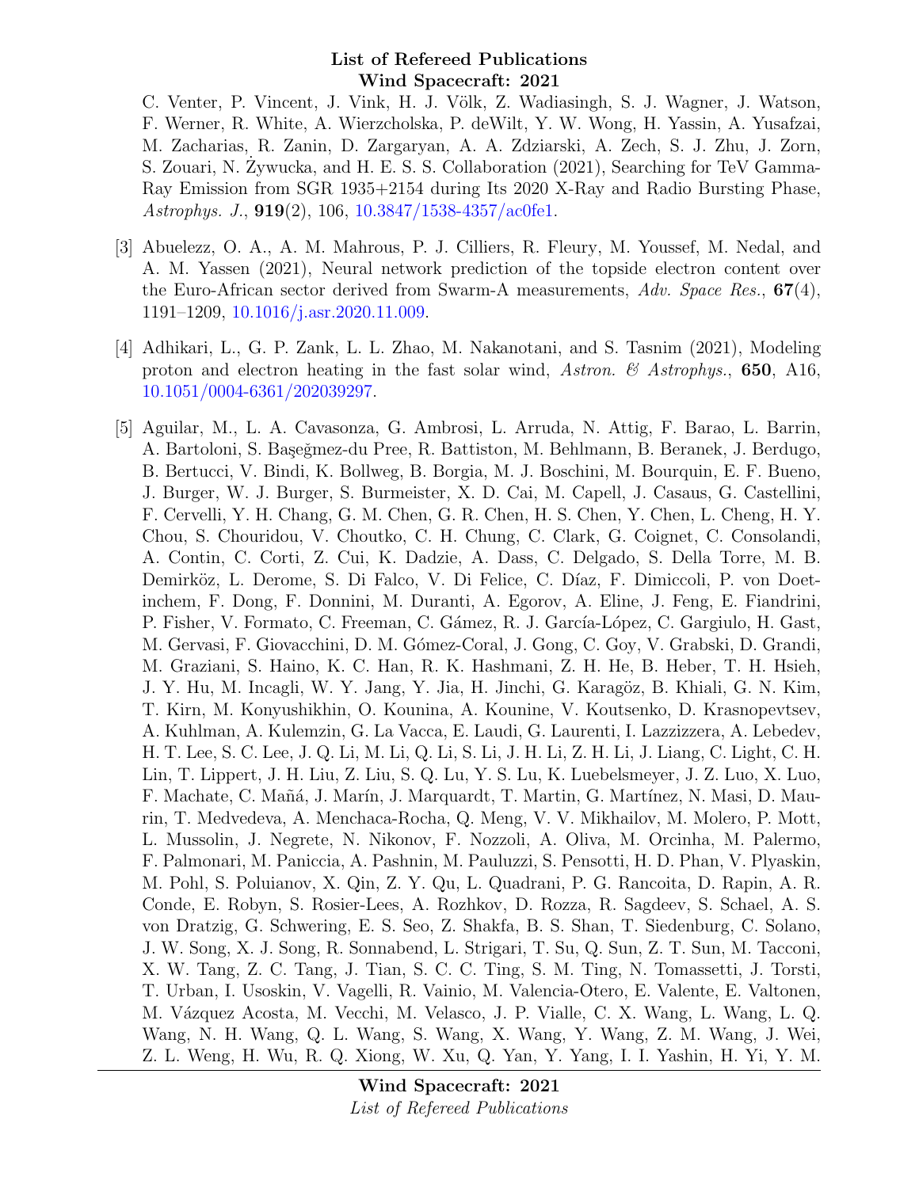C. Venter, P. Vincent, J. Vink, H. J. Völk, Z. Wadiasingh, S. J. Wagner, J. Watson, F. Werner, R. White, A. Wierzcholska, P. deWilt, Y. W. Wong, H. Yassin, A. Yusafzai, M. Zacharias, R. Zanin, D. Zargaryan, A. A. Zdziarski, A. Zech, S. J. Zhu, J. Zorn, S. Zouari, N. Żywucka, and H. E. S. S. Collaboration (2021), Searching for TeV Gamma-Ray Emission from SGR 1935+2154 during Its 2020 X-Ray and Radio Bursting Phase, *Astrophys. J.*, **919**(2), 106, 10.3847/1538-4357/ac0fe1.

[3] Abuelezz, O. A., A. M. Mahrous, P. J. Cilliers, R. Fleury, M. Youssef, M. Nedal, and A. M. Yassen (2021), Neural network prediction of the topside electron content over the Euro-African sector derived from Swarm-A measurements, *Adv. Space Res.*, **67**(4), 1191–1209, 10.1016/j.asr.2020.11.009.

[4] Adhikari, L., G. P. Zank, L. L. Zhao, M. Nakanotani, and S. Tasnim (2021), Modeling proton and electron heating in the fast solar wind, *Astron. & Astrophys.*, **650**, A16, 10.1051/0004-6361/202039297.

[5] Aguilar, M., L. A. Cavasonza, G. Ambrosi, L. Arruda, N. Attig, F. Barao, L. Barrin, A. Bartoloni, S. Başeğmez-du Pree, R. Battiston, M. Behlmann, B. Beranek, J. Berdugo, B. Bertucci, V. Bindi, K. Bollweg, B. Borgia, M. J. Boschini, M. Bourquin, E. F. Bueno, J. Burger, W. J. Burger, S. Burmeister, X. D. Cai, M. Capell, J. Casaus, G. Castellini, F. Cervelli, Y. H. Chang, G. M. Chen, G. R. Chen, H. S. Chen, Y. Chen, L. Cheng, H. Y. Chou, S. Chouridou, V. Choutko, C. H. Chung, C. Clark, G. Coignet, C. Consolandi, A. Contin, C. Corti, Z. Cui, K. Dadzie, A. Dass, C. Delgado, S. Della Torre, M. B. Demirköz, L. Derome, S. Di Falco, V. Di Felice, C. Díaz, F. Dimiccoli, P. von Doetinchem, F. Dong, F. Donnini, M. Duranti, A. Egorov, A. Eline, J. Feng, E. Fiandrini, P. Fisher, V. Formato, C. Freeman, C. Gámez, R. J. García-López, C. Gargiulo, H. Gast, M. Gervasi, F. Giovacchini, D. M. Gómez-Coral, J. Gong, C. Goy, V. Grabski, D. Grandi, M. Graziani, S. Haino, K. C. Han, R. K. Hashmani, Z. H. He, B. Heber, T. H. Hsieh, J. Y. Hu, M. Incagli, W. Y. Jang, Y. Jia, H. Jinchi, G. Karagöz, B. Khiali, G. N. Kim, T. Kirn, M. Konyushikhin, O. Kounina, A. Kounine, V. Koutsenko, D. Krasnopevtsev, A. Kuhlman, A. Kulemzin, G. La Vacca, E. Laudi, G. Laurenti, I. Lazzizzera, A. Lebedev, H. T. Lee, S. C. Lee, J. Q. Li, M. Li, Q. Li, S. Li, J. H. Li, Z. H. Li, J. Liang, C. Light, C. H. Lin, T. Lippert, J. H. Liu, Z. Liu, S. Q. Lu, Y. S. Lu, K. Luebelsmeyer, J. Z. Luo, X. Luo, F. Machate, C. Mañá, J. Marín, J. Marquardt, T. Martin, G. Martínez, N. Masi, D. Maurin, T. Medvedeva, A. Menchaca-Rocha, Q. Meng, V. V. Mikhailov, M. Molero, P. Mott, L. Mussolin, J. Negrete, N. Nikonov, F. Nozzoli, A. Oliva, M. Orcinha, M. Palermo, F. Palmonari, M. Paniccia, A. Pashnin, M. Pauluzzi, S. Pensotti, H. D. Phan, V. Plyaskin, M. Pohl, S. Poluianov, X. Qin, Z. Y. Qu, L. Quadrani, P. G. Rancoita, D. Rapin, A. R. Conde, E. Robyn, S. Rosier-Lees, A. Rozhkov, D. Rozza, R. Sagdeev, S. Schael, A. S. von Dratzig, G. Schwering, E. S. Seo, Z. Shakfa, B. S. Shan, T. Siedenburg, C. Solano, J. W. Song, X. J. Song, R. Sonnabend, L. Strigari, T. Su, Q. Sun, Z. T. Sun, M. Tacconi, X. W. Tang, Z. C. Tang, J. Tian, S. C. C. Ting, S. M. Ting, N. Tomassetti, J. Torsti, T. Urban, I. Usoskin, V. Vagelli, R. Vainio, M. Valencia-Otero, E. Valente, E. Valtonen, M. Vázquez Acosta, M. Vecchi, M. Velasco, J. P. Vialle, C. X. Wang, L. Wang, L. Q. Wang, N. H. Wang, Q. L. Wang, S. Wang, X. Wang, Y. Wang, Z. M. Wang, J. Wei, Z. L. Weng, H. Wu, R. Q. Xiong, W. Xu, Q. Yan, Y. Yang, I. I. Yashin, H. Yi, Y. M.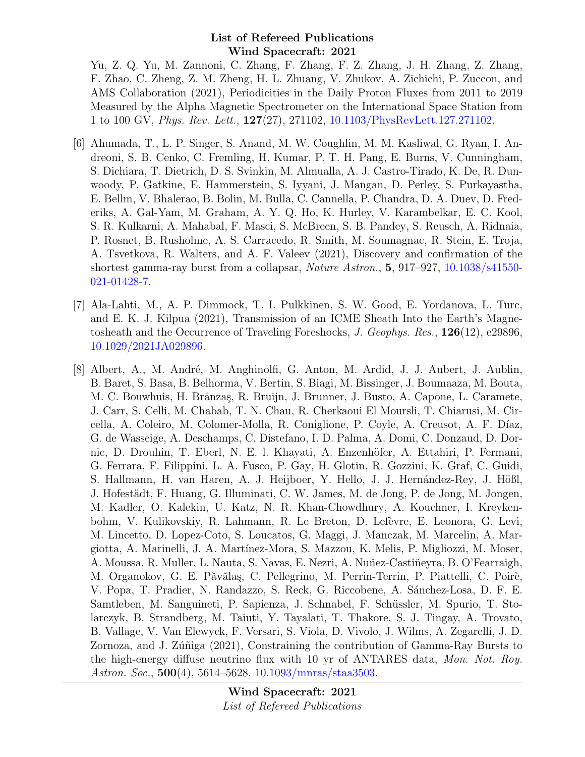Yu, Z. Q. Yu, M. Zannoni, C. Zhang, F. Zhang, F. Z. Zhang, J. H. Zhang, Z. Zhang, F. Zhao, C. Zheng, Z. M. Zheng, H. L. Zhuang, V. Zhukov, A. Zichichi, P. Zuccon, and AMS Collaboration (2021), Periodicities in the Daily Proton Fluxes from 2011 to 2019 Measured by the Alpha Magnetic Spectrometer on the International Space Station from 1 to 100 GV, *Phys. Rev. Lett.*, **127**(27), 271102, 10.1103/PhysRevLett.127.271102.

[6] Ahumada, T., L. P. Singer, S. Anand, M. W. Coughlin, M. M. Kasliwal, G. Ryan, I. Andreoni, S. B. Cenko, C. Fremling, H. Kumar, P. T. H. Pang, E. Burns, V. Cunningham, S. Dichiara, T. Dietrich, D. S. Svinkin, M. Almualla, A. J. Castro-Tirado, K. De, R. Dunwoody, P. Gatkine, E. Hammerstein, S. Iyyani, J. Mangan, D. Perley, S. Purkayastha, E. Bellm, V. Bhalerao, B. Bolin, M. Bulla, C. Cannella, P. Chandra, D. A. Duev, D. Frederiks, A. Gal-Yam, M. Graham, A. Y. Q. Ho, K. Hurley, V. Karambelkar, E. C. Kool, S. R. Kulkarni, A. Mahabal, F. Masci, S. McBreen, S. B. Pandey, S. Reusch, A. Ridnaia, P. Rosnet, B. Rusholme, A. S. Carracedo, R. Smith, M. Soumagnac, R. Stein, E. Troja, A. Tsvetkova, R. Walters, and A. F. Valeev (2021), Discovery and confirmation of the shortest gamma-ray burst from a collapsar, *Nature Astron.*, **5**, 917–927, 10.1038/s41550-021-01428-7.

[7] Ala-Lahti, M., A. P. Dimmock, T. I. Pulkkinen, S. W. Good, E. Yordanova, L. Turc, and E. K. J. Kilpua (2021), Transmission of an ICME Sheath Into the Earth's Magnetosheath and the Occurrence of Traveling Foreshocks, *J. Geophys. Res.*, **126**(12), e29896, 10.1029/2021JA029896.

[8] Albert, A., M. André, M. Anghinolfi, G. Anton, M. Ardid, J. J. Aubert, J. Aublin, B. Baret, S. Basa, B. Belhorma, V. Bertin, S. Biagi, M. Bissinger, J. Boumaaza, M. Bouta, M. C. Bouwhuis, H. Brânzaş, R. Bruijn, J. Brunner, J. Busto, A. Capone, L. Caramete, J. Carr, S. Celli, M. Chabab, T. N. Chau, R. Cherkaoui El Moursli, T. Chiarusi, M. Circella, A. Coleiro, M. Colomer-Molla, R. Coniglione, P. Coyle, A. Creusot, A. F. Díaz, G. de Wasseige, A. Deschamps, C. Distefano, I. D. Palma, A. Domi, C. Donzaud, D. Dornic, D. Drouhin, T. Eberl, N. E. l. Khayati, A. Enzenhöfer, A. Ettahiri, P. Fermani, G. Ferrara, F. Filippini, L. A. Fusco, P. Gay, H. Glotin, R. Gozzini, K. Graf, C. Guidi, S. Hallmann, H. van Haren, A. J. Heijboer, Y. Hello, J. J. Hernández-Rey, J. Hößl, J. Hofestädt, F. Huang, G. Illuminati, C. W. James, M. de Jong, P. de Jong, M. Jongen, M. Kadler, O. Kalekin, U. Katz, N. R. Khan-Chowdhury, A. Kouchner, I. Kreykenbohm, V. Kulikovskiy, R. Lahmann, R. Le Breton, D. Lefèvre, E. Leonora, G. Levi, M. Lincetto, D. Lopez-Coto, S. Loucatos, G. Maggi, J. Manczak, M. Marcelin, A. Margiotta, A. Marinelli, J. A. Martínez-Mora, S. Mazzou, K. Melis, P. Migliozzi, M. Moser, A. Moussa, R. Muller, L. Nauta, S. Navas, E. Nezri, A. Nuñez-Castiñeyra, B. O'Fearraigh, M. Organokov, G. E. Păvălaş, C. Pellegrino, M. Perrin-Terrin, P. Piattelli, C. Poirè, V. Popa, T. Pradier, N. Randazzo, S. Reck, G. Riccobene, A. Sánchez-Losa, D. F. E. Samtleben, M. Sanguineti, P. Sapienza, J. Schnabel, F. Schüssler, M. Spurio, T. Stolarczyk, B. Strandberg, M. Taiuti, Y. Tayalati, T. Thakore, S. J. Tingay, A. Trovato, B. Vallage, V. Van Elewyck, F. Versari, S. Viola, D. Vivolo, J. Wilms, A. Zegarelli, J. D. Zornoza, and J. Zúñiga (2021), Constraining the contribution of Gamma-Ray Bursts to the high-energy diffuse neutrino flux with 10 yr of ANTARES data, *Mon. Not. Roy. Astron. Soc.*, **500**(4), 5614–5628, 10.1093/mnras/staa3503.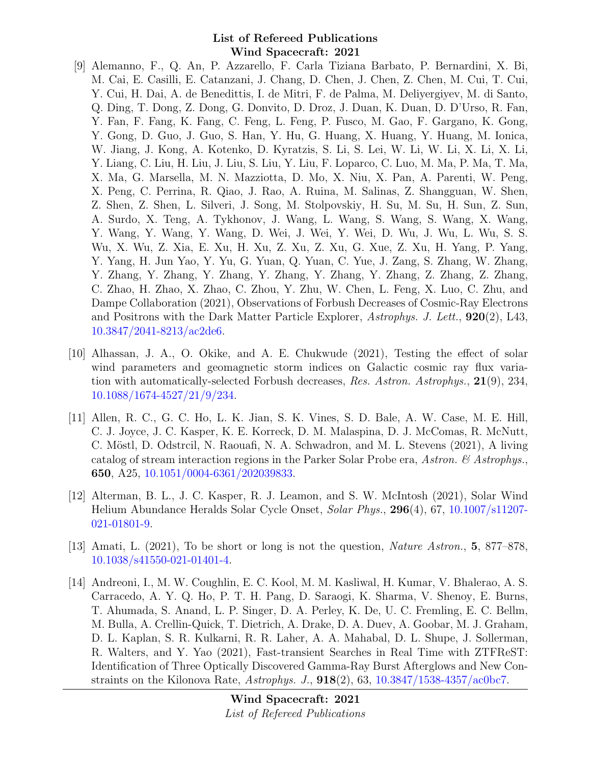[9] Alemanno, F., Q. An, P. Azzarello, F. Carla Tiziana Barbato, P. Bernardini, X. Bi, M. Cai, E. Casilli, E. Catanzani, J. Chang, D. Chen, J. Chen, Z. Chen, M. Cui, T. Cui, Y. Cui, H. Dai, A. de Benedittis, I. de Mitri, F. de Palma, M. Deliyergiyev, M. di Santo, Q. Ding, T. Dong, Z. Dong, G. Donvito, D. Droz, J. Duan, K. Duan, D. D'Urso, R. Fan, Y. Fan, F. Fang, K. Fang, C. Feng, L. Feng, P. Fusco, M. Gao, F. Gargano, K. Gong, Y. Gong, D. Guo, J. Guo, S. Han, Y. Hu, G. Huang, X. Huang, Y. Huang, M. Ionica, W. Jiang, J. Kong, A. Kotenko, D. Kyratzis, S. Li, S. Lei, W. Li, W. Li, X. Li, X. Li, Y. Liang, C. Liu, H. Liu, J. Liu, S. Liu, Y. Liu, F. Loparco, C. Luo, M. Ma, P. Ma, T. Ma, X. Ma, G. Marsella, M. N. Mazziotta, D. Mo, X. Niu, X. Pan, A. Parenti, W. Peng, X. Peng, C. Perrina, R. Qiao, J. Rao, A. Ruina, M. Salinas, Z. Shangguan, W. Shen, Z. Shen, Z. Shen, L. Silveri, J. Song, M. Stolpovskiy, H. Su, M. Su, H. Sun, Z. Sun, A. Surdo, X. Teng, A. Tykhonov, J. Wang, L. Wang, S. Wang, S. Wang, X. Wang, Y. Wang, Y. Wang, Y. Wang, D. Wei, J. Wei, Y. Wei, D. Wu, J. Wu, L. Wu, S. S. Wu, X. Wu, Z. Xia, E. Xu, H. Xu, Z. Xu, Z. Xu, G. Xue, Z. Xu, H. Yang, P. Yang, Y. Yang, H. Jun Yao, Y. Yu, G. Yuan, Q. Yuan, C. Yue, J. Zang, S. Zhang, W. Zhang, Y. Zhang, Y. Zhang, Y. Zhang, Y. Zhang, Y. Zhang, Y. Zhang, Z. Zhang, Z. Zhang, C. Zhao, H. Zhao, X. Zhao, C. Zhou, Y. Zhu, W. Chen, L. Feng, X. Luo, C. Zhu, and Dampe Collaboration (2021), Observations of Forbush Decreases of Cosmic-Ray Electrons and Positrons with the Dark Matter Particle Explorer, *Astrophys. J. Lett.*, **920**(2), L43, 10.3847/2041-8213/ac2de6.

[10] Alhassan, J. A., O. Okike, and A. E. Chukwude (2021), Testing the effect of solar wind parameters and geomagnetic storm indices on Galactic cosmic ray flux variation with automatically-selected Forbush decreases, *Res. Astron. Astrophys.*, **21**(9), 234, 10.1088/1674-4527/21/9/234.

[11] Allen, R. C., G. C. Ho, L. K. Jian, S. K. Vines, S. D. Bale, A. W. Case, M. E. Hill, C. J. Joyce, J. C. Kasper, K. E. Korreck, D. M. Malaspina, D. J. McComas, R. McNutt, C. Möstl, D. Odstrcil, N. Raouafi, N. A. Schwadron, and M. L. Stevens (2021), A living catalog of stream interaction regions in the Parker Solar Probe era, *Astron. & Astrophys.*, **650**, A25, 10.1051/0004-6361/202039833.

[12] Alterman, B. L., J. C. Kasper, R. J. Leamon, and S. W. McIntosh (2021), Solar Wind Helium Abundance Heralds Solar Cycle Onset, *Solar Phys.*, **296**(4), 67, 10.1007/s11207-021-01801-9.

[13] Amati, L. (2021), To be short or long is not the question, *Nature Astron.*, **5**, 877–878, 10.1038/s41550-021-01401-4.

[14] Andreoni, I., M. W. Coughlin, E. C. Kool, M. M. Kasliwal, H. Kumar, V. Bhalerao, A. S. Carracedo, A. Y. Q. Ho, P. T. H. Pang, D. Saraogi, K. Sharma, V. Shenoy, E. Burns, T. Ahumada, S. Anand, L. P. Singer, D. A. Perley, K. De, U. C. Fremling, E. C. Bellm, M. Bulla, A. Crellin-Quick, T. Dietrich, A. Drake, D. A. Duev, A. Goobar, M. J. Graham, D. L. Kaplan, S. R. Kulkarni, R. R. Laher, A. A. Mahabal, D. L. Shupe, J. Sollerman, R. Walters, and Y. Yao (2021), Fast-transient Searches in Real Time with ZTFReST: Identification of Three Optically Discovered Gamma-Ray Burst Afterglows and New Constraints on the Kilonova Rate, *Astrophys. J.*, **918**(2), 63, 10.3847/1538-4357/ac0bc7.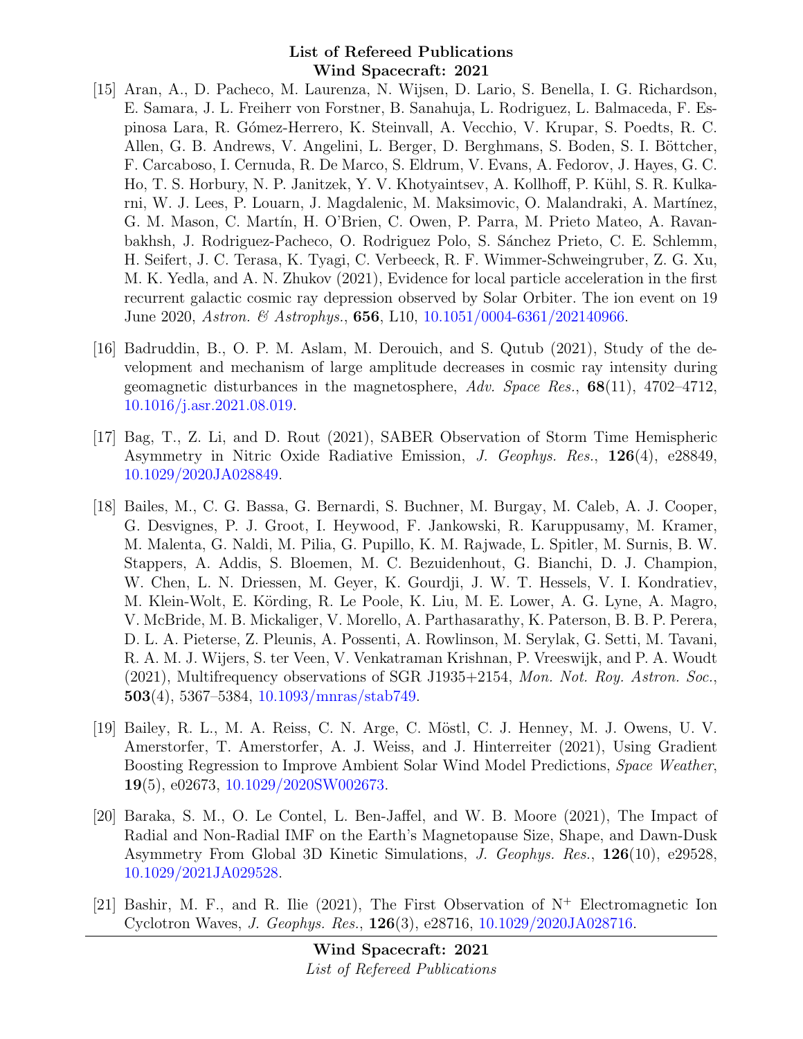[15] Aran, A., D. Pacheco, M. Laurenza, N. Wijsen, D. Lario, S. Benella, I. G. Richardson, E. Samara, J. L. Freiherr von Forstner, B. Sanahuja, L. Rodriguez, L. Balmaceda, F. Espinosa Lara, R. Gómez-Herrero, K. Steinvall, A. Vecchio, V. Krupar, S. Poedts, R. C. Allen, G. B. Andrews, V. Angelini, L. Berger, D. Berghmans, S. Boden, S. I. Böttcher, F. Carcaboso, I. Cernuda, R. De Marco, S. Eldrum, V. Evans, A. Fedorov, J. Hayes, G. C. Ho, T. S. Horbury, N. P. Janitzek, Y. V. Khotyaintsev, A. Kollhoff, P. Kühl, S. R. Kulkarni, W. J. Lees, P. Louarn, J. Magdalenic, M. Maksimovic, O. Malandraki, A. Martínez, G. M. Mason, C. Martín, H. O'Brien, C. Owen, P. Parra, M. Prieto Mateo, A. Ravanbakhsh, J. Rodriguez-Pacheco, O. Rodriguez Polo, S. Sánchez Prieto, C. E. Schlemm, H. Seifert, J. C. Terasa, K. Tyagi, C. Verbeeck, R. F. Wimmer-Schweingruber, Z. G. Xu, M. K. Yedla, and A. N. Zhukov (2021), Evidence for local particle acceleration in the first recurrent galactic cosmic ray depression observed by Solar Orbiter. The ion event on 19 June 2020, *Astron. & Astrophys.*, **656**, L10, 10.1051/0004-6361/202140966.

[16] Badruddin, B., O. P. M. Aslam, M. Derouich, and S. Qutub (2021), Study of the development and mechanism of large amplitude decreases in cosmic ray intensity during geomagnetic disturbances in the magnetosphere, *Adv. Space Res.*, **68**(11), 4702–4712, 10.1016/j.asr.2021.08.019.

[17] Bag, T., Z. Li, and D. Rout (2021), SABER Observation of Storm Time Hemispheric Asymmetry in Nitric Oxide Radiative Emission, *J. Geophys. Res.*, **126**(4), e28849, 10.1029/2020JA028849.

[18] Bailes, M., C. G. Bassa, G. Bernardi, S. Buchner, M. Burgay, M. Caleb, A. J. Cooper, G. Desvignes, P. J. Groot, I. Heywood, F. Jankowski, R. Karuppusamy, M. Kramer, M. Malenta, G. Naldi, M. Pilia, G. Pupillo, K. M. Rajwade, L. Spitler, M. Surnis, B. W. Stappers, A. Addis, S. Bloemen, M. C. Bezuidenhout, G. Bianchi, D. J. Champion, W. Chen, L. N. Driessen, M. Geyer, K. Gourdji, J. W. T. Hessels, V. I. Kondratiev, M. Klein-Wolt, E. Körding, R. Le Poole, K. Liu, M. E. Lower, A. G. Lyne, A. Magro, V. McBride, M. B. Mickaliger, V. Morello, A. Parthasarathy, K. Paterson, B. B. P. Perera, D. L. A. Pieterse, Z. Pleunis, A. Possenti, A. Rowlinson, M. Serylak, G. Setti, M. Tavani, R. A. M. J. Wijers, S. ter Veen, V. Venkatraman Krishnan, P. Vreeswijk, and P. A. Woudt (2021), Multifrequency observations of SGR J1935+2154, *Mon. Not. Roy. Astron. Soc.*, **503**(4), 5367–5384, 10.1093/mnras/stab749.

[19] Bailey, R. L., M. A. Reiss, C. N. Arge, C. Möstl, C. J. Henney, M. J. Owens, U. V. Amerstorfer, T. Amerstorfer, A. J. Weiss, and J. Hinterreiter (2021), Using Gradient Boosting Regression to Improve Ambient Solar Wind Model Predictions, *Space Weather*, **19**(5), e02673, 10.1029/2020SW002673.

[20] Baraka, S. M., O. Le Contel, L. Ben-Jaffel, and W. B. Moore (2021), The Impact of Radial and Non-Radial IMF on the Earth's Magnetopause Size, Shape, and Dawn-Dusk Asymmetry From Global 3D Kinetic Simulations, *J. Geophys. Res.*, **126**(10), e29528, 10.1029/2021JA029528.

[21] Bashir, M. F., and R. Ilie (2021), The First Observation of $N^+$ Electromagnetic Ion Cyclotron Waves, *J. Geophys. Res.*, **126**(3), e28716, 10.1029/2020JA028716.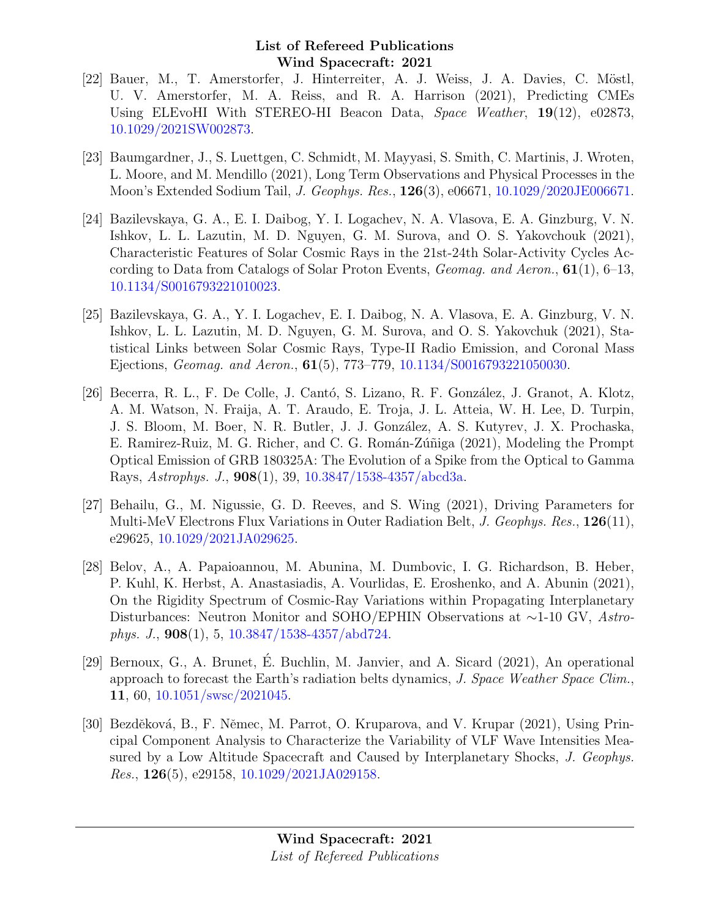[22] Bauer, M., T. Amerstorfer, J. Hinterreiter, A. J. Weiss, J. A. Davies, C. Möstl, U. V. Amerstorfer, M. A. Reiss, and R. A. Harrison (2021), Predicting CMEs Using ELEvoHI With STEREO-HI Beacon Data, *Space Weather*, **19**(12), e02873, 10.1029/2021SW002873.

[23] Baumgardner, J., S. Luettgen, C. Schmidt, M. Mayyasi, S. Smith, C. Martinis, J. Wroten, L. Moore, and M. Mendillo (2021), Long Term Observations and Physical Processes in the Moon's Extended Sodium Tail, *J. Geophys. Res.*, **126**(3), e06671, 10.1029/2020JE006671.

[24] Bazilevskaya, G. A., E. I. Daibog, Y. I. Logachev, N. A. Vlasova, E. A. Ginzburg, V. N. Ishkov, L. L. Lazutin, M. D. Nguyen, G. M. Surova, and O. S. Yakovchouk (2021), Characteristic Features of Solar Cosmic Rays in the 21st-24th Solar-Activity Cycles According to Data from Catalogs of Solar Proton Events, *Geomag. and Aeron.*, **61**(1), 6–13, 10.1134/S0016793221010023.

[25] Bazilevskaya, G. A., Y. I. Logachev, E. I. Daibog, N. A. Vlasova, E. A. Ginzburg, V. N. Ishkov, L. L. Lazutin, M. D. Nguyen, G. M. Surova, and O. S. Yakovchuk (2021), Statistical Links between Solar Cosmic Rays, Type-II Radio Emission, and Coronal Mass Ejections, *Geomag. and Aeron.*, **61**(5), 773–779, 10.1134/S0016793221050030.

[26] Becerra, R. L., F. De Colle, J. Cantó, S. Lizano, R. F. González, J. Granot, A. Klotz, A. M. Watson, N. Fraija, A. T. Araudo, E. Troja, J. L. Atteia, W. H. Lee, D. Turpin, J. S. Bloom, M. Boer, N. R. Butler, J. J. González, A. S. Kutyrev, J. X. Prochaska, E. Ramirez-Ruiz, M. G. Richer, and C. G. Román-Zúñiga (2021), Modeling the Prompt Optical Emission of GRB 180325A: The Evolution of a Spike from the Optical to Gamma Rays, *Astrophys. J.*, **908**(1), 39, 10.3847/1538-4357/abcd3a.

[27] Behailu, G., M. Nigussie, G. D. Reeves, and S. Wing (2021), Driving Parameters for Multi-MeV Electrons Flux Variations in Outer Radiation Belt, *J. Geophys. Res.*, **126**(11), e29625, 10.1029/2021JA029625.

[28] Belov, A., A. Papaioannou, M. Abunina, M. Dumbovic, I. G. Richardson, B. Heber, P. Kuhl, K. Herbst, A. Anastasiadis, A. Vourlidas, E. Eroshenko, and A. Abunin (2021), On the Rigidity Spectrum of Cosmic-Ray Variations within Propagating Interplanetary Disturbances: Neutron Monitor and SOHO/EPHIN Observations at ∼1-10 GV, *Astrophys. J.*, **908**(1), 5, 10.3847/1538-4357/abd724.

[29] Bernoux, G., A. Brunet, É. Buchlin, M. Janvier, and A. Sicard (2021), An operational approach to forecast the Earth's radiation belts dynamics, *J. Space Weather Space Clim.*, **11**, 60, 10.1051/swsc/2021045.

[30] Bezděková, B., F. Němec, M. Parrot, O. Kruparova, and V. Krupar (2021), Using Principal Component Analysis to Characterize the Variability of VLF Wave Intensities Measured by a Low Altitude Spacecraft and Caused by Interplanetary Shocks, *J. Geophys. Res.*, **126**(5), e29158, 10.1029/2021JA029158.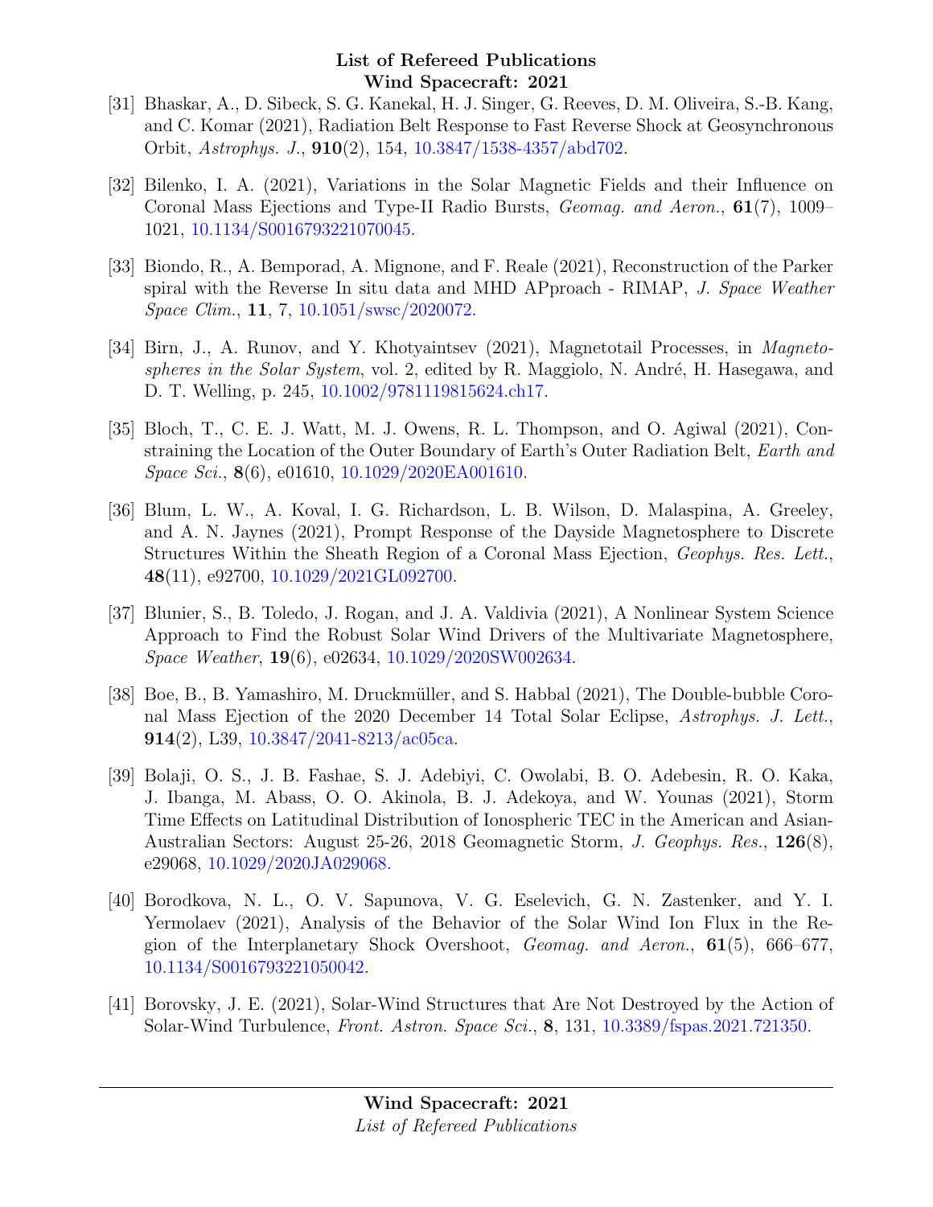[31] Bhaskar, A., D. Sibeck, S. G. Kanekal, H. J. Singer, G. Reeves, D. M. Oliveira, S.-B. Kang, and C. Komar (2021), Radiation Belt Response to Fast Reverse Shock at Geosynchronous Orbit, *Astrophys. J.*, **910**(2), 154, 10.3847/1538-4357/abd702.

[32] Bilenko, I. A. (2021), Variations in the Solar Magnetic Fields and their Influence on Coronal Mass Ejections and Type-II Radio Bursts, *Geomag. and Aeron.*, **61**(7), 1009–1021, 10.1134/S0016793221070045.

[33] Biondo, R., A. Bemporad, A. Mignone, and F. Reale (2021), Reconstruction of the Parker spiral with the Reverse In situ data and MHD APproach - RIMAP, *J. Space Weather Space Clim.*, **11**, 7, 10.1051/swsc/2020072.

[34] Birn, J., A. Runov, and Y. Khotyaintsev (2021), Magnetotail Processes, in *Magnetospheres in the Solar System*, vol. 2, edited by R. Maggiolo, N. André, H. Hasegawa, and D. T. Welling, p. 245, 10.1002/9781119815624.ch17.

[35] Bloch, T., C. E. J. Watt, M. J. Owens, R. L. Thompson, and O. Agiwal (2021), Constraining the Location of the Outer Boundary of Earth's Outer Radiation Belt, *Earth and Space Sci.*, **8**(6), e01610, 10.1029/2020EA001610.

[36] Blum, L. W., A. Koval, I. G. Richardson, L. B. Wilson, D. Malaspina, A. Greeley, and A. N. Jaynes (2021), Prompt Response of the Dayside Magnetosphere to Discrete Structures Within the Sheath Region of a Coronal Mass Ejection, *Geophys. Res. Lett.*, **48**(11), e92700, 10.1029/2021GL092700.

[37] Blunier, S., B. Toledo, J. Rogan, and J. A. Valdivia (2021), A Nonlinear System Science Approach to Find the Robust Solar Wind Drivers of the Multivariate Magnetosphere, *Space Weather*, **19**(6), e02634, 10.1029/2020SW002634.

[38] Boe, B., B. Yamashiro, M. Druckmüller, and S. Habbal (2021), The Double-bubble Coronal Mass Ejection of the 2020 December 14 Total Solar Eclipse, *Astrophys. J. Lett.*, **914**(2), L39, 10.3847/2041-8213/ac05ca.

[39] Bolaji, O. S., J. B. Fashae, S. J. Adebiyi, C. Owolabi, B. O. Adebesin, R. O. Kaka, J. Ibanga, M. Abass, O. O. Akinola, B. J. Adekoya, and W. Younas (2021), Storm Time Effects on Latitudinal Distribution of Ionospheric TEC in the American and Asian-Australian Sectors: August 25-26, 2018 Geomagnetic Storm, *J. Geophys. Res.*, **126**(8), e29068, 10.1029/2020JA029068.

[40] Borodkova, N. L., O. V. Sapunova, V. G. Eselevich, G. N. Zastenker, and Y. I. Yermolaev (2021), Analysis of the Behavior of the Solar Wind Ion Flux in the Region of the Interplanetary Shock Overshoot, *Geomag. and Aeron.*, **61**(5), 666–677, 10.1134/S0016793221050042.

[41] Borovsky, J. E. (2021), Solar-Wind Structures that Are Not Destroyed by the Action of Solar-Wind Turbulence, *Front. Astron. Space Sci.*, **8**, 131, 10.3389/fspas.2021.721350.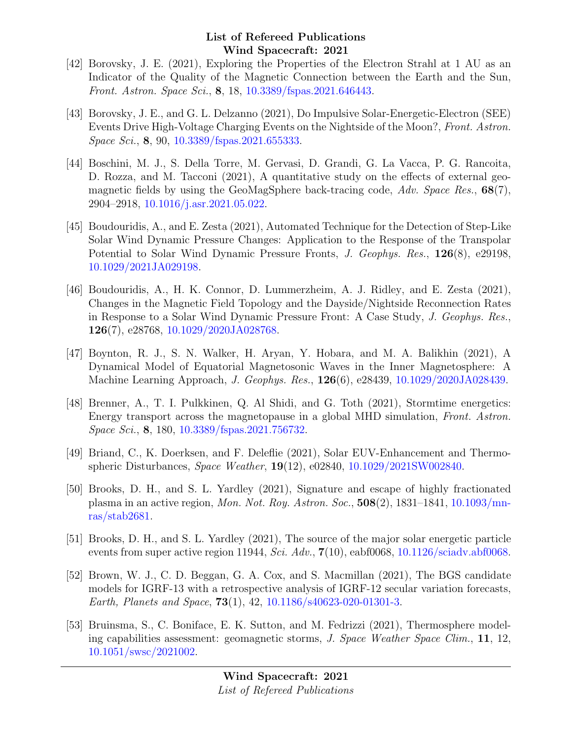[42] Borovsky, J. E. (2021), Exploring the Properties of the Electron Strahl at 1 AU as an Indicator of the Quality of the Magnetic Connection between the Earth and the Sun, *Front. Astron. Space Sci.*, **8**, 18, 10.3389/fspas.2021.646443.

[43] Borovsky, J. E., and G. L. Delzanno (2021), Do Impulsive Solar-Energetic-Electron (SEE) Events Drive High-Voltage Charging Events on the Nightside of the Moon?, *Front. Astron. Space Sci.*, **8**, 90, 10.3389/fspas.2021.655333.

[44] Boschini, M. J., S. Della Torre, M. Gervasi, D. Grandi, G. La Vacca, P. G. Rancoita, D. Rozza, and M. Tacconi (2021), A quantitative study on the effects of external geomagnetic fields by using the GeoMagSphere back-tracing code, *Adv. Space Res.*, **68**(7), 2904–2918, 10.1016/j.asr.2021.05.022.

[45] Boudouridis, A., and E. Zesta (2021), Automated Technique for the Detection of Step-Like Solar Wind Dynamic Pressure Changes: Application to the Response of the Transpolar Potential to Solar Wind Dynamic Pressure Fronts, *J. Geophys. Res.*, **126**(8), e29198, 10.1029/2021JA029198.

[46] Boudouridis, A., H. K. Connor, D. Lummerzheim, A. J. Ridley, and E. Zesta (2021), Changes in the Magnetic Field Topology and the Dayside/Nightside Reconnection Rates in Response to a Solar Wind Dynamic Pressure Front: A Case Study, *J. Geophys. Res.*, **126**(7), e28768, 10.1029/2020JA028768.

[47] Boynton, R. J., S. N. Walker, H. Aryan, Y. Hobara, and M. A. Balikhin (2021), A Dynamical Model of Equatorial Magnetosonic Waves in the Inner Magnetosphere: A Machine Learning Approach, *J. Geophys. Res.*, **126**(6), e28439, 10.1029/2020JA028439.

[48] Brenner, A., T. I. Pulkkinen, Q. Al Shidi, and G. Toth (2021), Stormtime energetics: Energy transport across the magnetopause in a global MHD simulation, *Front. Astron. Space Sci.*, **8**, 180, 10.3389/fspas.2021.756732.

[49] Briand, C., K. Doerksen, and F. Deleflie (2021), Solar EUV-Enhancement and Thermospheric Disturbances, *Space Weather*, **19**(12), e02840, 10.1029/2021SW002840.

[50] Brooks, D. H., and S. L. Yardley (2021), Signature and escape of highly fractionated plasma in an active region, *Mon. Not. Roy. Astron. Soc.*, **508**(2), 1831–1841, 10.1093/mnras/stab2681.

[51] Brooks, D. H., and S. L. Yardley (2021), The source of the major solar energetic particle events from super active region 11944, *Sci. Adv.*, **7**(10), eabf0068, 10.1126/sciadv.abf0068.

[52] Brown, W. J., C. D. Beggan, G. A. Cox, and S. Macmillan (2021), The BGS candidate models for IGRF-13 with a retrospective analysis of IGRF-12 secular variation forecasts, *Earth, Planets and Space*, **73**(1), 42, 10.1186/s40623-020-01301-3.

[53] Bruinsma, S., C. Boniface, E. K. Sutton, and M. Fedrizzi (2021), Thermosphere modeling capabilities assessment: geomagnetic storms, *J. Space Weather Space Clim.*, **11**, 12, 10.1051/swsc/2021002.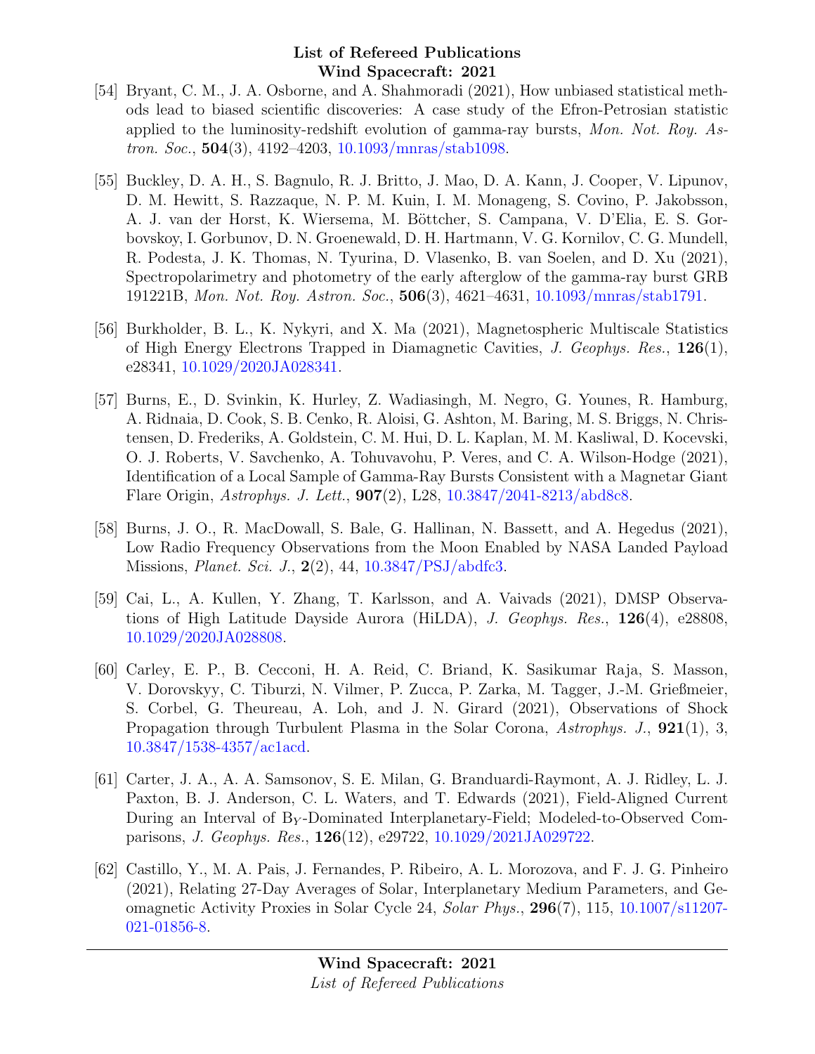[54] Bryant, C. M., J. A. Osborne, and A. Shahmoradi (2021), How unbiased statistical methods lead to biased scientific discoveries: A case study of the Efron-Petrosian statistic applied to the luminosity-redshift evolution of gamma-ray bursts, *Mon. Not. Roy. Astron. Soc.*, **504**(3), 4192–4203, 10.1093/mnras/stab1098.

[55] Buckley, D. A. H., S. Bagnulo, R. J. Britto, J. Mao, D. A. Kann, J. Cooper, V. Lipunov, D. M. Hewitt, S. Razzaque, N. P. M. Kuin, I. M. Monageng, S. Covino, P. Jakobsson, A. J. van der Horst, K. Wiersema, M. Böttcher, S. Campana, V. D'Elia, E. S. Gorbovskoy, I. Gorbunov, D. N. Groenewald, D. H. Hartmann, V. G. Kornilov, C. G. Mundell, R. Podesta, J. K. Thomas, N. Tyurina, D. Vlasenko, B. van Soelen, and D. Xu (2021), Spectropolarimetry and photometry of the early afterglow of the gamma-ray burst GRB 191221B, *Mon. Not. Roy. Astron. Soc.*, **506**(3), 4621–4631, 10.1093/mnras/stab1791.

[56] Burkholder, B. L., K. Nykyri, and X. Ma (2021), Magnetospheric Multiscale Statistics of High Energy Electrons Trapped in Diamagnetic Cavities, *J. Geophys. Res.*, **126**(1), e28341, 10.1029/2020JA028341.

[57] Burns, E., D. Svinkin, K. Hurley, Z. Wadiasingh, M. Negro, G. Younes, R. Hamburg, A. Ridnaia, D. Cook, S. B. Cenko, R. Aloisi, G. Ashton, M. Baring, M. S. Briggs, N. Christensen, D. Frederiks, A. Goldstein, C. M. Hui, D. L. Kaplan, M. M. Kasliwal, D. Kocevski, O. J. Roberts, V. Savchenko, A. Tohuvavohu, P. Veres, and C. A. Wilson-Hodge (2021), Identification of a Local Sample of Gamma-Ray Bursts Consistent with a Magnetar Giant Flare Origin, *Astrophys. J. Lett.*, **907**(2), L28, 10.3847/2041-8213/abd8c8.

[58] Burns, J. O., R. MacDowall, S. Bale, G. Hallinan, N. Bassett, and A. Hegedus (2021), Low Radio Frequency Observations from the Moon Enabled by NASA Landed Payload Missions, *Planet. Sci. J.*, **2**(2), 44, 10.3847/PSJ/abdfc3.

[59] Cai, L., A. Kullen, Y. Zhang, T. Karlsson, and A. Vaivads (2021), DMSP Observations of High Latitude Dayside Aurora (HiLDA), *J. Geophys. Res.*, **126**(4), e28808, 10.1029/2020JA028808.

[60] Carley, E. P., B. Cecconi, H. A. Reid, C. Briand, K. Sasikumar Raja, S. Masson, V. Dorovskyy, C. Tiburzi, N. Vilmer, P. Zucca, P. Zarka, M. Tagger, J.-M. Grießmeier, S. Corbel, G. Theureau, A. Loh, and J. N. Girard (2021), Observations of Shock Propagation through Turbulent Plasma in the Solar Corona, *Astrophys. J.*, **921**(1), 3, 10.3847/1538-4357/ac1acd.

[61] Carter, J. A., A. A. Samsonov, S. E. Milan, G. Branduardi-Raymont, A. J. Ridley, L. J. Paxton, B. J. Anderson, C. L. Waters, and T. Edwards (2021), Field-Aligned Current During an Interval of $B_Y$-Dominated Interplanetary-Field; Modeled-to-Observed Comparisons, *J. Geophys. Res.*, **126**(12), e29722, 10.1029/2021JA029722.

[62] Castillo, Y., M. A. Pais, J. Fernandes, P. Ribeiro, A. L. Morozova, and F. J. G. Pinheiro (2021), Relating 27-Day Averages of Solar, Interplanetary Medium Parameters, and Geomagnetic Activity Proxies in Solar Cycle 24, *Solar Phys.*, **296**(7), 115, 10.1007/s11207-021-01856-8.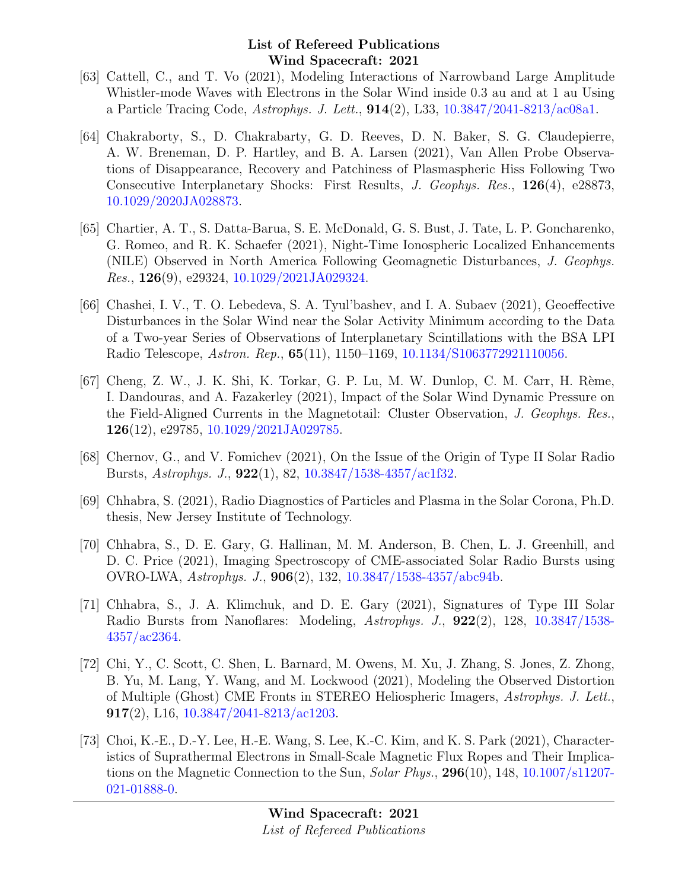[63] Cattell, C., and T. Vo (2021), Modeling Interactions of Narrowband Large Amplitude Whistler-mode Waves with Electrons in the Solar Wind inside 0.3 au and at 1 au Using a Particle Tracing Code, *Astrophys. J. Lett.*, **914**(2), L33, 10.3847/2041-8213/ac08a1.

[64] Chakraborty, S., D. Chakrabarty, G. D. Reeves, D. N. Baker, S. G. Claudepierre, A. W. Breneman, D. P. Hartley, and B. A. Larsen (2021), Van Allen Probe Observations of Disappearance, Recovery and Patchiness of Plasmaspheric Hiss Following Two Consecutive Interplanetary Shocks: First Results, *J. Geophys. Res.*, **126**(4), e28873, 10.1029/2020JA028873.

[65] Chartier, A. T., S. Datta-Barua, S. E. McDonald, G. S. Bust, J. Tate, L. P. Goncharenko, G. Romeo, and R. K. Schaefer (2021), Night-Time Ionospheric Localized Enhancements (NILE) Observed in North America Following Geomagnetic Disturbances, *J. Geophys. Res.*, **126**(9), e29324, 10.1029/2021JA029324.

[66] Chashei, I. V., T. O. Lebedeva, S. A. Tyul'bashev, and I. A. Subaev (2021), Geoeffective Disturbances in the Solar Wind near the Solar Activity Minimum according to the Data of a Two-year Series of Observations of Interplanetary Scintillations with the BSA LPI Radio Telescope, *Astron. Rep.*, **65**(11), 1150–1169, 10.1134/S1063772921110056.

[67] Cheng, Z. W., J. K. Shi, K. Torkar, G. P. Lu, M. W. Dunlop, C. M. Carr, H. Rème, I. Dandouras, and A. Fazakerley (2021), Impact of the Solar Wind Dynamic Pressure on the Field-Aligned Currents in the Magnetotail: Cluster Observation, *J. Geophys. Res.*, **126**(12), e29785, 10.1029/2021JA029785.

[68] Chernov, G., and V. Fomichev (2021), On the Issue of the Origin of Type II Solar Radio Bursts, *Astrophys. J.*, **922**(1), 82, 10.3847/1538-4357/ac1f32.

[69] Chhabra, S. (2021), Radio Diagnostics of Particles and Plasma in the Solar Corona, Ph.D. thesis, New Jersey Institute of Technology.

[70] Chhabra, S., D. E. Gary, G. Hallinan, M. M. Anderson, B. Chen, L. J. Greenhill, and D. C. Price (2021), Imaging Spectroscopy of CME-associated Solar Radio Bursts using OVRO-LWA, *Astrophys. J.*, **906**(2), 132, 10.3847/1538-4357/abc94b.

[71] Chhabra, S., J. A. Klimchuk, and D. E. Gary (2021), Signatures of Type III Solar Radio Bursts from Nanoflares: Modeling, *Astrophys. J.*, **922**(2), 128, 10.3847/1538-4357/ac2364.

[72] Chi, Y., C. Scott, C. Shen, L. Barnard, M. Owens, M. Xu, J. Zhang, S. Jones, Z. Zhong, B. Yu, M. Lang, Y. Wang, and M. Lockwood (2021), Modeling the Observed Distortion of Multiple (Ghost) CME Fronts in STEREO Heliospheric Imagers, *Astrophys. J. Lett.*, **917**(2), L16, 10.3847/2041-8213/ac1203.

[73] Choi, K.-E., D.-Y. Lee, H.-E. Wang, S. Lee, K.-C. Kim, and K. S. Park (2021), Characteristics of Suprathermal Electrons in Small-Scale Magnetic Flux Ropes and Their Implications on the Magnetic Connection to the Sun, *Solar Phys.*, **296**(10), 148, 10.1007/s11207-021-01888-0.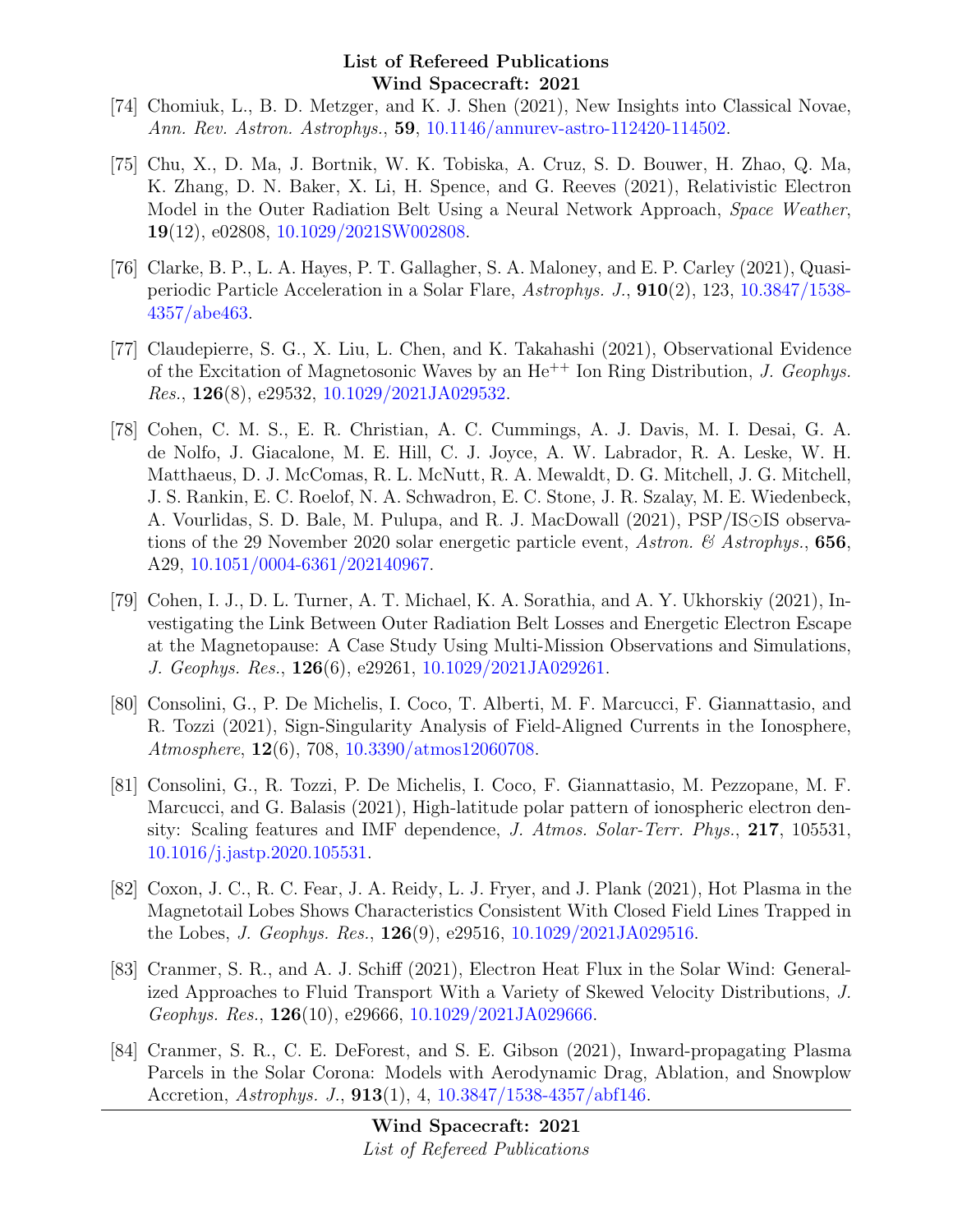[74] Chomiuk, L., B. D. Metzger, and K. J. Shen (2021), New Insights into Classical Novae, *Ann. Rev. Astron. Astrophys.*, **59**, 10.1146/annurev-astro-112420-114502.

[75] Chu, X., D. Ma, J. Bortnik, W. K. Tobiska, A. Cruz, S. D. Bouwer, H. Zhao, Q. Ma, K. Zhang, D. N. Baker, X. Li, H. Spence, and G. Reeves (2021), Relativistic Electron Model in the Outer Radiation Belt Using a Neural Network Approach, *Space Weather*, **19**(12), e02808, 10.1029/2021SW002808.

[76] Clarke, B. P., L. A. Hayes, P. T. Gallagher, S. A. Maloney, and E. P. Carley (2021), Quasi-periodic Particle Acceleration in a Solar Flare, *Astrophys. J.*, **910**(2), 123, 10.3847/1538-4357/abe463.

[77] Claudepierre, S. G., X. Liu, L. Chen, and K. Takahashi (2021), Observational Evidence of the Excitation of Magnetosonic Waves by an $He^{++}$ Ion Ring Distribution, *J. Geophys. Res.*, **126**(8), e29532, 10.1029/2021JA029532.

[78] Cohen, C. M. S., E. R. Christian, A. C. Cummings, A. J. Davis, M. I. Desai, G. A. de Nolfo, J. Giacalone, M. E. Hill, C. J. Joyce, A. W. Labrador, R. A. Leske, W. H. Matthaeus, D. J. McComas, R. L. McNutt, R. A. Mewaldt, D. G. Mitchell, J. G. Mitchell, J. S. Rankin, E. C. Roelof, N. A. Schwadron, E. C. Stone, J. R. Szalay, M. E. Wiedenbeck, A. Vourlidas, S. D. Bale, M. Pulupa, and R. J. MacDowall (2021), PSP/IS⊙IS observations of the 29 November 2020 solar energetic particle event, *Astron. & Astrophys.*, **656**, A29, 10.1051/0004-6361/202140967.

[79] Cohen, I. J., D. L. Turner, A. T. Michael, K. A. Sorathia, and A. Y. Ukhorskiy (2021), Investigating the Link Between Outer Radiation Belt Losses and Energetic Electron Escape at the Magnetopause: A Case Study Using Multi-Mission Observations and Simulations, *J. Geophys. Res.*, **126**(6), e29261, 10.1029/2021JA029261.

[80] Consolini, G., P. De Michelis, I. Coco, T. Alberti, M. F. Marcucci, F. Giannattasio, and R. Tozzi (2021), Sign-Singularity Analysis of Field-Aligned Currents in the Ionosphere, *Atmosphere*, **12**(6), 708, 10.3390/atmos12060708.

[81] Consolini, G., R. Tozzi, P. De Michelis, I. Coco, F. Giannattasio, M. Pezzopane, M. F. Marcucci, and G. Balasis (2021), High-latitude polar pattern of ionospheric electron density: Scaling features and IMF dependence, *J. Atmos. Solar-Terr. Phys.*, **217**, 105531, 10.1016/j.jastp.2020.105531.

[82] Coxon, J. C., R. C. Fear, J. A. Reidy, L. J. Fryer, and J. Plank (2021), Hot Plasma in the Magnetotail Lobes Shows Characteristics Consistent With Closed Field Lines Trapped in the Lobes, *J. Geophys. Res.*, **126**(9), e29516, 10.1029/2021JA029516.

[83] Cranmer, S. R., and A. J. Schiff (2021), Electron Heat Flux in the Solar Wind: Generalized Approaches to Fluid Transport With a Variety of Skewed Velocity Distributions, *J. Geophys. Res.*, **126**(10), e29666, 10.1029/2021JA029666.

[84] Cranmer, S. R., C. E. DeForest, and S. E. Gibson (2021), Inward-propagating Plasma Parcels in the Solar Corona: Models with Aerodynamic Drag, Ablation, and Snowplow Accretion, *Astrophys. J.*, **913**(1), 4, 10.3847/1538-4357/abf146.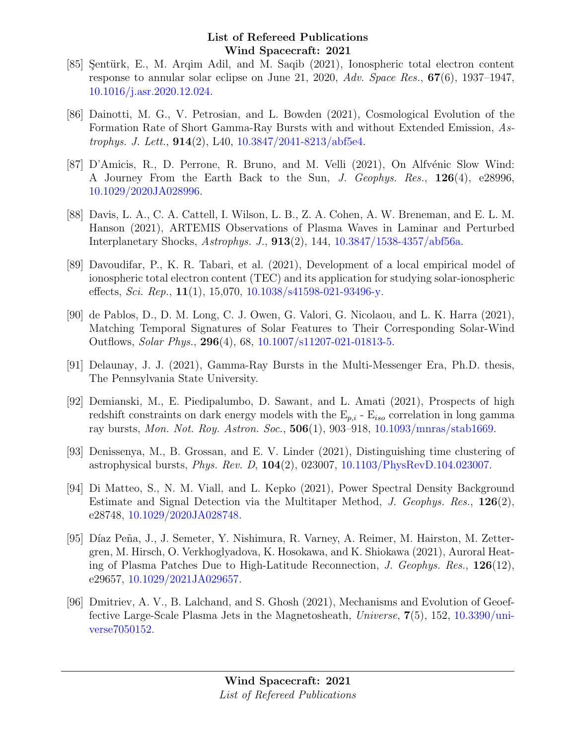[85] Şentürk, E., M. Arqim Adil, and M. Saqib (2021), Ionospheric total electron content response to annular solar eclipse on June 21, 2020, *Adv. Space Res.*, **67**(6), 1937–1947, 10.1016/j.asr.2020.12.024.

[86] Dainotti, M. G., V. Petrosian, and L. Bowden (2021), Cosmological Evolution of the Formation Rate of Short Gamma-Ray Bursts with and without Extended Emission, *Astrophys. J. Lett.*, **914**(2), L40, 10.3847/2041-8213/abf5e4.

[87] D'Amicis, R., D. Perrone, R. Bruno, and M. Velli (2021), On Alfvénic Slow Wind: A Journey From the Earth Back to the Sun, *J. Geophys. Res.*, **126**(4), e28996, 10.1029/2020JA028996.

[88] Davis, L. A., C. A. Cattell, I. Wilson, L. B., Z. A. Cohen, A. W. Breneman, and E. L. M. Hanson (2021), ARTEMIS Observations of Plasma Waves in Laminar and Perturbed Interplanetary Shocks, *Astrophys. J.*, **913**(2), 144, 10.3847/1538-4357/abf56a.

[89] Davoudifar, P., K. R. Tabari, et al. (2021), Development of a local empirical model of ionospheric total electron content (TEC) and its application for studying solar-ionospheric effects, *Sci. Rep.*, **11**(1), 15,070, 10.1038/s41598-021-93496-y.

[90] de Pablos, D., D. M. Long, C. J. Owen, G. Valori, G. Nicolaou, and L. K. Harra (2021), Matching Temporal Signatures of Solar Features to Their Corresponding Solar-Wind Outflows, *Solar Phys.*, **296**(4), 68, 10.1007/s11207-021-01813-5.

[91] Delaunay, J. J. (2021), Gamma-Ray Bursts in the Multi-Messenger Era, Ph.D. thesis, The Pennsylvania State University.

[92] Demianski, M., E. Piedipalumbo, D. Sawant, and L. Amati (2021), Prospects of high redshift constraints on dark energy models with the $E_{p,i}$ - $E_{iso}$ correlation in long gamma ray bursts, *Mon. Not. Roy. Astron. Soc.*, **506**(1), 903–918, 10.1093/mnras/stab1669.

[93] Denissenya, M., B. Grossan, and E. V. Linder (2021), Distinguishing time clustering of astrophysical bursts, *Phys. Rev. D*, **104**(2), 023007, 10.1103/PhysRevD.104.023007.

[94] Di Matteo, S., N. M. Viall, and L. Kepko (2021), Power Spectral Density Background Estimate and Signal Detection via the Multitaper Method, *J. Geophys. Res.*, **126**(2), e28748, 10.1029/2020JA028748.

[95] Díaz Peña, J., J. Semeter, Y. Nishimura, R. Varney, A. Reimer, M. Hairston, M. Zettergren, M. Hirsch, O. Verkhoglyadova, K. Hosokawa, and K. Shiokawa (2021), Auroral Heating of Plasma Patches Due to High-Latitude Reconnection, *J. Geophys. Res.*, **126**(12), e29657, 10.1029/2021JA029657.

[96] Dmitriev, A. V., B. Lalchand, and S. Ghosh (2021), Mechanisms and Evolution of Geoeffective Large-Scale Plasma Jets in the Magnetosheath, *Universe*, **7**(5), 152, 10.3390/universe7050152.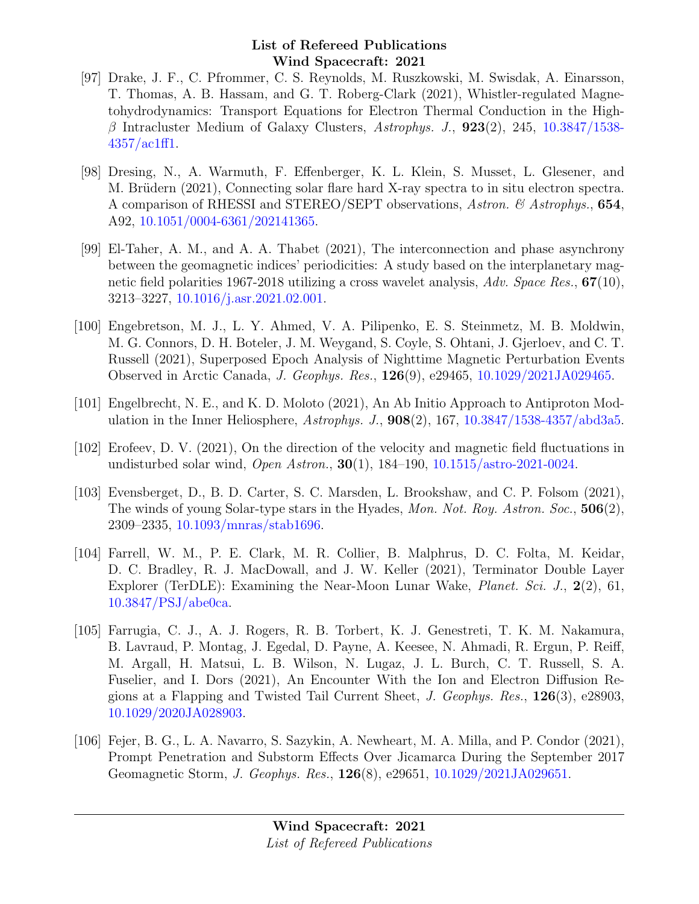[97] Drake, J. F., C. Pfrommer, C. S. Reynolds, M. Ruszkowski, M. Swisdak, A. Einarsson, T. Thomas, A. B. Hassam, and G. T. Roberg-Clark (2021), Whistler-regulated Magnetohydrodynamics: Transport Equations for Electron Thermal Conduction in the High-$\beta$ Intracluster Medium of Galaxy Clusters, *Astrophys. J.*, **923**(2), 245, 10.3847/1538-4357/ac1ff1.

[98] Dresing, N., A. Warmuth, F. Effenberger, K. L. Klein, S. Musset, L. Glesener, and M. Brüdern (2021), Connecting solar flare hard X-ray spectra to in situ electron spectra. A comparison of RHESSI and STEREO/SEPT observations, *Astron. & Astrophys.*, **654**, A92, 10.1051/0004-6361/202141365.

[99] El-Taher, A. M., and A. A. Thabet (2021), The interconnection and phase asynchrony between the geomagnetic indices' periodicities: A study based on the interplanetary magnetic field polarities 1967-2018 utilizing a cross wavelet analysis, *Adv. Space Res.*, **67**(10), 3213–3227, 10.1016/j.asr.2021.02.001.

[100] Engebretson, M. J., L. Y. Ahmed, V. A. Pilipenko, E. S. Steinmetz, M. B. Moldwin, M. G. Connors, D. H. Boteler, J. M. Weygand, S. Coyle, S. Ohtani, J. Gjerloev, and C. T. Russell (2021), Superposed Epoch Analysis of Nighttime Magnetic Perturbation Events Observed in Arctic Canada, *J. Geophys. Res.*, **126**(9), e29465, 10.1029/2021JA029465.

[101] Engelbrecht, N. E., and K. D. Moloto (2021), An Ab Initio Approach to Antiproton Modulation in the Inner Heliosphere, *Astrophys. J.*, **908**(2), 167, 10.3847/1538-4357/abd3a5.

[102] Erofeev, D. V. (2021), On the direction of the velocity and magnetic field fluctuations in undisturbed solar wind, *Open Astron.*, **30**(1), 184–190, 10.1515/astro-2021-0024.

[103] Evensberget, D., B. D. Carter, S. C. Marsden, L. Brookshaw, and C. P. Folsom (2021), The winds of young Solar-type stars in the Hyades, *Mon. Not. Roy. Astron. Soc.*, **506**(2), 2309–2335, 10.1093/mnras/stab1696.

[104] Farrell, W. M., P. E. Clark, M. R. Collier, B. Malphrus, D. C. Folta, M. Keidar, D. C. Bradley, R. J. MacDowall, and J. W. Keller (2021), Terminator Double Layer Explorer (TerDLE): Examining the Near-Moon Lunar Wake, *Planet. Sci. J.*, **2**(2), 61, 10.3847/PSJ/abe0ca.

[105] Farrugia, C. J., A. J. Rogers, R. B. Torbert, K. J. Genestreti, T. K. M. Nakamura, B. Lavraud, P. Montag, J. Egedal, D. Payne, A. Keesee, N. Ahmadi, R. Ergun, P. Reiff, M. Argall, H. Matsui, L. B. Wilson, N. Lugaz, J. L. Burch, C. T. Russell, S. A. Fuselier, and I. Dors (2021), An Encounter With the Ion and Electron Diffusion Regions at a Flapping and Twisted Tail Current Sheet, *J. Geophys. Res.*, **126**(3), e28903, 10.1029/2020JA028903.

[106] Fejer, B. G., L. A. Navarro, S. Sazykin, A. Newheart, M. A. Milla, and P. Condor (2021), Prompt Penetration and Substorm Effects Over Jicamarca During the September 2017 Geomagnetic Storm, *J. Geophys. Res.*, **126**(8), e29651, 10.1029/2021JA029651.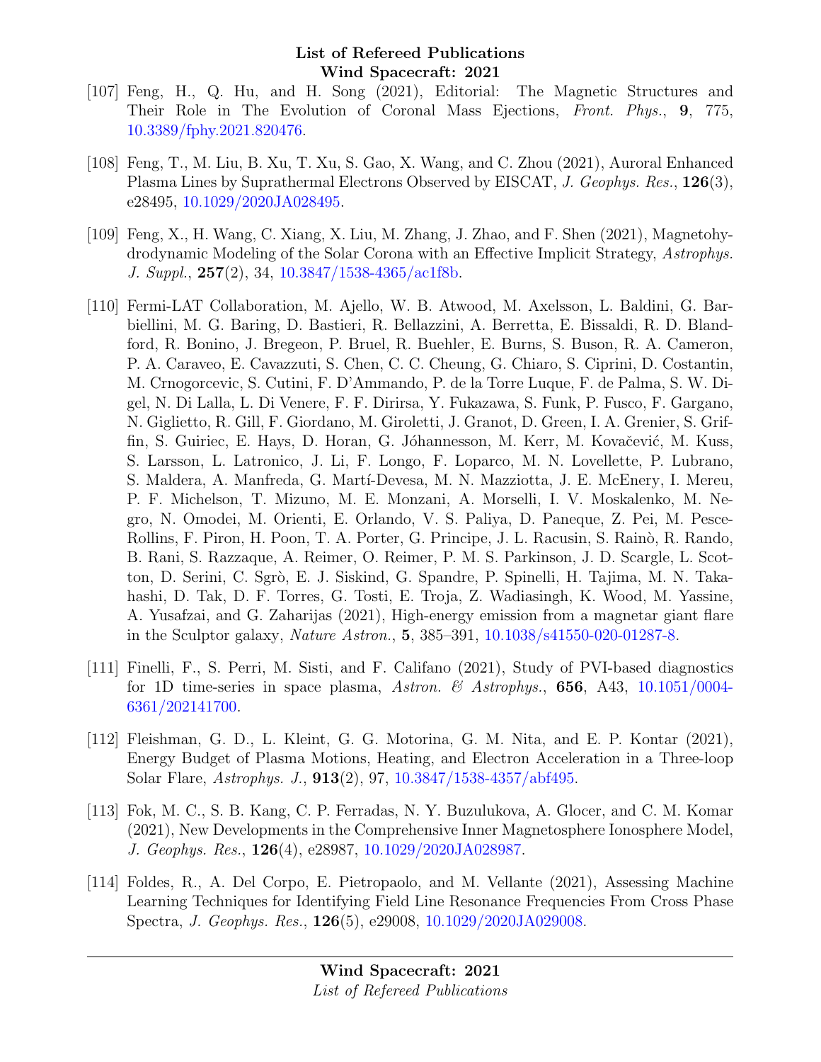[107] Feng, H., Q. Hu, and H. Song (2021), Editorial: The Magnetic Structures and Their Role in The Evolution of Coronal Mass Ejections, *Front. Phys.*, **9**, 775, 10.3389/fphy.2021.820476.

[108] Feng, T., M. Liu, B. Xu, T. Xu, S. Gao, X. Wang, and C. Zhou (2021), Auroral Enhanced Plasma Lines by Suprathermal Electrons Observed by EISCAT, *J. Geophys. Res.*, **126**(3), e28495, 10.1029/2020JA028495.

[109] Feng, X., H. Wang, C. Xiang, X. Liu, M. Zhang, J. Zhao, and F. Shen (2021), Magnetohydrodynamic Modeling of the Solar Corona with an Effective Implicit Strategy, *Astrophys. J. Suppl.*, **257**(2), 34, 10.3847/1538-4365/ac1f8b.

[110] Fermi-LAT Collaboration, M. Ajello, W. B. Atwood, M. Axelsson, L. Baldini, G. Barbiellini, M. G. Baring, D. Bastieri, R. Bellazzini, A. Berretta, E. Bissaldi, R. D. Blandford, R. Bonino, J. Bregeon, P. Bruel, R. Buehler, E. Burns, S. Buson, R. A. Cameron, P. A. Caraveo, E. Cavazzuti, S. Chen, C. C. Cheung, G. Chiaro, S. Ciprini, D. Costantin, M. Crnogorcevic, S. Cutini, F. D'Ammando, P. de la Torre Luque, F. de Palma, S. W. Digel, N. Di Lalla, L. Di Venere, F. F. Dirirsa, Y. Fukazawa, S. Funk, P. Fusco, F. Gargano, N. Giglietto, R. Gill, F. Giordano, M. Giroletti, J. Granot, D. Green, I. A. Grenier, S. Griffin, S. Guiriec, E. Hays, D. Horan, G. Jóhannesson, M. Kerr, M. Kovačević, M. Kuss, S. Larsson, L. Latronico, J. Li, F. Longo, F. Loparco, M. N. Lovellette, P. Lubrano, S. Maldera, A. Manfreda, G. Martí-Devesa, M. N. Mazziotta, J. E. McEnery, I. Mereu, P. F. Michelson, T. Mizuno, M. E. Monzani, A. Morselli, I. V. Moskalenko, M. Negro, N. Omodei, M. Orienti, E. Orlando, V. S. Paliya, D. Paneque, Z. Pei, M. Pesce-Rollins, F. Piron, H. Poon, T. A. Porter, G. Principe, J. L. Racusin, S. Rainò, R. Rando, B. Rani, S. Razzaque, A. Reimer, O. Reimer, P. M. S. Parkinson, J. D. Scargle, L. Scotton, D. Serini, C. Sgrò, E. J. Siskind, G. Spandre, P. Spinelli, H. Tajima, M. N. Takahashi, D. Tak, D. F. Torres, G. Tosti, E. Troja, Z. Wadiasingh, K. Wood, M. Yassine, A. Yusafzai, and G. Zaharijas (2021), High-energy emission from a magnetar giant flare in the Sculptor galaxy, *Nature Astron.*, **5**, 385–391, 10.1038/s41550-020-01287-8.

[111] Finelli, F., S. Perri, M. Sisti, and F. Califano (2021), Study of PVI-based diagnostics for 1D time-series in space plasma, *Astron. & Astrophys.*, **656**, A43, 10.1051/0004-6361/202141700.

[112] Fleishman, G. D., L. Kleint, G. G. Motorina, G. M. Nita, and E. P. Kontar (2021), Energy Budget of Plasma Motions, Heating, and Electron Acceleration in a Three-loop Solar Flare, *Astrophys. J.*, **913**(2), 97, 10.3847/1538-4357/abf495.

[113] Fok, M. C., S. B. Kang, C. P. Ferradas, N. Y. Buzulukova, A. Glocer, and C. M. Komar (2021), New Developments in the Comprehensive Inner Magnetosphere Ionosphere Model, *J. Geophys. Res.*, **126**(4), e28987, 10.1029/2020JA028987.

[114] Foldes, R., A. Del Corpo, E. Pietropaolo, and M. Vellante (2021), Assessing Machine Learning Techniques for Identifying Field Line Resonance Frequencies From Cross Phase Spectra, *J. Geophys. Res.*, **126**(5), e29008, 10.1029/2020JA029008.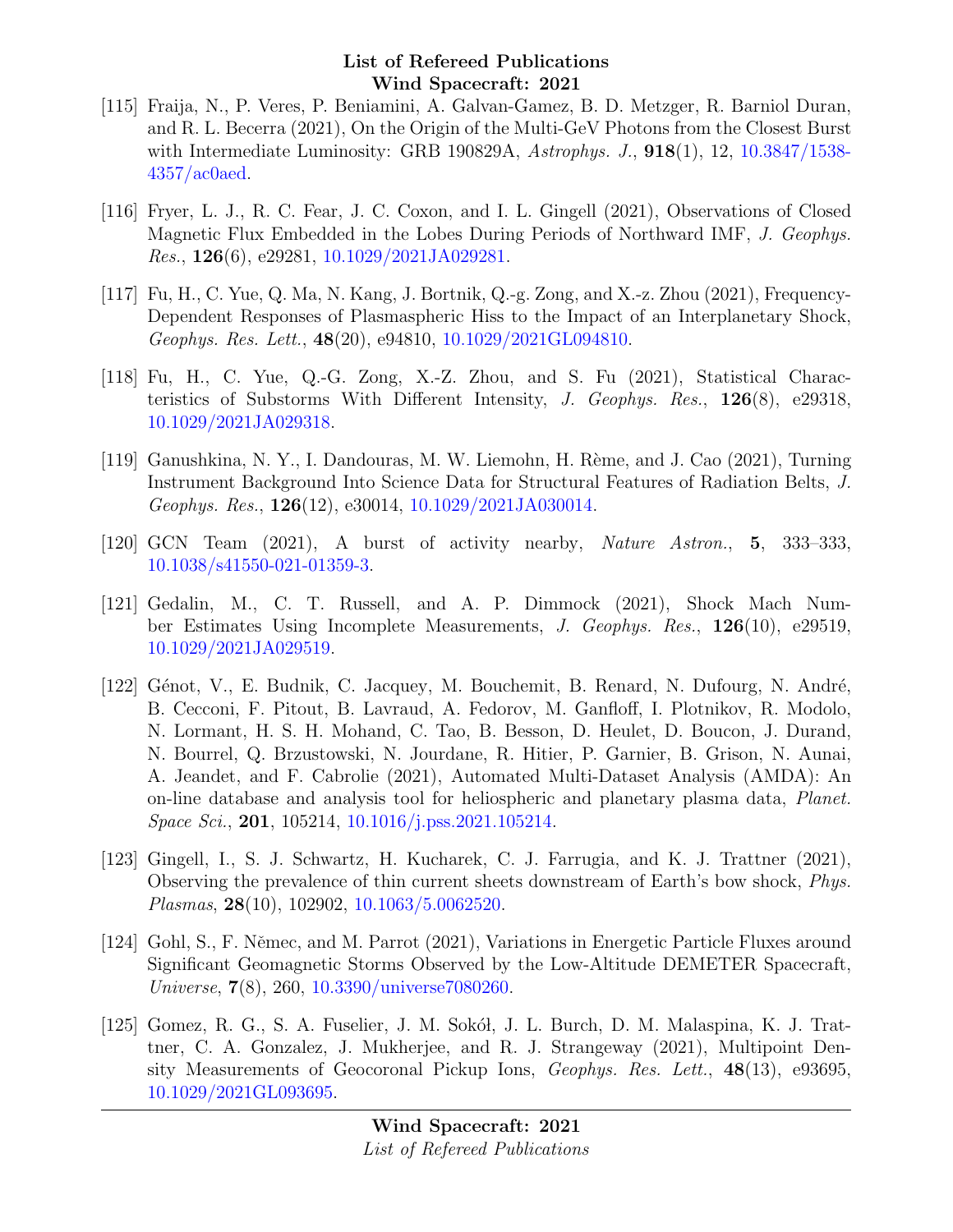[115] Fraija, N., P. Veres, P. Beniamini, A. Galvan-Gamez, B. D. Metzger, R. Barniol Duran, and R. L. Becerra (2021), On the Origin of the Multi-GeV Photons from the Closest Burst with Intermediate Luminosity: GRB 190829A, *Astrophys. J.*, **918**(1), 12, 10.3847/1538-4357/ac0aed.

[116] Fryer, L. J., R. C. Fear, J. C. Coxon, and I. L. Gingell (2021), Observations of Closed Magnetic Flux Embedded in the Lobes During Periods of Northward IMF, *J. Geophys. Res.*, **126**(6), e29281, 10.1029/2021JA029281.

[117] Fu, H., C. Yue, Q. Ma, N. Kang, J. Bortnik, Q.-g. Zong, and X.-z. Zhou (2021), Frequency-Dependent Responses of Plasmaspheric Hiss to the Impact of an Interplanetary Shock, *Geophys. Res. Lett.*, **48**(20), e94810, 10.1029/2021GL094810.

[118] Fu, H., C. Yue, Q.-G. Zong, X.-Z. Zhou, and S. Fu (2021), Statistical Characteristics of Substorms With Different Intensity, *J. Geophys. Res.*, **126**(8), e29318, 10.1029/2021JA029318.

[119] Ganushkina, N. Y., I. Dandouras, M. W. Liemohn, H. Rème, and J. Cao (2021), Turning Instrument Background Into Science Data for Structural Features of Radiation Belts, *J. Geophys. Res.*, **126**(12), e30014, 10.1029/2021JA030014.

[120] GCN Team (2021), A burst of activity nearby, *Nature Astron.*, **5**, 333–333, 10.1038/s41550-021-01359-3.

[121] Gedalin, M., C. T. Russell, and A. P. Dimmock (2021), Shock Mach Number Estimates Using Incomplete Measurements, *J. Geophys. Res.*, **126**(10), e29519, 10.1029/2021JA029519.

[122] Génot, V., E. Budnik, C. Jacquey, M. Bouchemit, B. Renard, N. Dufourg, N. André, B. Cecconi, F. Pitout, B. Lavraud, A. Fedorov, M. Ganfloff, I. Plotnikov, R. Modolo, N. Lormant, H. S. H. Mohand, C. Tao, B. Besson, D. Heulet, D. Boucon, J. Durand, N. Bourrel, Q. Brzustowski, N. Jourdane, R. Hitier, P. Garnier, B. Grison, N. Aunai, A. Jeandet, and F. Cabrolie (2021), Automated Multi-Dataset Analysis (AMDA): An on-line database and analysis tool for heliospheric and planetary plasma data, *Planet. Space Sci.*, **201**, 105214, 10.1016/j.pss.2021.105214.

[123] Gingell, I., S. J. Schwartz, H. Kucharek, C. J. Farrugia, and K. J. Trattner (2021), Observing the prevalence of thin current sheets downstream of Earth's bow shock, *Phys. Plasmas*, **28**(10), 102902, 10.1063/5.0062520.

[124] Gohl, S., F. Němec, and M. Parrot (2021), Variations in Energetic Particle Fluxes around Significant Geomagnetic Storms Observed by the Low-Altitude DEMETER Spacecraft, *Universe*, **7**(8), 260, 10.3390/universe7080260.

[125] Gomez, R. G., S. A. Fuselier, J. M. Sokół, J. L. Burch, D. M. Malaspina, K. J. Trattner, C. A. Gonzalez, J. Mukherjee, and R. J. Strangeway (2021), Multipoint Density Measurements of Geocoronal Pickup Ions, *Geophys. Res. Lett.*, **48**(13), e93695, 10.1029/2021GL093695.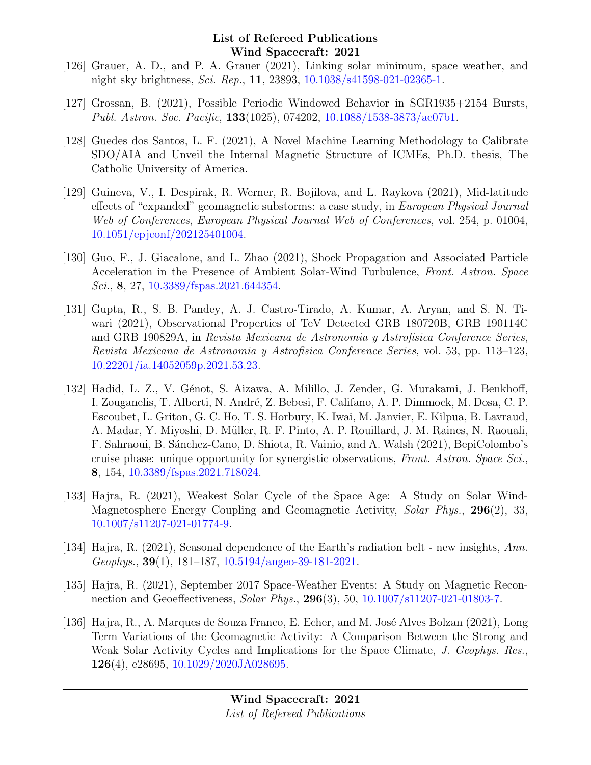[126] Grauer, A. D., and P. A. Grauer (2021), Linking solar minimum, space weather, and night sky brightness, *Sci. Rep.*, **11**, 23893, 10.1038/s41598-021-02365-1.

[127] Grossan, B. (2021), Possible Periodic Windowed Behavior in SGR1935+2154 Bursts, *Publ. Astron. Soc. Pacific*, **133**(1025), 074202, 10.1088/1538-3873/ac07b1.

[128] Guedes dos Santos, L. F. (2021), A Novel Machine Learning Methodology to Calibrate SDO/AIA and Unveil the Internal Magnetic Structure of ICMEs, Ph.D. thesis, The Catholic University of America.

[129] Guineva, V., I. Despirak, R. Werner, R. Bojilova, and L. Raykova (2021), Mid-latitude effects of "expanded" geomagnetic substorms: a case study, in *European Physical Journal Web of Conferences*, *European Physical Journal Web of Conferences*, vol. 254, p. 01004, 10.1051/epjconf/202125401004.

[130] Guo, F., J. Giacalone, and L. Zhao (2021), Shock Propagation and Associated Particle Acceleration in the Presence of Ambient Solar-Wind Turbulence, *Front. Astron. Space Sci.*, **8**, 27, 10.3389/fspas.2021.644354.

[131] Gupta, R., S. B. Pandey, A. J. Castro-Tirado, A. Kumar, A. Aryan, and S. N. Tiwari (2021), Observational Properties of TeV Detected GRB 180720B, GRB 190114C and GRB 190829A, in *Revista Mexicana de Astronomia y Astrofisica Conference Series*, *Revista Mexicana de Astronomia y Astrofisica Conference Series*, vol. 53, pp. 113–123, 10.22201/ia.14052059p.2021.53.23.

[132] Hadid, L. Z., V. Génot, S. Aizawa, A. Milillo, J. Zender, G. Murakami, J. Benkhoff, I. Zouganelis, T. Alberti, N. André, Z. Bebesi, F. Califano, A. P. Dimmock, M. Dosa, C. P. Escoubet, L. Griton, G. C. Ho, T. S. Horbury, K. Iwai, M. Janvier, E. Kilpua, B. Lavraud, A. Madar, Y. Miyoshi, D. Müller, R. F. Pinto, A. P. Rouillard, J. M. Raines, N. Raouafi, F. Sahraoui, B. Sánchez-Cano, D. Shiota, R. Vainio, and A. Walsh (2021), BepiColombo's cruise phase: unique opportunity for synergistic observations, *Front. Astron. Space Sci.*, **8**, 154, 10.3389/fspas.2021.718024.

[133] Hajra, R. (2021), Weakest Solar Cycle of the Space Age: A Study on Solar Wind-Magnetosphere Energy Coupling and Geomagnetic Activity, *Solar Phys.*, **296**(2), 33, 10.1007/s11207-021-01774-9.

[134] Hajra, R. (2021), Seasonal dependence of the Earth's radiation belt - new insights, *Ann. Geophys.*, **39**(1), 181–187, 10.5194/angeo-39-181-2021.

[135] Hajra, R. (2021), September 2017 Space-Weather Events: A Study on Magnetic Reconnection and Geoeffectiveness, *Solar Phys.*, **296**(3), 50, 10.1007/s11207-021-01803-7.

[136] Hajra, R., A. Marques de Souza Franco, E. Echer, and M. José Alves Bolzan (2021), Long Term Variations of the Geomagnetic Activity: A Comparison Between the Strong and Weak Solar Activity Cycles and Implications for the Space Climate, *J. Geophys. Res.*, **126**(4), e28695, 10.1029/2020JA028695.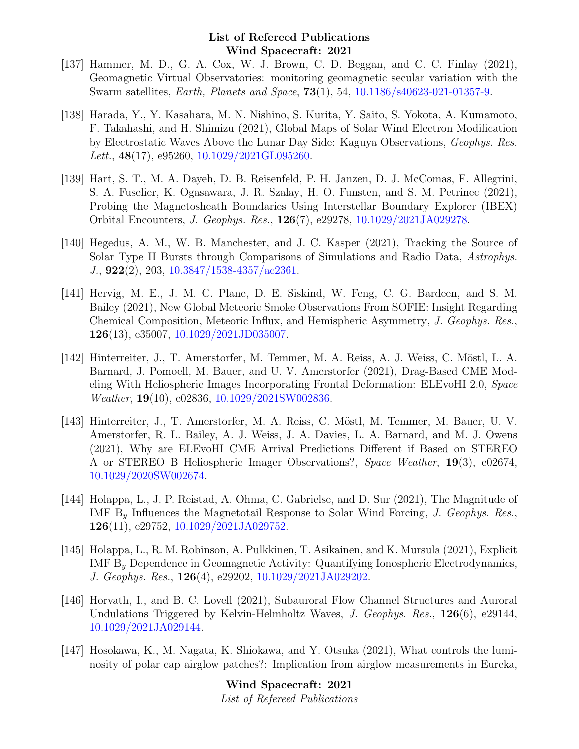[137] Hammer, M. D., G. A. Cox, W. J. Brown, C. D. Beggan, and C. C. Finlay (2021), Geomagnetic Virtual Observatories: monitoring geomagnetic secular variation with the Swarm satellites, *Earth, Planets and Space*, **73**(1), 54, 10.1186/s40623-021-01357-9.

[138] Harada, Y., Y. Kasahara, M. N. Nishino, S. Kurita, Y. Saito, S. Yokota, A. Kumamoto, F. Takahashi, and H. Shimizu (2021), Global Maps of Solar Wind Electron Modification by Electrostatic Waves Above the Lunar Day Side: Kaguya Observations, *Geophys. Res. Lett.*, **48**(17), e95260, 10.1029/2021GL095260.

[139] Hart, S. T., M. A. Dayeh, D. B. Reisenfeld, P. H. Janzen, D. J. McComas, F. Allegrini, S. A. Fuselier, K. Ogasawara, J. R. Szalay, H. O. Funsten, and S. M. Petrinec (2021), Probing the Magnetosheath Boundaries Using Interstellar Boundary Explorer (IBEX) Orbital Encounters, *J. Geophys. Res.*, **126**(7), e29278, 10.1029/2021JA029278.

[140] Hegedus, A. M., W. B. Manchester, and J. C. Kasper (2021), Tracking the Source of Solar Type II Bursts through Comparisons of Simulations and Radio Data, *Astrophys. J.*, **922**(2), 203, 10.3847/1538-4357/ac2361.

[141] Hervig, M. E., J. M. C. Plane, D. E. Siskind, W. Feng, C. G. Bardeen, and S. M. Bailey (2021), New Global Meteoric Smoke Observations From SOFIE: Insight Regarding Chemical Composition, Meteoric Influx, and Hemispheric Asymmetry, *J. Geophys. Res.*, **126**(13), e35007, 10.1029/2021JD035007.

[142] Hinterreiter, J., T. Amerstorfer, M. Temmer, M. A. Reiss, A. J. Weiss, C. Möstl, L. A. Barnard, J. Pomoell, M. Bauer, and U. V. Amerstorfer (2021), Drag-Based CME Modeling With Heliospheric Images Incorporating Frontal Deformation: ELEvoHI 2.0, *Space Weather*, **19**(10), e02836, 10.1029/2021SW002836.

[143] Hinterreiter, J., T. Amerstorfer, M. A. Reiss, C. Möstl, M. Temmer, M. Bauer, U. V. Amerstorfer, R. L. Bailey, A. J. Weiss, J. A. Davies, L. A. Barnard, and M. J. Owens (2021), Why are ELEvoHI CME Arrival Predictions Different if Based on STEREO A or STEREO B Heliospheric Imager Observations?, *Space Weather*, **19**(3), e02674, 10.1029/2020SW002674.

[144] Holappa, L., J. P. Reistad, A. Ohma, C. Gabrielse, and D. Sur (2021), The Magnitude of IMF $B_y$ Influences the Magnetotail Response to Solar Wind Forcing, *J. Geophys. Res.*, **126**(11), e29752, 10.1029/2021JA029752.

[145] Holappa, L., R. M. Robinson, A. Pulkkinen, T. Asikainen, and K. Mursula (2021), Explicit IMF $B_y$ Dependence in Geomagnetic Activity: Quantifying Ionospheric Electrodynamics, *J. Geophys. Res.*, **126**(4), e29202, 10.1029/2021JA029202.

[146] Horvath, I., and B. C. Lovell (2021), Subauroral Flow Channel Structures and Auroral Undulations Triggered by Kelvin-Helmholtz Waves, *J. Geophys. Res.*, **126**(6), e29144, 10.1029/2021JA029144.

[147] Hosokawa, K., M. Nagata, K. Shiokawa, and Y. Otsuka (2021), What controls the luminosity of polar cap airglow patches?: Implication from airglow measurements in Eureka,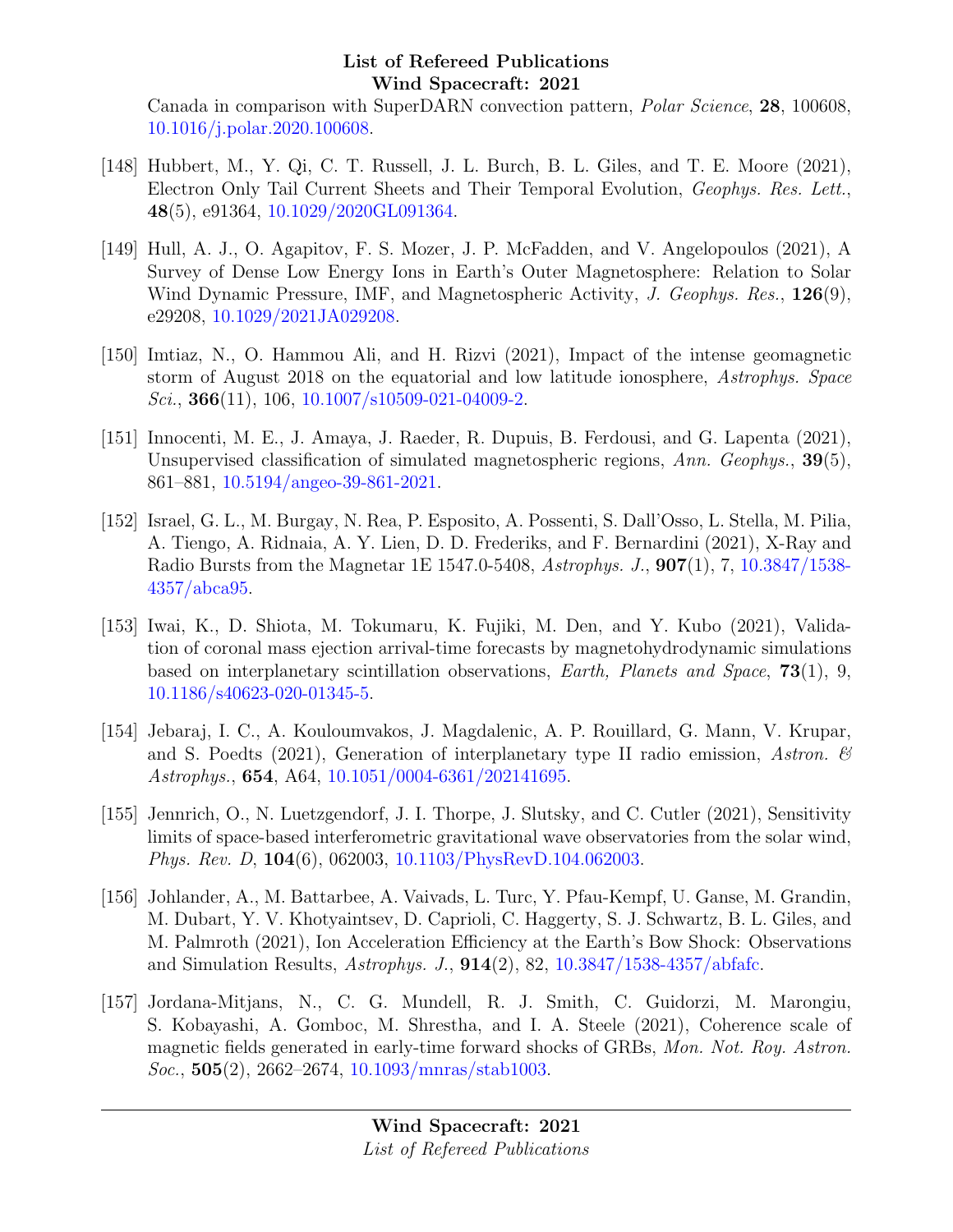Canada in comparison with SuperDARN convection pattern, *Polar Science*, **28**, 100608, 10.1016/j.polar.2020.100608.

[148] Hubbert, M., Y. Qi, C. T. Russell, J. L. Burch, B. L. Giles, and T. E. Moore (2021), Electron Only Tail Current Sheets and Their Temporal Evolution, *Geophys. Res. Lett.*, **48**(5), e91364, 10.1029/2020GL091364.

[149] Hull, A. J., O. Agapitov, F. S. Mozer, J. P. McFadden, and V. Angelopoulos (2021), A Survey of Dense Low Energy Ions in Earth's Outer Magnetosphere: Relation to Solar Wind Dynamic Pressure, IMF, and Magnetospheric Activity, *J. Geophys. Res.*, **126**(9), e29208, 10.1029/2021JA029208.

[150] Imtiaz, N., O. Hammou Ali, and H. Rizvi (2021), Impact of the intense geomagnetic storm of August 2018 on the equatorial and low latitude ionosphere, *Astrophys. Space Sci.*, **366**(11), 106, 10.1007/s10509-021-04009-2.

[151] Innocenti, M. E., J. Amaya, J. Raeder, R. Dupuis, B. Ferdousi, and G. Lapenta (2021), Unsupervised classification of simulated magnetospheric regions, *Ann. Geophys.*, **39**(5), 861–881, 10.5194/angeo-39-861-2021.

[152] Israel, G. L., M. Burgay, N. Rea, P. Esposito, A. Possenti, S. Dall'Osso, L. Stella, M. Pilia, A. Tiengo, A. Ridnaia, A. Y. Lien, D. D. Frederiks, and F. Bernardini (2021), X-Ray and Radio Bursts from the Magnetar 1E 1547.0-5408, *Astrophys. J.*, **907**(1), 7, 10.3847/1538-4357/abca95.

[153] Iwai, K., D. Shiota, M. Tokumaru, K. Fujiki, M. Den, and Y. Kubo (2021), Validation of coronal mass ejection arrival-time forecasts by magnetohydrodynamic simulations based on interplanetary scintillation observations, *Earth, Planets and Space*, **73**(1), 9, 10.1186/s40623-020-01345-5.

[154] Jebaraj, I. C., A. Kouloumvakos, J. Magdalenic, A. P. Rouillard, G. Mann, V. Krupar, and S. Poedts (2021), Generation of interplanetary type II radio emission, *Astron. & Astrophys.*, **654**, A64, 10.1051/0004-6361/202141695.

[155] Jennrich, O., N. Luetzgendorf, J. I. Thorpe, J. Slutsky, and C. Cutler (2021), Sensitivity limits of space-based interferometric gravitational wave observatories from the solar wind, *Phys. Rev. D*, **104**(6), 062003, 10.1103/PhysRevD.104.062003.

[156] Johlander, A., M. Battarbee, A. Vaivads, L. Turc, Y. Pfau-Kempf, U. Ganse, M. Grandin, M. Dubart, Y. V. Khotyaintsev, D. Caprioli, C. Haggerty, S. J. Schwartz, B. L. Giles, and M. Palmroth (2021), Ion Acceleration Efficiency at the Earth's Bow Shock: Observations and Simulation Results, *Astrophys. J.*, **914**(2), 82, 10.3847/1538-4357/abfafc.

[157] Jordana-Mitjans, N., C. G. Mundell, R. J. Smith, C. Guidorzi, M. Marongiu, S. Kobayashi, A. Gomboc, M. Shrestha, and I. A. Steele (2021), Coherence scale of magnetic fields generated in early-time forward shocks of GRBs, *Mon. Not. Roy. Astron. Soc.*, **505**(2), 2662–2674, 10.1093/mnras/stab1003.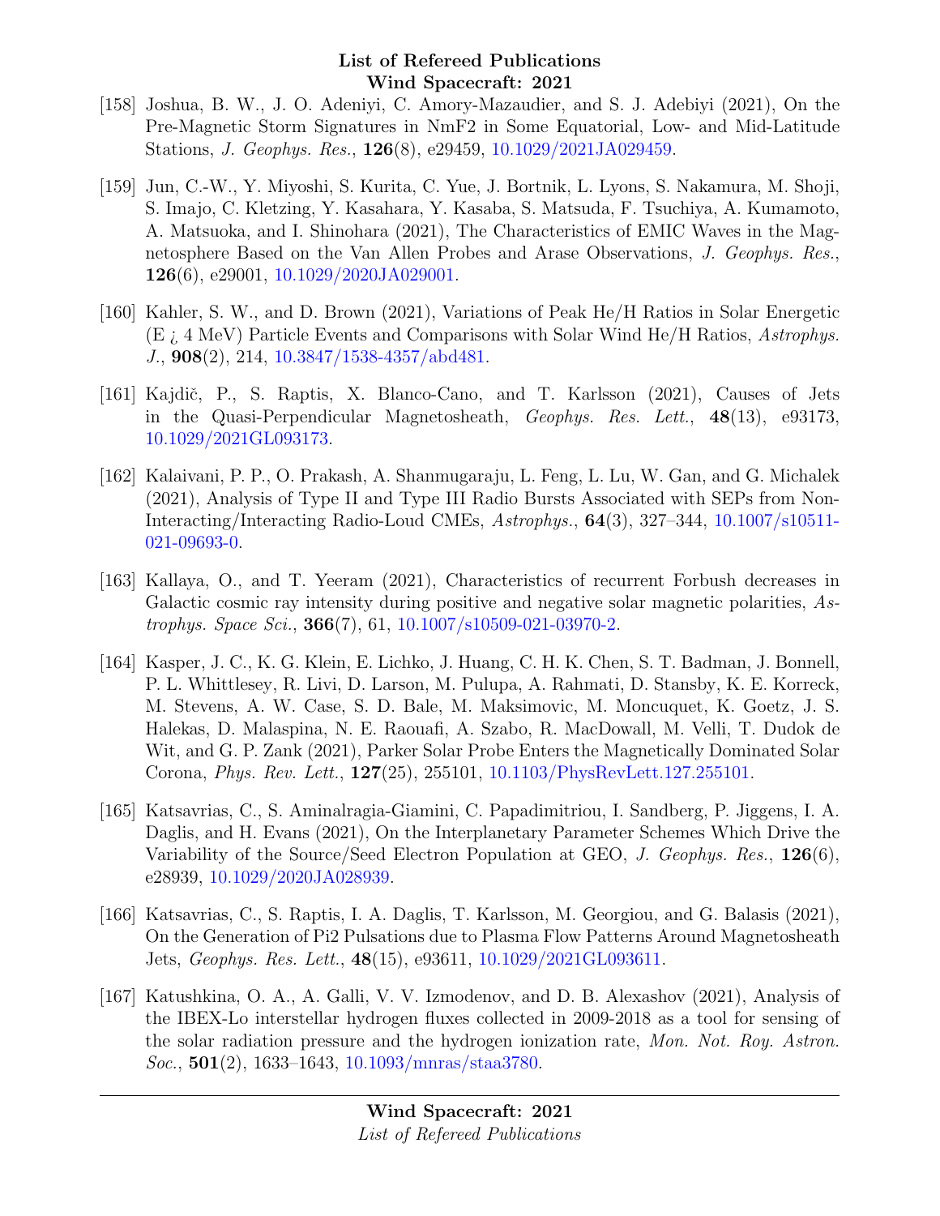[158] Joshua, B. W., J. O. Adeniyi, C. Amory-Mazaudier, and S. J. Adebiyi (2021), On the Pre-Magnetic Storm Signatures in NmF2 in Some Equatorial, Low- and Mid-Latitude Stations, *J. Geophys. Res.*, **126**(8), e29459, 10.1029/2021JA029459.

[159] Jun, C.-W., Y. Miyoshi, S. Kurita, C. Yue, J. Bortnik, L. Lyons, S. Nakamura, M. Shoji, S. Imajo, C. Kletzing, Y. Kasahara, Y. Kasaba, S. Matsuda, F. Tsuchiya, A. Kumamoto, A. Matsuoka, and I. Shinohara (2021), The Characteristics of EMIC Waves in the Magnetosphere Based on the Van Allen Probes and Arase Observations, *J. Geophys. Res.*, **126**(6), e29001, 10.1029/2020JA029001.

[160] Kahler, S. W., and D. Brown (2021), Variations of Peak He/H Ratios in Solar Energetic (E ¿ 4 MeV) Particle Events and Comparisons with Solar Wind He/H Ratios, *Astrophys. J.*, **908**(2), 214, 10.3847/1538-4357/abd481.

[161] Kajdič, P., S. Raptis, X. Blanco-Cano, and T. Karlsson (2021), Causes of Jets in the Quasi-Perpendicular Magnetosheath, *Geophys. Res. Lett.*, **48**(13), e93173, 10.1029/2021GL093173.

[162] Kalaivani, P. P., O. Prakash, A. Shanmugaraju, L. Feng, L. Lu, W. Gan, and G. Michalek (2021), Analysis of Type II and Type III Radio Bursts Associated with SEPs from Non-Interacting/Interacting Radio-Loud CMEs, *Astrophys.*, **64**(3), 327–344, 10.1007/s10511-021-09693-0.

[163] Kallaya, O., and T. Yeeram (2021), Characteristics of recurrent Forbush decreases in Galactic cosmic ray intensity during positive and negative solar magnetic polarities, *Astrophys. Space Sci.*, **366**(7), 61, 10.1007/s10509-021-03970-2.

[164] Kasper, J. C., K. G. Klein, E. Lichko, J. Huang, C. H. K. Chen, S. T. Badman, J. Bonnell, P. L. Whittlesey, R. Livi, D. Larson, M. Pulupa, A. Rahmati, D. Stansby, K. E. Korreck, M. Stevens, A. W. Case, S. D. Bale, M. Maksimovic, M. Moncuquet, K. Goetz, J. S. Halekas, D. Malaspina, N. E. Raouafi, A. Szabo, R. MacDowall, M. Velli, T. Dudok de Wit, and G. P. Zank (2021), Parker Solar Probe Enters the Magnetically Dominated Solar Corona, *Phys. Rev. Lett.*, **127**(25), 255101, 10.1103/PhysRevLett.127.255101.

[165] Katsavrias, C., S. Aminalragia-Giamini, C. Papadimitriou, I. Sandberg, P. Jiggens, I. A. Daglis, and H. Evans (2021), On the Interplanetary Parameter Schemes Which Drive the Variability of the Source/Seed Electron Population at GEO, *J. Geophys. Res.*, **126**(6), e28939, 10.1029/2020JA028939.

[166] Katsavrias, C., S. Raptis, I. A. Daglis, T. Karlsson, M. Georgiou, and G. Balasis (2021), On the Generation of Pi2 Pulsations due to Plasma Flow Patterns Around Magnetosheath Jets, *Geophys. Res. Lett.*, **48**(15), e93611, 10.1029/2021GL093611.

[167] Katushkina, O. A., A. Galli, V. V. Izmodenov, and D. B. Alexashov (2021), Analysis of the IBEX-Lo interstellar hydrogen fluxes collected in 2009-2018 as a tool for sensing of the solar radiation pressure and the hydrogen ionization rate, *Mon. Not. Roy. Astron. Soc.*, **501**(2), 1633–1643, 10.1093/mnras/staa3780.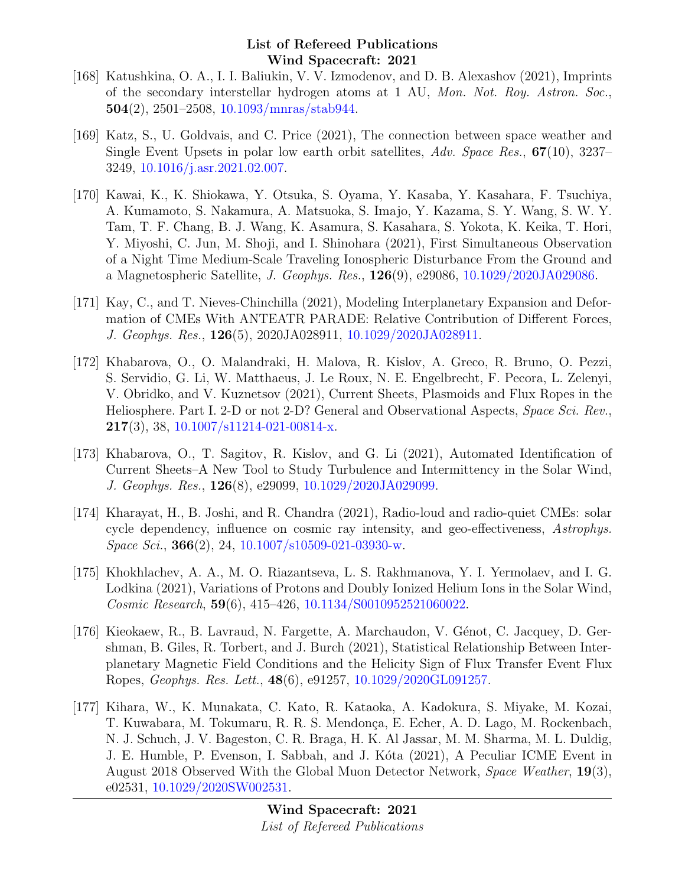[168] Katushkina, O. A., I. I. Baliukin, V. V. Izmodenov, and D. B. Alexashov (2021), Imprints of the secondary interstellar hydrogen atoms at 1 AU, *Mon. Not. Roy. Astron. Soc.*, **504**(2), 2501–2508, 10.1093/mnras/stab944.

[169] Katz, S., U. Goldvais, and C. Price (2021), The connection between space weather and Single Event Upsets in polar low earth orbit satellites, *Adv. Space Res.*, **67**(10), 3237–3249, 10.1016/j.asr.2021.02.007.

[170] Kawai, K., K. Shiokawa, Y. Otsuka, S. Oyama, Y. Kasaba, Y. Kasahara, F. Tsuchiya, A. Kumamoto, S. Nakamura, A. Matsuoka, S. Imajo, Y. Kazama, S. Y. Wang, S. W. Y. Tam, T. F. Chang, B. J. Wang, K. Asamura, S. Kasahara, S. Yokota, K. Keika, T. Hori, Y. Miyoshi, C. Jun, M. Shoji, and I. Shinohara (2021), First Simultaneous Observation of a Night Time Medium-Scale Traveling Ionospheric Disturbance From the Ground and a Magnetospheric Satellite, *J. Geophys. Res.*, **126**(9), e29086, 10.1029/2020JA029086.

[171] Kay, C., and T. Nieves-Chinchilla (2021), Modeling Interplanetary Expansion and Deformation of CMEs With ANTEATR PARADE: Relative Contribution of Different Forces, *J. Geophys. Res.*, **126**(5), 2020JA028911, 10.1029/2020JA028911.

[172] Khabarova, O., O. Malandraki, H. Malova, R. Kislov, A. Greco, R. Bruno, O. Pezzi, S. Servidio, G. Li, W. Matthaeus, J. Le Roux, N. E. Engelbrecht, F. Pecora, L. Zelenyi, V. Obridko, and V. Kuznetsov (2021), Current Sheets, Plasmoids and Flux Ropes in the Heliosphere. Part I. 2-D or not 2-D? General and Observational Aspects, *Space Sci. Rev.*, **217**(3), 38, 10.1007/s11214-021-00814-x.

[173] Khabarova, O., T. Sagitov, R. Kislov, and G. Li (2021), Automated Identification of Current Sheets–A New Tool to Study Turbulence and Intermittency in the Solar Wind, *J. Geophys. Res.*, **126**(8), e29099, 10.1029/2020JA029099.

[174] Kharayat, H., B. Joshi, and R. Chandra (2021), Radio-loud and radio-quiet CMEs: solar cycle dependency, influence on cosmic ray intensity, and geo-effectiveness, *Astrophys. Space Sci.*, **366**(2), 24, 10.1007/s10509-021-03930-w.

[175] Khokhlachev, A. A., M. O. Riazantseva, L. S. Rakhmanova, Y. I. Yermolaev, and I. G. Lodkina (2021), Variations of Protons and Doubly Ionized Helium Ions in the Solar Wind, *Cosmic Research*, **59**(6), 415–426, 10.1134/S0010952521060022.

[176] Kieokaew, R., B. Lavraud, N. Fargette, A. Marchaudon, V. Génot, C. Jacquey, D. Gershman, B. Giles, R. Torbert, and J. Burch (2021), Statistical Relationship Between Interplanetary Magnetic Field Conditions and the Helicity Sign of Flux Transfer Event Flux Ropes, *Geophys. Res. Lett.*, **48**(6), e91257, 10.1029/2020GL091257.

[177] Kihara, W., K. Munakata, C. Kato, R. Kataoka, A. Kadokura, S. Miyake, M. Kozai, T. Kuwabara, M. Tokumaru, R. R. S. Mendonça, E. Echer, A. D. Lago, M. Rockenbach, N. J. Schuch, J. V. Bageston, C. R. Braga, H. K. Al Jassar, M. M. Sharma, M. L. Duldig, J. E. Humble, P. Evenson, I. Sabbah, and J. Kóta (2021), A Peculiar ICME Event in August 2018 Observed With the Global Muon Detector Network, *Space Weather*, **19**(3), e02531, 10.1029/2020SW002531.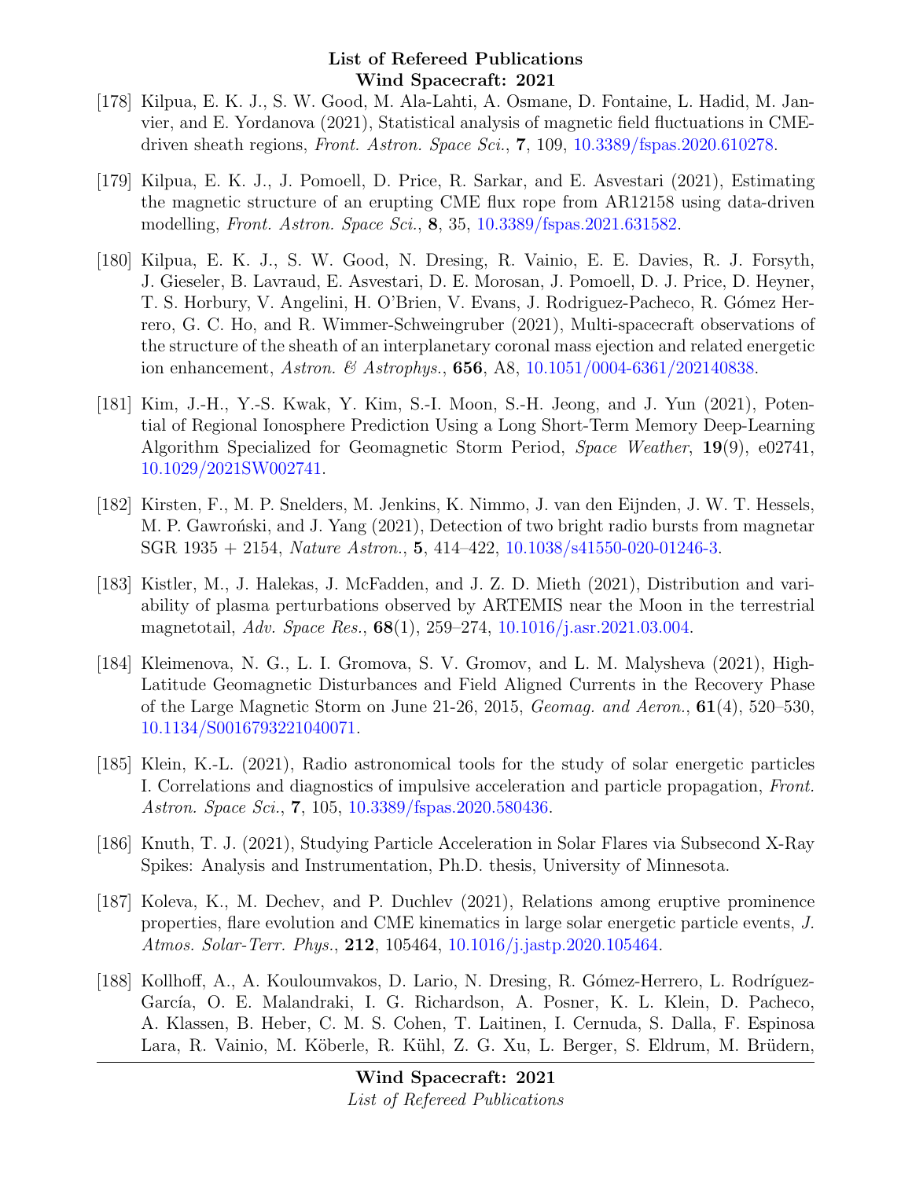[178] Kilpua, E. K. J., S. W. Good, M. Ala-Lahti, A. Osmane, D. Fontaine, L. Hadid, M. Janvier, and E. Yordanova (2021), Statistical analysis of magnetic field fluctuations in CME-driven sheath regions, *Front. Astron. Space Sci.*, **7**, 109, 10.3389/fspas.2020.610278.

[179] Kilpua, E. K. J., J. Pomoell, D. Price, R. Sarkar, and E. Asvestari (2021), Estimating the magnetic structure of an erupting CME flux rope from AR12158 using data-driven modelling, *Front. Astron. Space Sci.*, **8**, 35, 10.3389/fspas.2021.631582.

[180] Kilpua, E. K. J., S. W. Good, N. Dresing, R. Vainio, E. E. Davies, R. J. Forsyth, J. Gieseler, B. Lavraud, E. Asvestari, D. E. Morosan, J. Pomoell, D. J. Price, D. Heyner, T. S. Horbury, V. Angelini, H. O'Brien, V. Evans, J. Rodriguez-Pacheco, R. Gómez Herrero, G. C. Ho, and R. Wimmer-Schweingruber (2021), Multi-spacecraft observations of the structure of the sheath of an interplanetary coronal mass ejection and related energetic ion enhancement, *Astron. & Astrophys.*, **656**, A8, 10.1051/0004-6361/202140838.

[181] Kim, J.-H., Y.-S. Kwak, Y. Kim, S.-I. Moon, S.-H. Jeong, and J. Yun (2021), Potential of Regional Ionosphere Prediction Using a Long Short-Term Memory Deep-Learning Algorithm Specialized for Geomagnetic Storm Period, *Space Weather*, **19**(9), e02741, 10.1029/2021SW002741.

[182] Kirsten, F., M. P. Snelders, M. Jenkins, K. Nimmo, J. van den Eijnden, J. W. T. Hessels, M. P. Gawroński, and J. Yang (2021), Detection of two bright radio bursts from magnetar SGR 1935 + 2154, *Nature Astron.*, **5**, 414–422, 10.1038/s41550-020-01246-3.

[183] Kistler, M., J. Halekas, J. McFadden, and J. Z. D. Mieth (2021), Distribution and variability of plasma perturbations observed by ARTEMIS near the Moon in the terrestrial magnetotail, *Adv. Space Res.*, **68**(1), 259–274, 10.1016/j.asr.2021.03.004.

[184] Kleimenova, N. G., L. I. Gromova, S. V. Gromov, and L. M. Malysheva (2021), High-Latitude Geomagnetic Disturbances and Field Aligned Currents in the Recovery Phase of the Large Magnetic Storm on June 21-26, 2015, *Geomag. and Aeron.*, **61**(4), 520–530, 10.1134/S0016793221040071.

[185] Klein, K.-L. (2021), Radio astronomical tools for the study of solar energetic particles I. Correlations and diagnostics of impulsive acceleration and particle propagation, *Front. Astron. Space Sci.*, **7**, 105, 10.3389/fspas.2020.580436.

[186] Knuth, T. J. (2021), Studying Particle Acceleration in Solar Flares via Subsecond X-Ray Spikes: Analysis and Instrumentation, Ph.D. thesis, University of Minnesota.

[187] Koleva, K., M. Dechev, and P. Duchlev (2021), Relations among eruptive prominence properties, flare evolution and CME kinematics in large solar energetic particle events, *J. Atmos. Solar-Terr. Phys.*, **212**, 105464, 10.1016/j.jastp.2020.105464.

[188] Kollhoff, A., A. Kouloumvakos, D. Lario, N. Dresing, R. Gómez-Herrero, L. Rodríguez-García, O. E. Malandraki, I. G. Richardson, A. Posner, K. L. Klein, D. Pacheco, A. Klassen, B. Heber, C. M. S. Cohen, T. Laitinen, I. Cernuda, S. Dalla, F. Espinosa Lara, R. Vainio, M. Köberle, R. Kühl, Z. G. Xu, L. Berger, S. Eldrum, M. Brüdern,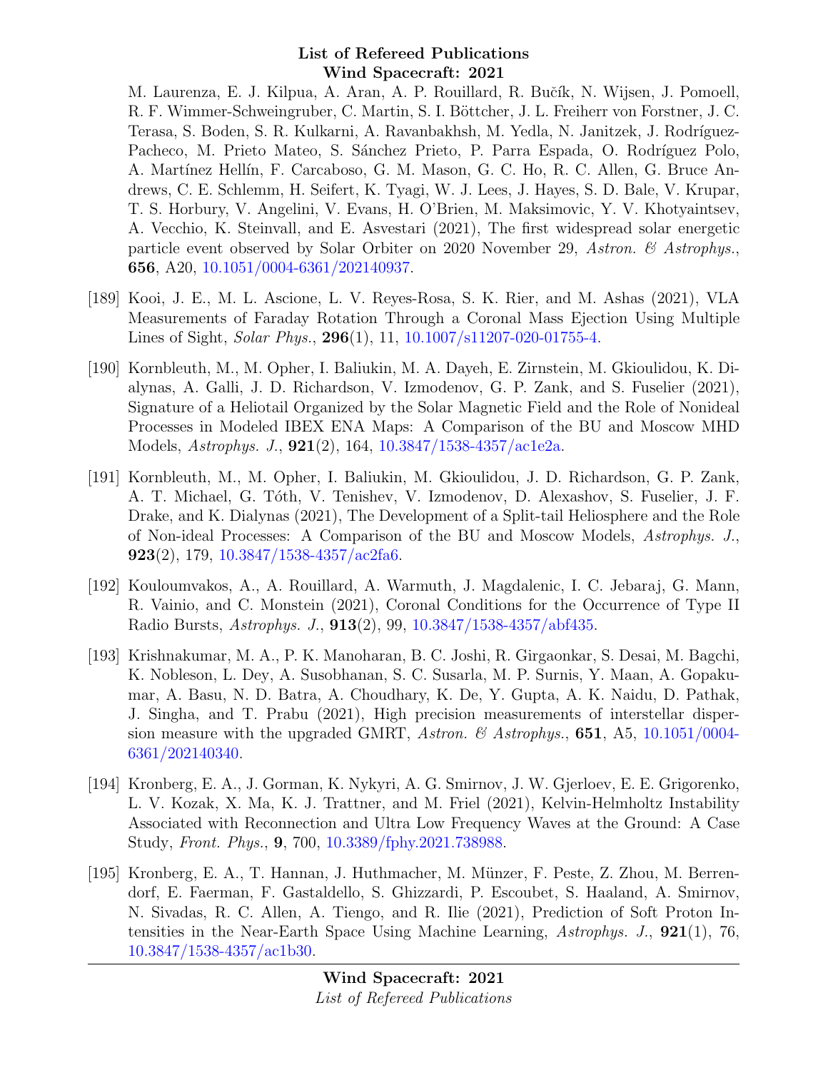M. Laurenza, E. J. Kilpua, A. Aran, A. P. Rouillard, R. Bučík, N. Wijsen, J. Pomoell, R. F. Wimmer-Schweingruber, C. Martin, S. I. Böttcher, J. L. Freiherr von Forstner, J. C. Terasa, S. Boden, S. R. Kulkarni, A. Ravanbakhsh, M. Yedla, N. Janitzek, J. Rodríguez-Pacheco, M. Prieto Mateo, S. Sánchez Prieto, P. Parra Espada, O. Rodríguez Polo, A. Martínez Hellín, F. Carcaboso, G. M. Mason, G. C. Ho, R. C. Allen, G. Bruce Andrews, C. E. Schlemm, H. Seifert, K. Tyagi, W. J. Lees, J. Hayes, S. D. Bale, V. Krupar, T. S. Horbury, V. Angelini, V. Evans, H. O'Brien, M. Maksimovic, Y. V. Khotyaintsev, A. Vecchio, K. Steinvall, and E. Asvestari (2021), The first widespread solar energetic particle event observed by Solar Orbiter on 2020 November 29, *Astron. & Astrophys.*, **656**, A20, 10.1051/0004-6361/202140937.

[189] Kooi, J. E., M. L. Ascione, L. V. Reyes-Rosa, S. K. Rier, and M. Ashas (2021), VLA Measurements of Faraday Rotation Through a Coronal Mass Ejection Using Multiple Lines of Sight, *Solar Phys.*, **296**(1), 11, 10.1007/s11207-020-01755-4.

[190] Kornbleuth, M., M. Opher, I. Baliukin, M. A. Dayeh, E. Zirnstein, M. Gkioulidou, K. Dialynas, A. Galli, J. D. Richardson, V. Izmodenov, G. P. Zank, and S. Fuselier (2021), Signature of a Heliotail Organized by the Solar Magnetic Field and the Role of Nonideal Processes in Modeled IBEX ENA Maps: A Comparison of the BU and Moscow MHD Models, *Astrophys. J.*, **921**(2), 164, 10.3847/1538-4357/ac1e2a.

[191] Kornbleuth, M., M. Opher, I. Baliukin, M. Gkioulidou, J. D. Richardson, G. P. Zank, A. T. Michael, G. Tóth, V. Tenishev, V. Izmodenov, D. Alexashov, S. Fuselier, J. F. Drake, and K. Dialynas (2021), The Development of a Split-tail Heliosphere and the Role of Non-ideal Processes: A Comparison of the BU and Moscow Models, *Astrophys. J.*, **923**(2), 179, 10.3847/1538-4357/ac2fa6.

[192] Kouloumvakos, A., A. Rouillard, A. Warmuth, J. Magdalenic, I. C. Jebaraj, G. Mann, R. Vainio, and C. Monstein (2021), Coronal Conditions for the Occurrence of Type II Radio Bursts, *Astrophys. J.*, **913**(2), 99, 10.3847/1538-4357/abf435.

[193] Krishnakumar, M. A., P. K. Manoharan, B. C. Joshi, R. Girgaonkar, S. Desai, M. Bagchi, K. Nobleson, L. Dey, A. Susobhanan, S. C. Susarla, M. P. Surnis, Y. Maan, A. Gopakumar, A. Basu, N. D. Batra, A. Choudhary, K. De, Y. Gupta, A. K. Naidu, D. Pathak, J. Singha, and T. Prabu (2021), High precision measurements of interstellar dispersion measure with the upgraded GMRT, *Astron. & Astrophys.*, **651**, A5, 10.1051/0004-6361/202140340.

[194] Kronberg, E. A., J. Gorman, K. Nykyri, A. G. Smirnov, J. W. Gjerloev, E. E. Grigorenko, L. V. Kozak, X. Ma, K. J. Trattner, and M. Friel (2021), Kelvin-Helmholtz Instability Associated with Reconnection and Ultra Low Frequency Waves at the Ground: A Case Study, *Front. Phys.*, **9**, 700, 10.3389/fphy.2021.738988.

[195] Kronberg, E. A., T. Hannan, J. Huthmacher, M. Münzer, F. Peste, Z. Zhou, M. Berrendorf, E. Faerman, F. Gastaldello, S. Ghizzardi, P. Escoubet, S. Haaland, A. Smirnov, N. Sivadas, R. C. Allen, A. Tiengo, and R. Ilie (2021), Prediction of Soft Proton Intensities in the Near-Earth Space Using Machine Learning, *Astrophys. J.*, **921**(1), 76, 10.3847/1538-4357/ac1b30.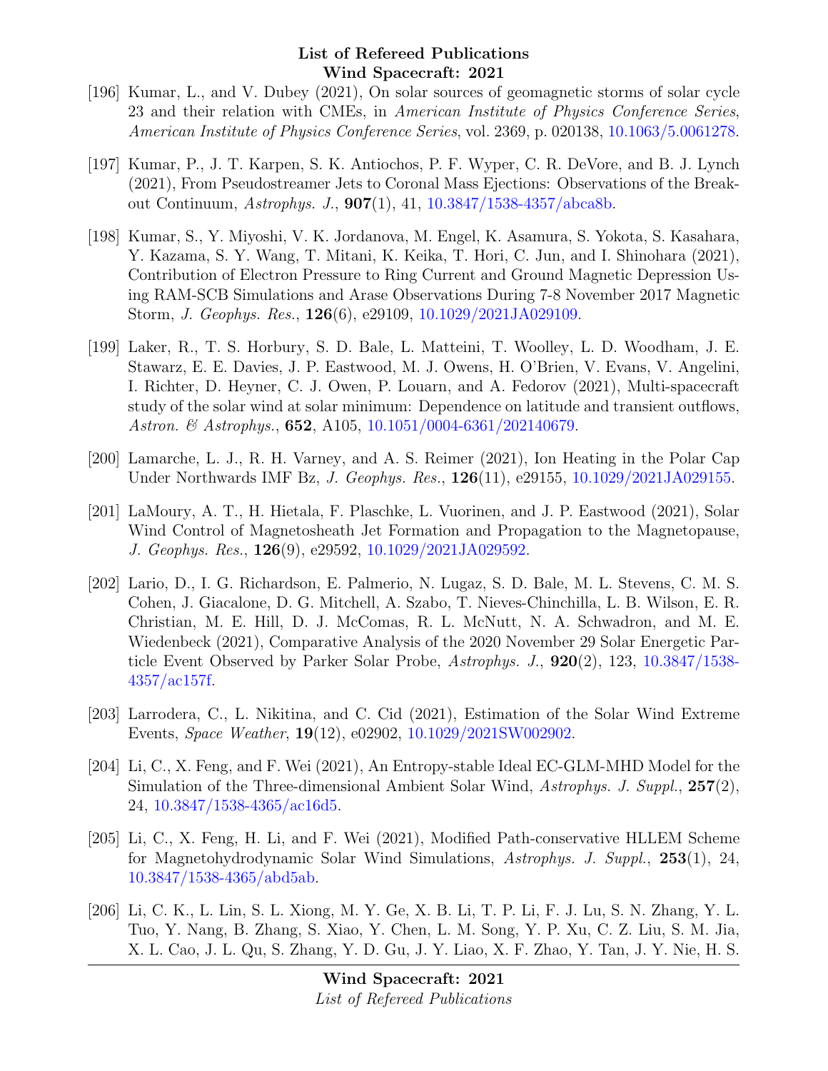[196] Kumar, L., and V. Dubey (2021), On solar sources of geomagnetic storms of solar cycle 23 and their relation with CMEs, in *American Institute of Physics Conference Series*, *American Institute of Physics Conference Series*, vol. 2369, p. 020138, 10.1063/5.0061278.

[197] Kumar, P., J. T. Karpen, S. K. Antiochos, P. F. Wyper, C. R. DeVore, and B. J. Lynch (2021), From Pseudostreamer Jets to Coronal Mass Ejections: Observations of the Breakout Continuum, *Astrophys. J.*, **907**(1), 41, 10.3847/1538-4357/abca8b.

[198] Kumar, S., Y. Miyoshi, V. K. Jordanova, M. Engel, K. Asamura, S. Yokota, S. Kasahara, Y. Kazama, S. Y. Wang, T. Mitani, K. Keika, T. Hori, C. Jun, and I. Shinohara (2021), Contribution of Electron Pressure to Ring Current and Ground Magnetic Depression Using RAM-SCB Simulations and Arase Observations During 7-8 November 2017 Magnetic Storm, *J. Geophys. Res.*, **126**(6), e29109, 10.1029/2021JA029109.

[199] Laker, R., T. S. Horbury, S. D. Bale, L. Matteini, T. Woolley, L. D. Woodham, J. E. Stawarz, E. E. Davies, J. P. Eastwood, M. J. Owens, H. O'Brien, V. Evans, V. Angelini, I. Richter, D. Heyner, C. J. Owen, P. Louarn, and A. Fedorov (2021), Multi-spacecraft study of the solar wind at solar minimum: Dependence on latitude and transient outflows, *Astron. & Astrophys.*, **652**, A105, 10.1051/0004-6361/202140679.

[200] Lamarche, L. J., R. H. Varney, and A. S. Reimer (2021), Ion Heating in the Polar Cap Under Northwards IMF Bz, *J. Geophys. Res.*, **126**(11), e29155, 10.1029/2021JA029155.

[201] LaMoury, A. T., H. Hietala, F. Plaschke, L. Vuorinen, and J. P. Eastwood (2021), Solar Wind Control of Magnetosheath Jet Formation and Propagation to the Magnetopause, *J. Geophys. Res.*, **126**(9), e29592, 10.1029/2021JA029592.

[202] Lario, D., I. G. Richardson, E. Palmerio, N. Lugaz, S. D. Bale, M. L. Stevens, C. M. S. Cohen, J. Giacalone, D. G. Mitchell, A. Szabo, T. Nieves-Chinchilla, L. B. Wilson, E. R. Christian, M. E. Hill, D. J. McComas, R. L. McNutt, N. A. Schwadron, and M. E. Wiedenbeck (2021), Comparative Analysis of the 2020 November 29 Solar Energetic Particle Event Observed by Parker Solar Probe, *Astrophys. J.*, **920**(2), 123, 10.3847/1538-4357/ac157f.

[203] Larrodera, C., L. Nikitina, and C. Cid (2021), Estimation of the Solar Wind Extreme Events, *Space Weather*, **19**(12), e02902, 10.1029/2021SW002902.

[204] Li, C., X. Feng, and F. Wei (2021), An Entropy-stable Ideal EC-GLM-MHD Model for the Simulation of the Three-dimensional Ambient Solar Wind, *Astrophys. J. Suppl.*, **257**(2), 24, 10.3847/1538-4365/ac16d5.

[205] Li, C., X. Feng, H. Li, and F. Wei (2021), Modified Path-conservative HLLEM Scheme for Magnetohydrodynamic Solar Wind Simulations, *Astrophys. J. Suppl.*, **253**(1), 24, 10.3847/1538-4365/abd5ab.

[206] Li, C. K., L. Lin, S. L. Xiong, M. Y. Ge, X. B. Li, T. P. Li, F. J. Lu, S. N. Zhang, Y. L. Tuo, Y. Nang, B. Zhang, S. Xiao, Y. Chen, L. M. Song, Y. P. Xu, C. Z. Liu, S. M. Jia, X. L. Cao, J. L. Qu, S. Zhang, Y. D. Gu, J. Y. Liao, X. F. Zhao, Y. Tan, J. Y. Nie, H. S.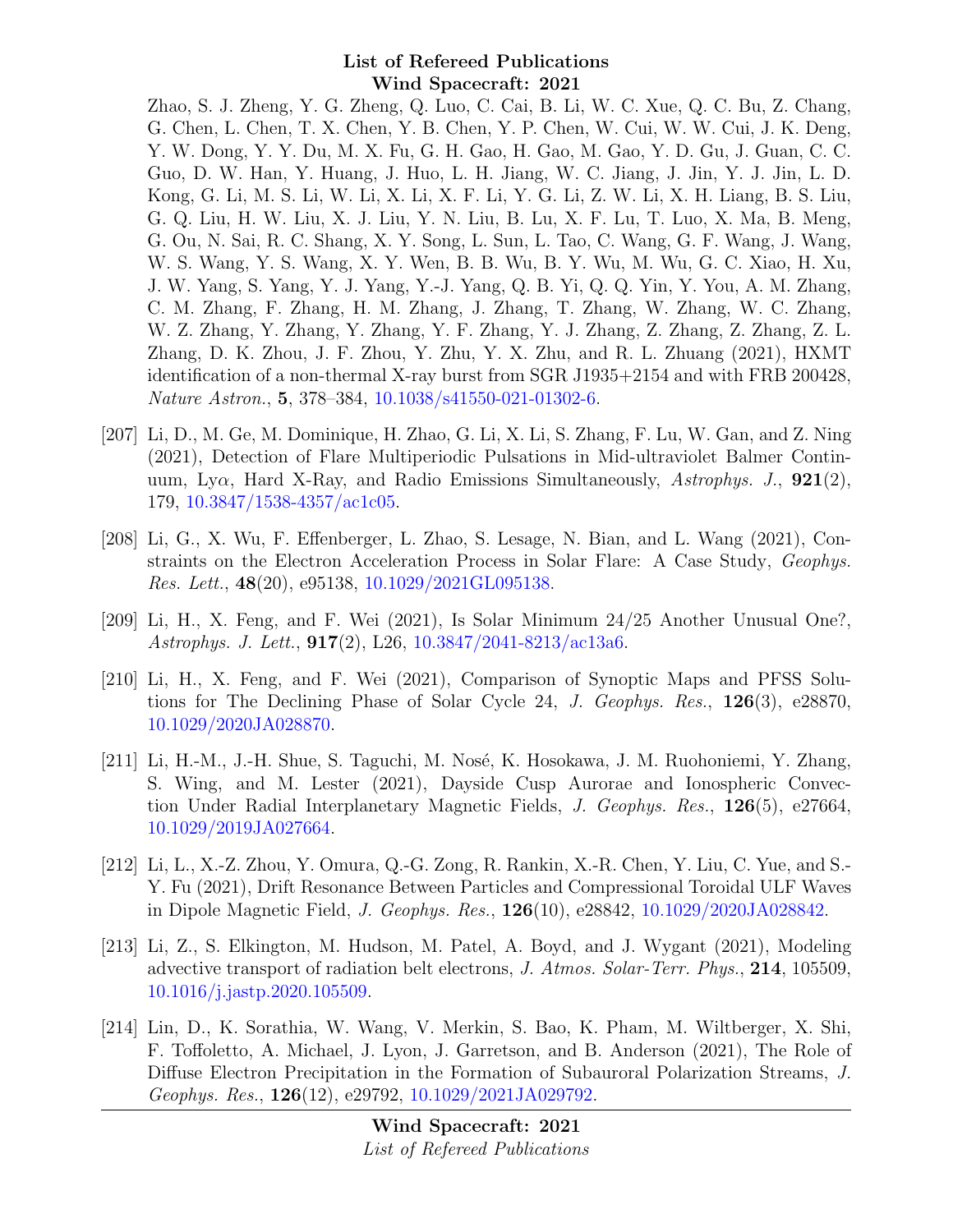Zhao, S. J. Zheng, Y. G. Zheng, Q. Luo, C. Cai, B. Li, W. C. Xue, Q. C. Bu, Z. Chang, G. Chen, L. Chen, T. X. Chen, Y. B. Chen, Y. P. Chen, W. Cui, W. W. Cui, J. K. Deng, Y. W. Dong, Y. Y. Du, M. X. Fu, G. H. Gao, H. Gao, M. Gao, Y. D. Gu, J. Guan, C. C. Guo, D. W. Han, Y. Huang, J. Huo, L. H. Jiang, W. C. Jiang, J. Jin, Y. J. Jin, L. D. Kong, G. Li, M. S. Li, W. Li, X. Li, X. F. Li, Y. G. Li, Z. W. Li, X. H. Liang, B. S. Liu, G. Q. Liu, H. W. Liu, X. J. Liu, Y. N. Liu, B. Lu, X. F. Lu, T. Luo, X. Ma, B. Meng, G. Ou, N. Sai, R. C. Shang, X. Y. Song, L. Sun, L. Tao, C. Wang, G. F. Wang, J. Wang, W. S. Wang, Y. S. Wang, X. Y. Wen, B. B. Wu, B. Y. Wu, M. Wu, G. C. Xiao, H. Xu, J. W. Yang, S. Yang, Y. J. Yang, Y.-J. Yang, Q. B. Yi, Q. Q. Yin, Y. You, A. M. Zhang, C. M. Zhang, F. Zhang, H. M. Zhang, J. Zhang, T. Zhang, W. Zhang, W. C. Zhang, W. Z. Zhang, Y. Zhang, Y. Zhang, Y. F. Zhang, Y. J. Zhang, Z. Zhang, Z. Zhang, Z. L. Zhang, D. K. Zhou, J. F. Zhou, Y. Zhu, Y. X. Zhu, and R. L. Zhuang (2021), HXMT identification of a non-thermal X-ray burst from SGR J1935+2154 and with FRB 200428, *Nature Astron.*, **5**, 378–384, 10.1038/s41550-021-01302-6.

[207] Li, D., M. Ge, M. Dominique, H. Zhao, G. Li, X. Li, S. Zhang, F. Lu, W. Gan, and Z. Ning (2021), Detection of Flare Multiperiodic Pulsations in Mid-ultraviolet Balmer Continuum, Ly$\alpha$, Hard X-Ray, and Radio Emissions Simultaneously, *Astrophys. J.*, **921**(2), 179, 10.3847/1538-4357/ac1c05.

[208] Li, G., X. Wu, F. Effenberger, L. Zhao, S. Lesage, N. Bian, and L. Wang (2021), Constraints on the Electron Acceleration Process in Solar Flare: A Case Study, *Geophys. Res. Lett.*, **48**(20), e95138, 10.1029/2021GL095138.

[209] Li, H., X. Feng, and F. Wei (2021), Is Solar Minimum 24/25 Another Unusual One?, *Astrophys. J. Lett.*, **917**(2), L26, 10.3847/2041-8213/ac13a6.

[210] Li, H., X. Feng, and F. Wei (2021), Comparison of Synoptic Maps and PFSS Solutions for The Declining Phase of Solar Cycle 24, *J. Geophys. Res.*, **126**(3), e28870, 10.1029/2020JA028870.

[211] Li, H.-M., J.-H. Shue, S. Taguchi, M. Nosé, K. Hosokawa, J. M. Ruohoniemi, Y. Zhang, S. Wing, and M. Lester (2021), Dayside Cusp Aurorae and Ionospheric Convection Under Radial Interplanetary Magnetic Fields, *J. Geophys. Res.*, **126**(5), e27664, 10.1029/2019JA027664.

[212] Li, L., X.-Z. Zhou, Y. Omura, Q.-G. Zong, R. Rankin, X.-R. Chen, Y. Liu, C. Yue, and S.-Y. Fu (2021), Drift Resonance Between Particles and Compressional Toroidal ULF Waves in Dipole Magnetic Field, *J. Geophys. Res.*, **126**(10), e28842, 10.1029/2020JA028842.

[213] Li, Z., S. Elkington, M. Hudson, M. Patel, A. Boyd, and J. Wygant (2021), Modeling advective transport of radiation belt electrons, *J. Atmos. Solar-Terr. Phys.*, **214**, 105509, 10.1016/j.jastp.2020.105509.

[214] Lin, D., K. Sorathia, W. Wang, V. Merkin, S. Bao, K. Pham, M. Wiltberger, X. Shi, F. Toffoletto, A. Michael, J. Lyon, J. Garretson, and B. Anderson (2021), The Role of Diffuse Electron Precipitation in the Formation of Subauroral Polarization Streams, *J. Geophys. Res.*, **126**(12), e29792, 10.1029/2021JA029792.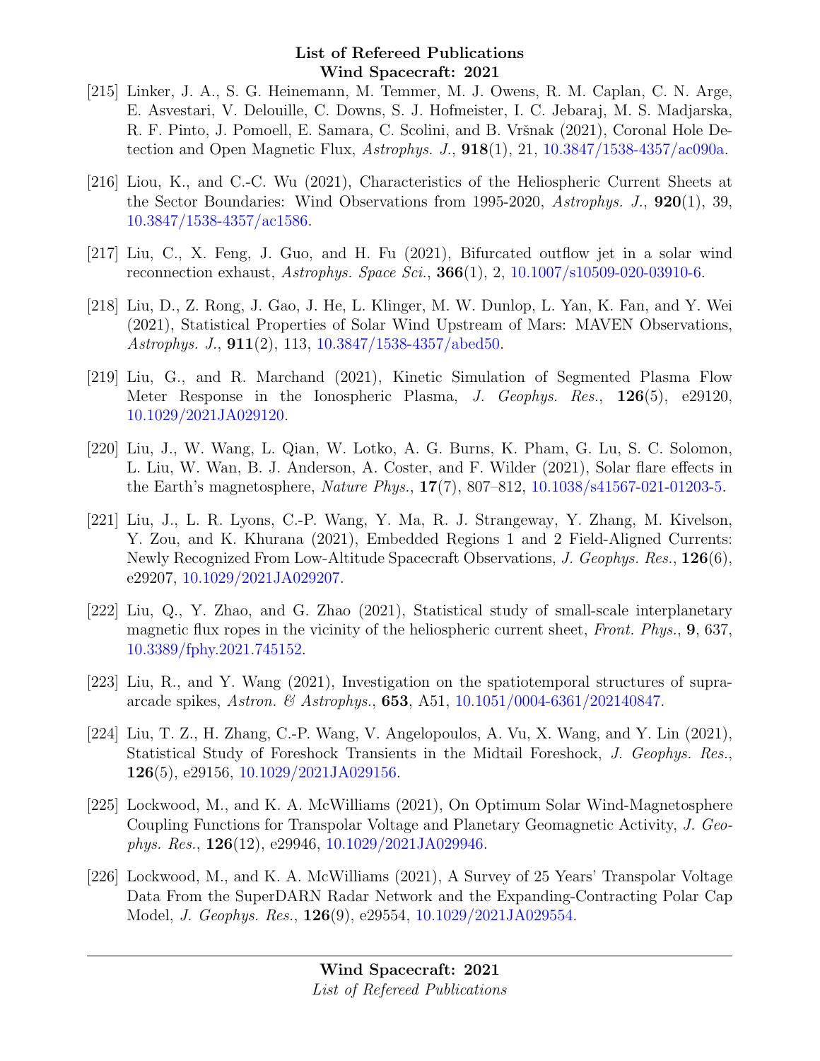[215] Linker, J. A., S. G. Heinemann, M. Temmer, M. J. Owens, R. M. Caplan, C. N. Arge, E. Asvestari, V. Delouille, C. Downs, S. J. Hofmeister, I. C. Jebaraj, M. S. Madjarska, R. F. Pinto, J. Pomoell, E. Samara, C. Scolini, and B. Vršnak (2021), Coronal Hole Detection and Open Magnetic Flux, *Astrophys. J.*, **918**(1), 21, 10.3847/1538-4357/ac090a.

[216] Liou, K., and C.-C. Wu (2021), Characteristics of the Heliospheric Current Sheets at the Sector Boundaries: Wind Observations from 1995-2020, *Astrophys. J.*, **920**(1), 39, 10.3847/1538-4357/ac1586.

[217] Liu, C., X. Feng, J. Guo, and H. Fu (2021), Bifurcated outflow jet in a solar wind reconnection exhaust, *Astrophys. Space Sci.*, **366**(1), 2, 10.1007/s10509-020-03910-6.

[218] Liu, D., Z. Rong, J. Gao, J. He, L. Klinger, M. W. Dunlop, L. Yan, K. Fan, and Y. Wei (2021), Statistical Properties of Solar Wind Upstream of Mars: MAVEN Observations, *Astrophys. J.*, **911**(2), 113, 10.3847/1538-4357/abed50.

[219] Liu, G., and R. Marchand (2021), Kinetic Simulation of Segmented Plasma Flow Meter Response in the Ionospheric Plasma, *J. Geophys. Res.*, **126**(5), e29120, 10.1029/2021JA029120.

[220] Liu, J., W. Wang, L. Qian, W. Lotko, A. G. Burns, K. Pham, G. Lu, S. C. Solomon, L. Liu, W. Wan, B. J. Anderson, A. Coster, and F. Wilder (2021), Solar flare effects in the Earth's magnetosphere, *Nature Phys.*, **17**(7), 807–812, 10.1038/s41567-021-01203-5.

[221] Liu, J., L. R. Lyons, C.-P. Wang, Y. Ma, R. J. Strangeway, Y. Zhang, M. Kivelson, Y. Zou, and K. Khurana (2021), Embedded Regions 1 and 2 Field-Aligned Currents: Newly Recognized From Low-Altitude Spacecraft Observations, *J. Geophys. Res.*, **126**(6), e29207, 10.1029/2021JA029207.

[222] Liu, Q., Y. Zhao, and G. Zhao (2021), Statistical study of small-scale interplanetary magnetic flux ropes in the vicinity of the heliospheric current sheet, *Front. Phys.*, **9**, 637, 10.3389/fphy.2021.745152.

[223] Liu, R., and Y. Wang (2021), Investigation on the spatiotemporal structures of supra-arcade spikes, *Astron. & Astrophys.*, **653**, A51, 10.1051/0004-6361/202140847.

[224] Liu, T. Z., H. Zhang, C.-P. Wang, V. Angelopoulos, A. Vu, X. Wang, and Y. Lin (2021), Statistical Study of Foreshock Transients in the Midtail Foreshock, *J. Geophys. Res.*, **126**(5), e29156, 10.1029/2021JA029156.

[225] Lockwood, M., and K. A. McWilliams (2021), On Optimum Solar Wind-Magnetosphere Coupling Functions for Transpolar Voltage and Planetary Geomagnetic Activity, *J. Geophys. Res.*, **126**(12), e29946, 10.1029/2021JA029946.

[226] Lockwood, M., and K. A. McWilliams (2021), A Survey of 25 Years' Transpolar Voltage Data From the SuperDARN Radar Network and the Expanding-Contracting Polar Cap Model, *J. Geophys. Res.*, **126**(9), e29554, 10.1029/2021JA029554.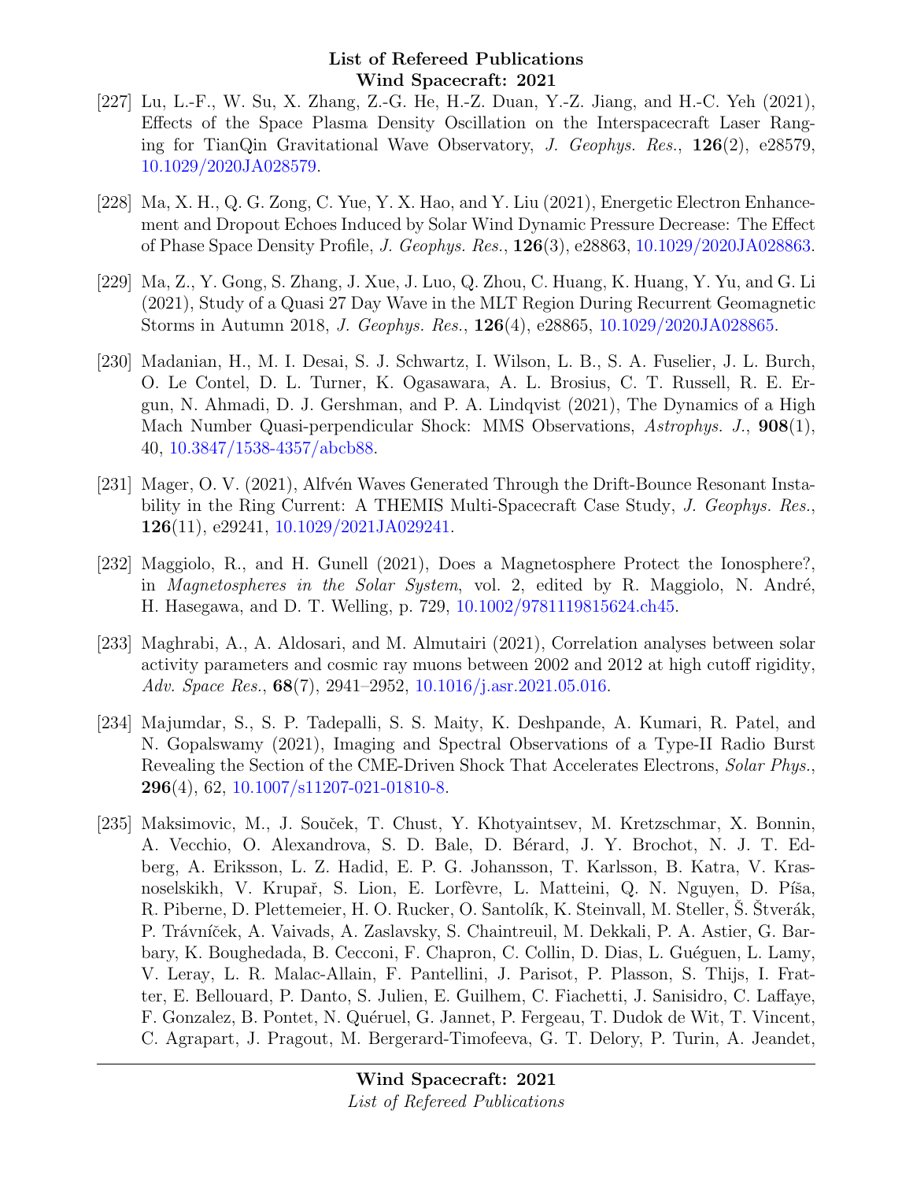[227] Lu, L.-F., W. Su, X. Zhang, Z.-G. He, H.-Z. Duan, Y.-Z. Jiang, and H.-C. Yeh (2021), Effects of the Space Plasma Density Oscillation on the Interspacecraft Laser Ranging for TianQin Gravitational Wave Observatory, *J. Geophys. Res.*, **126**(2), e28579, 10.1029/2020JA028579.

[228] Ma, X. H., Q. G. Zong, C. Yue, Y. X. Hao, and Y. Liu (2021), Energetic Electron Enhancement and Dropout Echoes Induced by Solar Wind Dynamic Pressure Decrease: The Effect of Phase Space Density Profile, *J. Geophys. Res.*, **126**(3), e28863, 10.1029/2020JA028863.

[229] Ma, Z., Y. Gong, S. Zhang, J. Xue, J. Luo, Q. Zhou, C. Huang, K. Huang, Y. Yu, and G. Li (2021), Study of a Quasi 27 Day Wave in the MLT Region During Recurrent Geomagnetic Storms in Autumn 2018, *J. Geophys. Res.*, **126**(4), e28865, 10.1029/2020JA028865.

[230] Madanian, H., M. I. Desai, S. J. Schwartz, I. Wilson, L. B., S. A. Fuselier, J. L. Burch, O. Le Contel, D. L. Turner, K. Ogasawara, A. L. Brosius, C. T. Russell, R. E. Ergun, N. Ahmadi, D. J. Gershman, and P. A. Lindqvist (2021), The Dynamics of a High Mach Number Quasi-perpendicular Shock: MMS Observations, *Astrophys. J.*, **908**(1), 40, 10.3847/1538-4357/abcb88.

[231] Mager, O. V. (2021), Alfvén Waves Generated Through the Drift-Bounce Resonant Instability in the Ring Current: A THEMIS Multi-Spacecraft Case Study, *J. Geophys. Res.*, **126**(11), e29241, 10.1029/2021JA029241.

[232] Maggiolo, R., and H. Gunell (2021), Does a Magnetosphere Protect the Ionosphere?, in *Magnetospheres in the Solar System*, vol. 2, edited by R. Maggiolo, N. André, H. Hasegawa, and D. T. Welling, p. 729, 10.1002/9781119815624.ch45.

[233] Maghrabi, A., A. Aldosari, and M. Almutairi (2021), Correlation analyses between solar activity parameters and cosmic ray muons between 2002 and 2012 at high cutoff rigidity, *Adv. Space Res.*, **68**(7), 2941–2952, 10.1016/j.asr.2021.05.016.

[234] Majumdar, S., S. P. Tadepalli, S. S. Maity, K. Deshpande, A. Kumari, R. Patel, and N. Gopalswamy (2021), Imaging and Spectral Observations of a Type-II Radio Burst Revealing the Section of the CME-Driven Shock That Accelerates Electrons, *Solar Phys.*, **296**(4), 62, 10.1007/s11207-021-01810-8.

[235] Maksimovic, M., J. Souček, T. Chust, Y. Khotyaintsev, M. Kretzschmar, X. Bonnin, A. Vecchio, O. Alexandrova, S. D. Bale, D. Bérard, J. Y. Brochot, N. J. T. Edberg, A. Eriksson, L. Z. Hadid, E. P. G. Johansson, T. Karlsson, B. Katra, V. Krasnoselskikh, V. Krupař, S. Lion, E. Lorfèvre, L. Matteini, Q. N. Nguyen, D. Píša, R. Piberne, D. Plettemeier, H. O. Rucker, O. Santolík, K. Steinvall, M. Steller, Š. Štverák, P. Trávníček, A. Vaivads, A. Zaslavsky, S. Chaintreuil, M. Dekkali, P. A. Astier, G. Barbary, K. Boughedada, B. Cecconi, F. Chapron, C. Collin, D. Dias, L. Guéguen, L. Lamy, V. Leray, L. R. Malac-Allain, F. Pantellini, J. Parisot, P. Plasson, S. Thijs, I. Fratter, E. Bellouard, P. Danto, S. Julien, E. Guilhem, C. Fiachetti, J. Sanisidro, C. Laffaye, F. Gonzalez, B. Pontet, N. Quéruel, G. Jannet, P. Fergeau, T. Dudok de Wit, T. Vincent, C. Agrapart, J. Pragout, M. Bergerard-Timofeeva, G. T. Delory, P. Turin, A. Jeandet,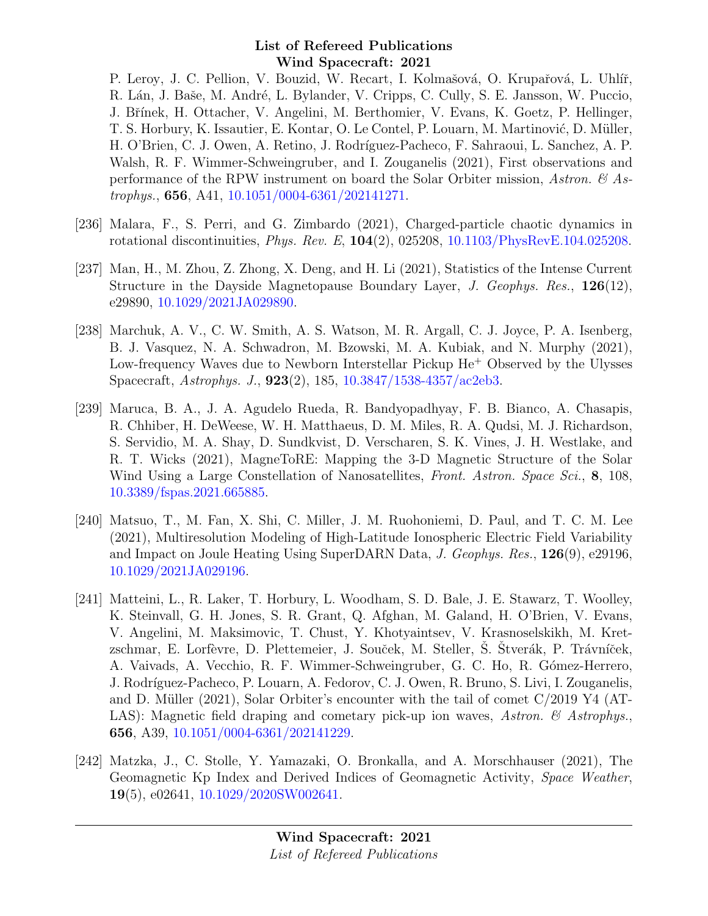P. Leroy, J. C. Pellion, V. Bouzid, W. Recart, I. Kolmašová, O. Krupařová, L. Uhlíř, R. Lán, J. Baše, M. André, L. Bylander, V. Cripps, C. Cully, S. E. Jansson, W. Puccio, J. Břínek, H. Ottacher, V. Angelini, M. Berthomier, V. Evans, K. Goetz, P. Hellinger, T. S. Horbury, K. Issautier, E. Kontar, O. Le Contel, P. Louarn, M. Martinović, D. Müller, H. O'Brien, C. J. Owen, A. Retino, J. Rodríguez-Pacheco, F. Sahraoui, L. Sanchez, A. P. Walsh, R. F. Wimmer-Schweingruber, and I. Zouganelis (2021), First observations and performance of the RPW instrument on board the Solar Orbiter mission, *Astron. & Astrophys.*, **656**, A41, 10.1051/0004-6361/202141271.

[236] Malara, F., S. Perri, and G. Zimbardo (2021), Charged-particle chaotic dynamics in rotational discontinuities, *Phys. Rev. E*, **104**(2), 025208, 10.1103/PhysRevE.104.025208.

[237] Man, H., M. Zhou, Z. Zhong, X. Deng, and H. Li (2021), Statistics of the Intense Current Structure in the Dayside Magnetopause Boundary Layer, *J. Geophys. Res.*, **126**(12), e29890, 10.1029/2021JA029890.

[238] Marchuk, A. V., C. W. Smith, A. S. Watson, M. R. Argall, C. J. Joyce, P. A. Isenberg, B. J. Vasquez, N. A. Schwadron, M. Bzowski, M. A. Kubiak, and N. Murphy (2021), Low-frequency Waves due to Newborn Interstellar Pickup $He^+$ Observed by the Ulysses Spacecraft, *Astrophys. J.*, **923**(2), 185, 10.3847/1538-4357/ac2eb3.

[239] Maruca, B. A., J. A. Agudelo Rueda, R. Bandyopadhyay, F. B. Bianco, A. Chasapis, R. Chhiber, H. DeWeese, W. H. Matthaeus, D. M. Miles, R. A. Qudsi, M. J. Richardson, S. Servidio, M. A. Shay, D. Sundkvist, D. Verscharen, S. K. Vines, J. H. Westlake, and R. T. Wicks (2021), MagneToRE: Mapping the 3-D Magnetic Structure of the Solar Wind Using a Large Constellation of Nanosatellites, *Front. Astron. Space Sci.*, **8**, 108, 10.3389/fspas.2021.665885.

[240] Matsuo, T., M. Fan, X. Shi, C. Miller, J. M. Ruohoniemi, D. Paul, and T. C. M. Lee (2021), Multiresolution Modeling of High-Latitude Ionospheric Electric Field Variability and Impact on Joule Heating Using SuperDARN Data, *J. Geophys. Res.*, **126**(9), e29196, 10.1029/2021JA029196.

[241] Matteini, L., R. Laker, T. Horbury, L. Woodham, S. D. Bale, J. E. Stawarz, T. Woolley, K. Steinvall, G. H. Jones, S. R. Grant, Q. Afghan, M. Galand, H. O'Brien, V. Evans, V. Angelini, M. Maksimovic, T. Chust, Y. Khotyaintsev, V. Krasnoselskikh, M. Kretzschmar, E. Lorfèvre, D. Plettemeier, J. Souček, M. Steller, Š. Štverák, P. Trávníček, A. Vaivads, A. Vecchio, R. F. Wimmer-Schweingruber, G. C. Ho, R. Gómez-Herrero, J. Rodríguez-Pacheco, P. Louarn, A. Fedorov, C. J. Owen, R. Bruno, S. Livi, I. Zouganelis, and D. Müller (2021), Solar Orbiter's encounter with the tail of comet C/2019 Y4 (ATLAS): Magnetic field draping and cometary pick-up ion waves, *Astron. & Astrophys.*, **656**, A39, 10.1051/0004-6361/202141229.

[242] Matzka, J., C. Stolle, Y. Yamazaki, O. Bronkalla, and A. Morschhauser (2021), The Geomagnetic Kp Index and Derived Indices of Geomagnetic Activity, *Space Weather*, **19**(5), e02641, 10.1029/2020SW002641.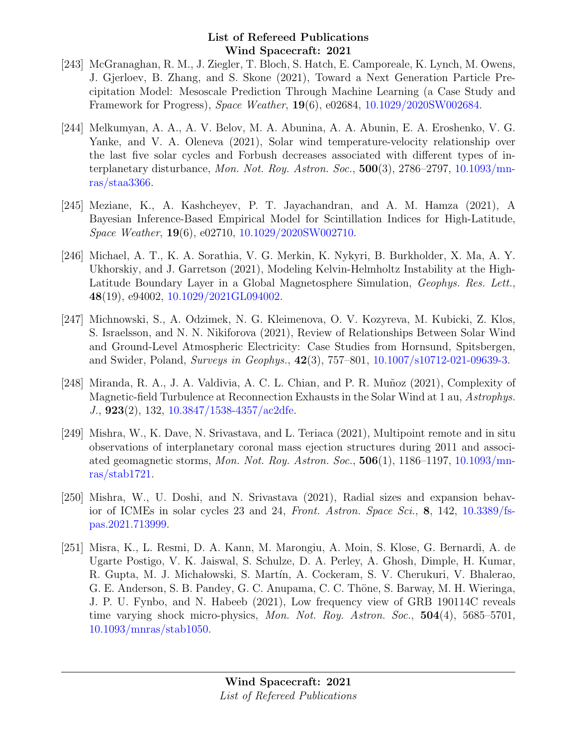[243] McGranaghan, R. M., J. Ziegler, T. Bloch, S. Hatch, E. Camporeale, K. Lynch, M. Owens, J. Gjerloev, B. Zhang, and S. Skone (2021), Toward a Next Generation Particle Precipitation Model: Mesoscale Prediction Through Machine Learning (a Case Study and Framework for Progress), *Space Weather*, **19**(6), e02684, 10.1029/2020SW002684.

[244] Melkumyan, A. A., A. V. Belov, M. A. Abunina, A. A. Abunin, E. A. Eroshenko, V. G. Yanke, and V. A. Oleneva (2021), Solar wind temperature-velocity relationship over the last five solar cycles and Forbush decreases associated with different types of interplanetary disturbance, *Mon. Not. Roy. Astron. Soc.*, **500**(3), 2786–2797, 10.1093/mnras/staa3366.

[245] Meziane, K., A. Kashcheyev, P. T. Jayachandran, and A. M. Hamza (2021), A Bayesian Inference-Based Empirical Model for Scintillation Indices for High-Latitude, *Space Weather*, **19**(6), e02710, 10.1029/2020SW002710.

[246] Michael, A. T., K. A. Sorathia, V. G. Merkin, K. Nykyri, B. Burkholder, X. Ma, A. Y. Ukhorskiy, and J. Garretson (2021), Modeling Kelvin-Helmholtz Instability at the High-Latitude Boundary Layer in a Global Magnetosphere Simulation, *Geophys. Res. Lett.*, **48**(19), e94002, 10.1029/2021GL094002.

[247] Michnowski, S., A. Odzimek, N. G. Kleimenova, O. V. Kozyreva, M. Kubicki, Z. Klos, S. Israelsson, and N. N. Nikiforova (2021), Review of Relationships Between Solar Wind and Ground-Level Atmospheric Electricity: Case Studies from Hornsund, Spitsbergen, and Swider, Poland, *Surveys in Geophys.*, **42**(3), 757–801, 10.1007/s10712-021-09639-3.

[248] Miranda, R. A., J. A. Valdivia, A. C. L. Chian, and P. R. Muñoz (2021), Complexity of Magnetic-field Turbulence at Reconnection Exhausts in the Solar Wind at 1 au, *Astrophys. J.*, **923**(2), 132, 10.3847/1538-4357/ac2dfe.

[249] Mishra, W., K. Dave, N. Srivastava, and L. Teriaca (2021), Multipoint remote and in situ observations of interplanetary coronal mass ejection structures during 2011 and associated geomagnetic storms, *Mon. Not. Roy. Astron. Soc.*, **506**(1), 1186–1197, 10.1093/mnras/stab1721.

[250] Mishra, W., U. Doshi, and N. Srivastava (2021), Radial sizes and expansion behavior of ICMEs in solar cycles 23 and 24, *Front. Astron. Space Sci.*, **8**, 142, 10.3389/fspas.2021.713999.

[251] Misra, K., L. Resmi, D. A. Kann, M. Marongiu, A. Moin, S. Klose, G. Bernardi, A. de Ugarte Postigo, V. K. Jaiswal, S. Schulze, D. A. Perley, A. Ghosh, Dimple, H. Kumar, R. Gupta, M. J. Michałowski, S. Martín, A. Cockeram, S. V. Cherukuri, V. Bhalerao, G. E. Anderson, S. B. Pandey, G. C. Anupama, C. C. Thöne, S. Barway, M. H. Wieringa, J. P. U. Fynbo, and N. Habeeb (2021), Low frequency view of GRB 190114C reveals time varying shock micro-physics, *Mon. Not. Roy. Astron. Soc.*, **504**(4), 5685–5701, 10.1093/mnras/stab1050.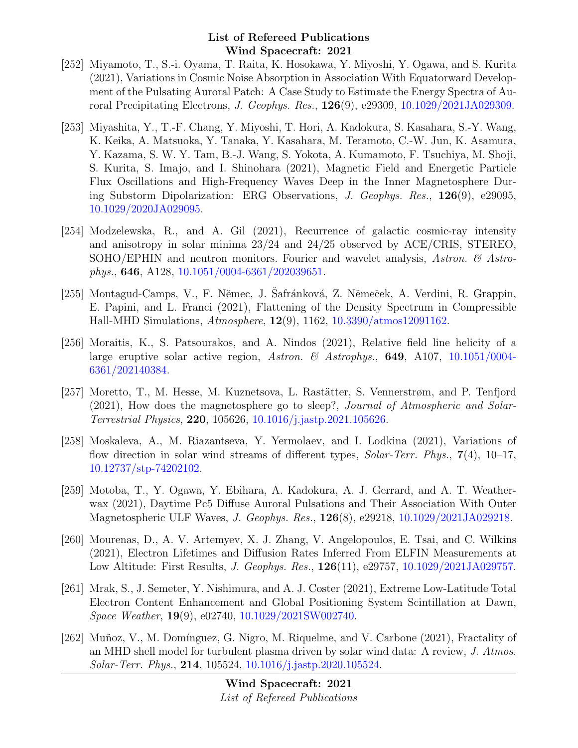[252] Miyamoto, T., S.-i. Oyama, T. Raita, K. Hosokawa, Y. Miyoshi, Y. Ogawa, and S. Kurita (2021), Variations in Cosmic Noise Absorption in Association With Equatorward Development of the Pulsating Auroral Patch: A Case Study to Estimate the Energy Spectra of Auroral Precipitating Electrons, *J. Geophys. Res.*, **126**(9), e29309, 10.1029/2021JA029309.

[253] Miyashita, Y., T.-F. Chang, Y. Miyoshi, T. Hori, A. Kadokura, S. Kasahara, S.-Y. Wang, K. Keika, A. Matsuoka, Y. Tanaka, Y. Kasahara, M. Teramoto, C.-W. Jun, K. Asamura, Y. Kazama, S. W. Y. Tam, B.-J. Wang, S. Yokota, A. Kumamoto, F. Tsuchiya, M. Shoji, S. Kurita, S. Imajo, and I. Shinohara (2021), Magnetic Field and Energetic Particle Flux Oscillations and High-Frequency Waves Deep in the Inner Magnetosphere During Substorm Dipolarization: ERG Observations, *J. Geophys. Res.*, **126**(9), e29095, 10.1029/2020JA029095.

[254] Modzelewska, R., and A. Gil (2021), Recurrence of galactic cosmic-ray intensity and anisotropy in solar minima 23/24 and 24/25 observed by ACE/CRIS, STEREO, SOHO/EPHIN and neutron monitors. Fourier and wavelet analysis, *Astron. & Astrophys.*, **646**, A128, 10.1051/0004-6361/202039651.

[255] Montagud-Camps, V., F. Němec, J. Šafránková, Z. Němeček, A. Verdini, R. Grappin, E. Papini, and L. Franci (2021), Flattening of the Density Spectrum in Compressible Hall-MHD Simulations, *Atmosphere*, **12**(9), 1162, 10.3390/atmos12091162.

[256] Moraitis, K., S. Patsourakos, and A. Nindos (2021), Relative field line helicity of a large eruptive solar active region, *Astron. & Astrophys.*, **649**, A107, 10.1051/0004-6361/202140384.

[257] Moretto, T., M. Hesse, M. Kuznetsova, L. Rastätter, S. Vennerstrøm, and P. Tenfjord (2021), How does the magnetosphere go to sleep?, *Journal of Atmospheric and Solar-Terrestrial Physics*, **220**, 105626, 10.1016/j.jastp.2021.105626.

[258] Moskaleva, A., M. Riazantseva, Y. Yermolaev, and I. Lodkina (2021), Variations of flow direction in solar wind streams of different types, *Solar-Terr. Phys.*, **7**(4), 10–17, 10.12737/stp-74202102.

[259] Motoba, T., Y. Ogawa, Y. Ebihara, A. Kadokura, A. J. Gerrard, and A. T. Weatherwax (2021), Daytime Pc5 Diffuse Auroral Pulsations and Their Association With Outer Magnetospheric ULF Waves, *J. Geophys. Res.*, **126**(8), e29218, 10.1029/2021JA029218.

[260] Mourenas, D., A. V. Artemyev, X. J. Zhang, V. Angelopoulos, E. Tsai, and C. Wilkins (2021), Electron Lifetimes and Diffusion Rates Inferred From ELFIN Measurements at Low Altitude: First Results, *J. Geophys. Res.*, **126**(11), e29757, 10.1029/2021JA029757.

[261] Mrak, S., J. Semeter, Y. Nishimura, and A. J. Coster (2021), Extreme Low-Latitude Total Electron Content Enhancement and Global Positioning System Scintillation at Dawn, *Space Weather*, **19**(9), e02740, 10.1029/2021SW002740.

[262] Muñoz, V., M. Domínguez, G. Nigro, M. Riquelme, and V. Carbone (2021), Fractality of an MHD shell model for turbulent plasma driven by solar wind data: A review, *J. Atmos. Solar-Terr. Phys.*, **214**, 105524, 10.1016/j.jastp.2020.105524.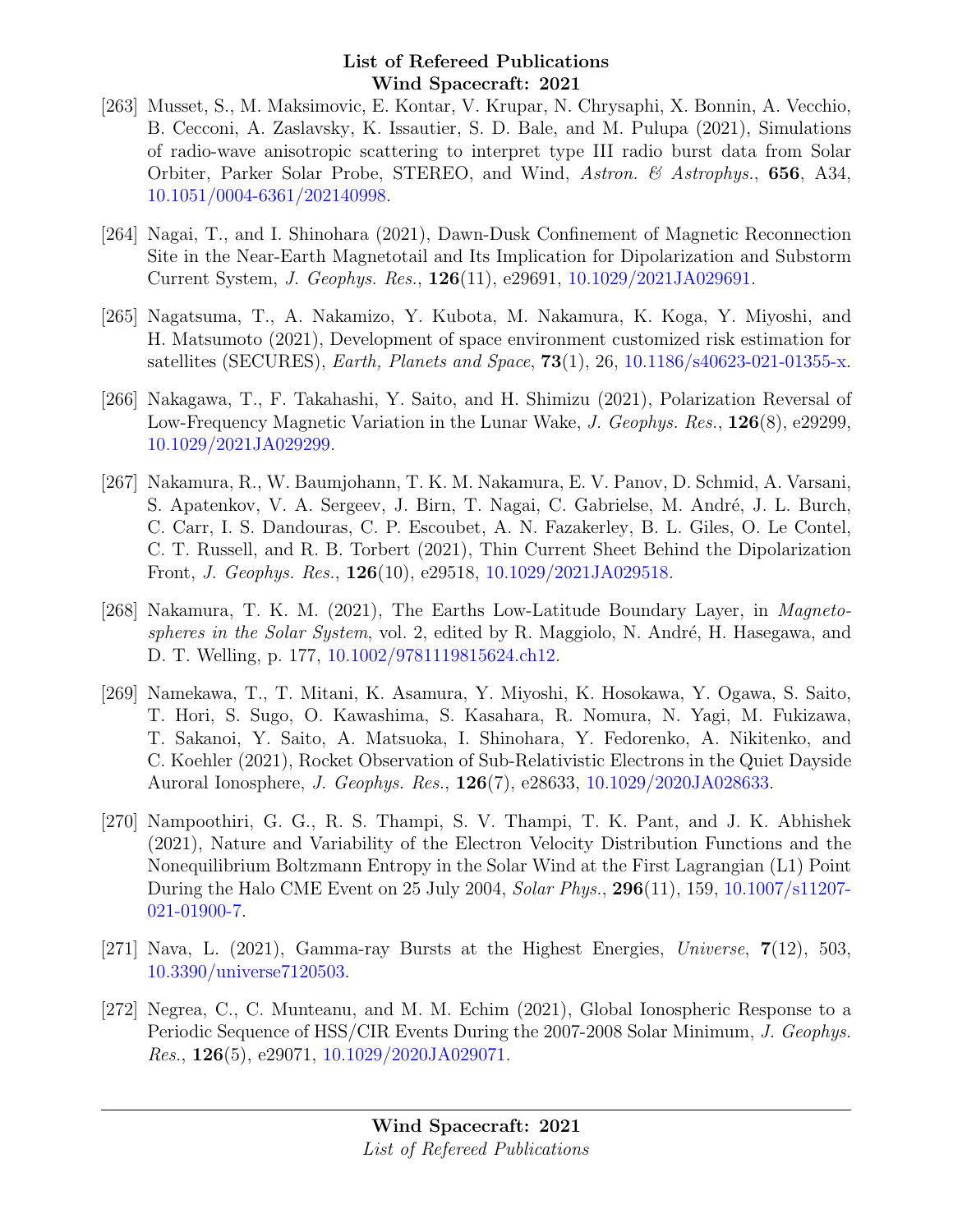[263] Musset, S., M. Maksimovic, E. Kontar, V. Krupar, N. Chrysaphi, X. Bonnin, A. Vecchio, B. Cecconi, A. Zaslavsky, K. Issautier, S. D. Bale, and M. Pulupa (2021), Simulations of radio-wave anisotropic scattering to interpret type III radio burst data from Solar Orbiter, Parker Solar Probe, STEREO, and Wind, *Astron. & Astrophys.*, **656**, A34, 10.1051/0004-6361/202140998.

[264] Nagai, T., and I. Shinohara (2021), Dawn-Dusk Confinement of Magnetic Reconnection Site in the Near-Earth Magnetotail and Its Implication for Dipolarization and Substorm Current System, *J. Geophys. Res.*, **126**(11), e29691, 10.1029/2021JA029691.

[265] Nagatsuma, T., A. Nakamizo, Y. Kubota, M. Nakamura, K. Koga, Y. Miyoshi, and H. Matsumoto (2021), Development of space environment customized risk estimation for satellites (SECURES), *Earth, Planets and Space*, **73**(1), 26, 10.1186/s40623-021-01355-x.

[266] Nakagawa, T., F. Takahashi, Y. Saito, and H. Shimizu (2021), Polarization Reversal of Low-Frequency Magnetic Variation in the Lunar Wake, *J. Geophys. Res.*, **126**(8), e29299, 10.1029/2021JA029299.

[267] Nakamura, R., W. Baumjohann, T. K. M. Nakamura, E. V. Panov, D. Schmid, A. Varsani, S. Apatenkov, V. A. Sergeev, J. Birn, T. Nagai, C. Gabrielse, M. André, J. L. Burch, C. Carr, I. S. Dandouras, C. P. Escoubet, A. N. Fazakerley, B. L. Giles, O. Le Contel, C. T. Russell, and R. B. Torbert (2021), Thin Current Sheet Behind the Dipolarization Front, *J. Geophys. Res.*, **126**(10), e29518, 10.1029/2021JA029518.

[268] Nakamura, T. K. M. (2021), The Earths Low-Latitude Boundary Layer, in *Magnetospheres in the Solar System*, vol. 2, edited by R. Maggiolo, N. André, H. Hasegawa, and D. T. Welling, p. 177, 10.1002/9781119815624.ch12.

[269] Namekawa, T., T. Mitani, K. Asamura, Y. Miyoshi, K. Hosokawa, Y. Ogawa, S. Saito, T. Hori, S. Sugo, O. Kawashima, S. Kasahara, R. Nomura, N. Yagi, M. Fukizawa, T. Sakanoi, Y. Saito, A. Matsuoka, I. Shinohara, Y. Fedorenko, A. Nikitenko, and C. Koehler (2021), Rocket Observation of Sub-Relativistic Electrons in the Quiet Dayside Auroral Ionosphere, *J. Geophys. Res.*, **126**(7), e28633, 10.1029/2020JA028633.

[270] Nampoothiri, G. G., R. S. Thampi, S. V. Thampi, T. K. Pant, and J. K. Abhishek (2021), Nature and Variability of the Electron Velocity Distribution Functions and the Nonequilibrium Boltzmann Entropy in the Solar Wind at the First Lagrangian (L1) Point During the Halo CME Event on 25 July 2004, *Solar Phys.*, **296**(11), 159, 10.1007/s11207-021-01900-7.

[271] Nava, L. (2021), Gamma-ray Bursts at the Highest Energies, *Universe*, **7**(12), 503, 10.3390/universe7120503.

[272] Negrea, C., C. Munteanu, and M. M. Echim (2021), Global Ionospheric Response to a Periodic Sequence of HSS/CIR Events During the 2007-2008 Solar Minimum, *J. Geophys. Res.*, **126**(5), e29071, 10.1029/2020JA029071.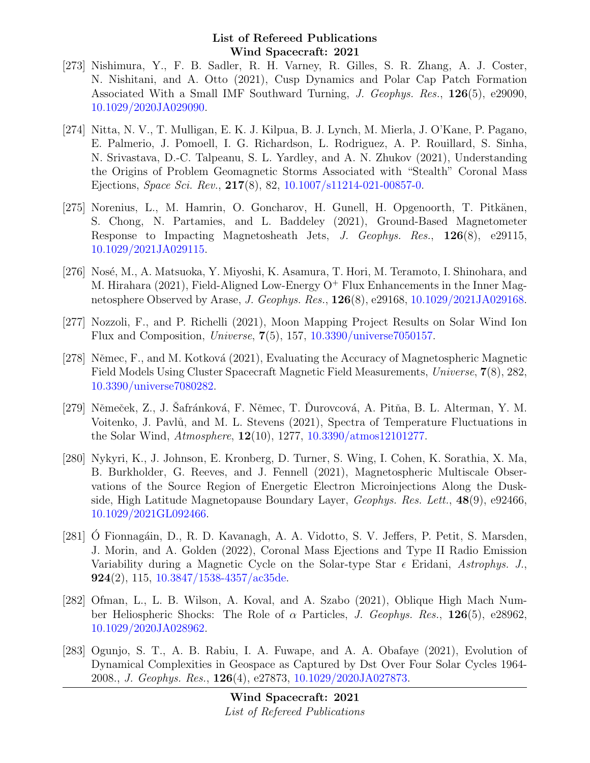[273] Nishimura, Y., F. B. Sadler, R. H. Varney, R. Gilles, S. R. Zhang, A. J. Coster, N. Nishitani, and A. Otto (2021), Cusp Dynamics and Polar Cap Patch Formation Associated With a Small IMF Southward Turning, *J. Geophys. Res.*, **126**(5), e29090, 10.1029/2020JA029090.

[274] Nitta, N. V., T. Mulligan, E. K. J. Kilpua, B. J. Lynch, M. Mierla, J. O'Kane, P. Pagano, E. Palmerio, J. Pomoell, I. G. Richardson, L. Rodriguez, A. P. Rouillard, S. Sinha, N. Srivastava, D.-C. Talpeanu, S. L. Yardley, and A. N. Zhukov (2021), Understanding the Origins of Problem Geomagnetic Storms Associated with "Stealth" Coronal Mass Ejections, *Space Sci. Rev.*, **217**(8), 82, 10.1007/s11214-021-00857-0.

[275] Norenius, L., M. Hamrin, O. Goncharov, H. Gunell, H. Opgenoorth, T. Pitkänen, S. Chong, N. Partamies, and L. Baddeley (2021), Ground-Based Magnetometer Response to Impacting Magnetosheath Jets, *J. Geophys. Res.*, **126**(8), e29115, 10.1029/2021JA029115.

[276] Nosé, M., A. Matsuoka, Y. Miyoshi, K. Asamura, T. Hori, M. Teramoto, I. Shinohara, and M. Hirahara (2021), Field-Aligned Low-Energy $O^+$ Flux Enhancements in the Inner Magnetosphere Observed by Arase, *J. Geophys. Res.*, **126**(8), e29168, 10.1029/2021JA029168.

[277] Nozzoli, F., and P. Richelli (2021), Moon Mapping Project Results on Solar Wind Ion Flux and Composition, *Universe*, **7**(5), 157, 10.3390/universe7050157.

[278] Němec, F., and M. Kotková (2021), Evaluating the Accuracy of Magnetospheric Magnetic Field Models Using Cluster Spacecraft Magnetic Field Measurements, *Universe*, **7**(8), 282, 10.3390/universe7080282.

[279] Němeček, Z., J. Šafránková, F. Němec, T. Ďurovcová, A. Pitňa, B. L. Alterman, Y. M. Voitenko, J. Pavlů, and M. L. Stevens (2021), Spectra of Temperature Fluctuations in the Solar Wind, *Atmosphere*, **12**(10), 1277, 10.3390/atmos12101277.

[280] Nykyri, K., J. Johnson, E. Kronberg, D. Turner, S. Wing, I. Cohen, K. Sorathia, X. Ma, B. Burkholder, G. Reeves, and J. Fennell (2021), Magnetospheric Multiscale Observations of the Source Region of Energetic Electron Microinjections Along the Duskside, High Latitude Magnetopause Boundary Layer, *Geophys. Res. Lett.*, **48**(9), e92466, 10.1029/2021GL092466.

[281] Ó Fionnagáin, D., R. D. Kavanagh, A. A. Vidotto, S. V. Jeffers, P. Petit, S. Marsden, J. Morin, and A. Golden (2022), Coronal Mass Ejections and Type II Radio Emission Variability during a Magnetic Cycle on the Solar-type Star $\epsilon$ Eridani, *Astrophys. J.*, **924**(2), 115, 10.3847/1538-4357/ac35de.

[282] Ofman, L., L. B. Wilson, A. Koval, and A. Szabo (2021), Oblique High Mach Number Heliospheric Shocks: The Role of $\alpha$ Particles, *J. Geophys. Res.*, **126**(5), e28962, 10.1029/2020JA028962.

[283] Ogunjo, S. T., A. B. Rabiu, I. A. Fuwape, and A. A. Obafaye (2021), Evolution of Dynamical Complexities in Geospace as Captured by Dst Over Four Solar Cycles 1964-2008., *J. Geophys. Res.*, **126**(4), e27873, 10.1029/2020JA027873.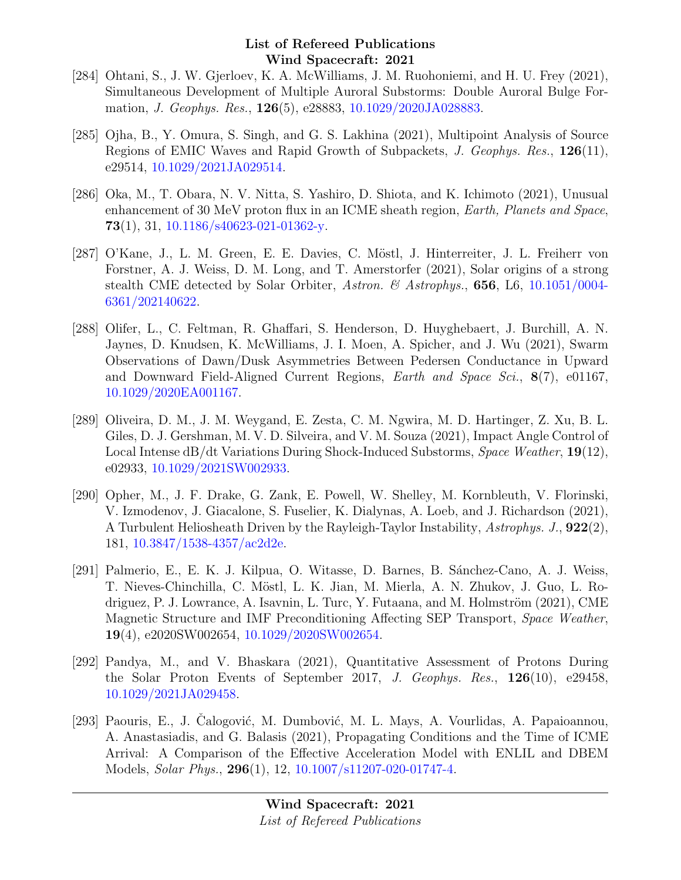[284] Ohtani, S., J. W. Gjerloev, K. A. McWilliams, J. M. Ruohoniemi, and H. U. Frey (2021), Simultaneous Development of Multiple Auroral Substorms: Double Auroral Bulge Formation, *J. Geophys. Res.*, **126**(5), e28883, 10.1029/2020JA028883.

[285] Ojha, B., Y. Omura, S. Singh, and G. S. Lakhina (2021), Multipoint Analysis of Source Regions of EMIC Waves and Rapid Growth of Subpackets, *J. Geophys. Res.*, **126**(11), e29514, 10.1029/2021JA029514.

[286] Oka, M., T. Obara, N. V. Nitta, S. Yashiro, D. Shiota, and K. Ichimoto (2021), Unusual enhancement of 30 MeV proton flux in an ICME sheath region, *Earth, Planets and Space*, **73**(1), 31, 10.1186/s40623-021-01362-y.

[287] O'Kane, J., L. M. Green, E. E. Davies, C. Möstl, J. Hinterreiter, J. L. Freiherr von Forstner, A. J. Weiss, D. M. Long, and T. Amerstorfer (2021), Solar origins of a strong stealth CME detected by Solar Orbiter, *Astron. & Astrophys.*, **656**, L6, 10.1051/0004-6361/202140622.

[288] Olifer, L., C. Feltman, R. Ghaffari, S. Henderson, D. Huyghebaert, J. Burchill, A. N. Jaynes, D. Knudsen, K. McWilliams, J. I. Moen, A. Spicher, and J. Wu (2021), Swarm Observations of Dawn/Dusk Asymmetries Between Pedersen Conductance in Upward and Downward Field-Aligned Current Regions, *Earth and Space Sci.*, **8**(7), e01167, 10.1029/2020EA001167.

[289] Oliveira, D. M., J. M. Weygand, E. Zesta, C. M. Ngwira, M. D. Hartinger, Z. Xu, B. L. Giles, D. J. Gershman, M. V. D. Silveira, and V. M. Souza (2021), Impact Angle Control of Local Intense dB/dt Variations During Shock-Induced Substorms, *Space Weather*, **19**(12), e02933, 10.1029/2021SW002933.

[290] Opher, M., J. F. Drake, G. Zank, E. Powell, W. Shelley, M. Kornbleuth, V. Florinski, V. Izmodenov, J. Giacalone, S. Fuselier, K. Dialynas, A. Loeb, and J. Richardson (2021), A Turbulent Heliosheath Driven by the Rayleigh-Taylor Instability, *Astrophys. J.*, **922**(2), 181, 10.3847/1538-4357/ac2d2e.

[291] Palmerio, E., E. K. J. Kilpua, O. Witasse, D. Barnes, B. Sánchez-Cano, A. J. Weiss, T. Nieves-Chinchilla, C. Möstl, L. K. Jian, M. Mierla, A. N. Zhukov, J. Guo, L. Rodriguez, P. J. Lowrance, A. Isavnin, L. Turc, Y. Futaana, and M. Holmström (2021), CME Magnetic Structure and IMF Preconditioning Affecting SEP Transport, *Space Weather*, **19**(4), e2020SW002654, 10.1029/2020SW002654.

[292] Pandya, M., and V. Bhaskara (2021), Quantitative Assessment of Protons During the Solar Proton Events of September 2017, *J. Geophys. Res.*, **126**(10), e29458, 10.1029/2021JA029458.

[293] Paouris, E., J. Čalogović, M. Dumbović, M. L. Mays, A. Vourlidas, A. Papaioannou, A. Anastasiadis, and G. Balasis (2021), Propagating Conditions and the Time of ICME Arrival: A Comparison of the Effective Acceleration Model with ENLIL and DBEM Models, *Solar Phys.*, **296**(1), 12, 10.1007/s11207-020-01747-4.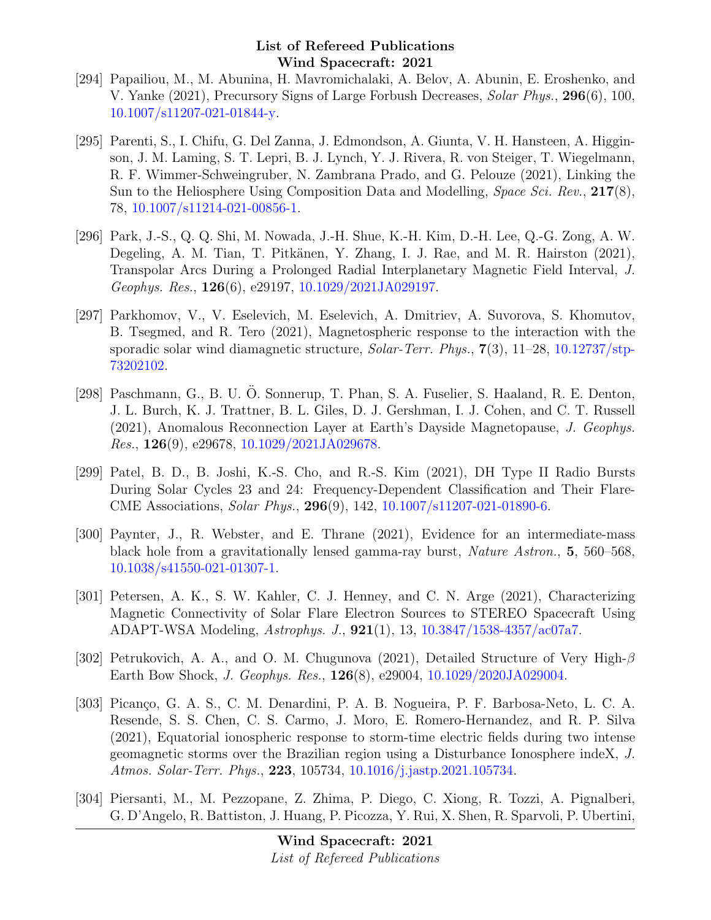[294] Papailiou, M., M. Abunina, H. Mavromichalaki, A. Belov, A. Abunin, E. Eroshenko, and V. Yanke (2021), Precursory Signs of Large Forbush Decreases, *Solar Phys.*, **296**(6), 100, 10.1007/s11207-021-01844-y.

[295] Parenti, S., I. Chifu, G. Del Zanna, J. Edmondson, A. Giunta, V. H. Hansteen, A. Higginson, J. M. Laming, S. T. Lepri, B. J. Lynch, Y. J. Rivera, R. von Steiger, T. Wiegelmann, R. F. Wimmer-Schweingruber, N. Zambrana Prado, and G. Pelouze (2021), Linking the Sun to the Heliosphere Using Composition Data and Modelling, *Space Sci. Rev.*, **217**(8), 78, 10.1007/s11214-021-00856-1.

[296] Park, J.-S., Q. Q. Shi, M. Nowada, J.-H. Shue, K.-H. Kim, D.-H. Lee, Q.-G. Zong, A. W. Degeling, A. M. Tian, T. Pitkänen, Y. Zhang, I. J. Rae, and M. R. Hairston (2021), Transpolar Arcs During a Prolonged Radial Interplanetary Magnetic Field Interval, *J. Geophys. Res.*, **126**(6), e29197, 10.1029/2021JA029197.

[297] Parkhomov, V., V. Eselevich, M. Eselevich, A. Dmitriev, A. Suvorova, S. Khomutov, B. Tsegmed, and R. Tero (2021), Magnetospheric response to the interaction with the sporadic solar wind diamagnetic structure, *Solar-Terr. Phys.*, **7**(3), 11–28, 10.12737/stp-73202102.

[298] Paschmann, G., B. U. Ö. Sonnerup, T. Phan, S. A. Fuselier, S. Haaland, R. E. Denton, J. L. Burch, K. J. Trattner, B. L. Giles, D. J. Gershman, I. J. Cohen, and C. T. Russell (2021), Anomalous Reconnection Layer at Earth's Dayside Magnetopause, *J. Geophys. Res.*, **126**(9), e29678, 10.1029/2021JA029678.

[299] Patel, B. D., B. Joshi, K.-S. Cho, and R.-S. Kim (2021), DH Type II Radio Bursts During Solar Cycles 23 and 24: Frequency-Dependent Classification and Their Flare-CME Associations, *Solar Phys.*, **296**(9), 142, 10.1007/s11207-021-01890-6.

[300] Paynter, J., R. Webster, and E. Thrane (2021), Evidence for an intermediate-mass black hole from a gravitationally lensed gamma-ray burst, *Nature Astron.*, **5**, 560–568, 10.1038/s41550-021-01307-1.

[301] Petersen, A. K., S. W. Kahler, C. J. Henney, and C. N. Arge (2021), Characterizing Magnetic Connectivity of Solar Flare Electron Sources to STEREO Spacecraft Using ADAPT-WSA Modeling, *Astrophys. J.*, **921**(1), 13, 10.3847/1538-4357/ac07a7.

[302] Petrukovich, A. A., and O. M. Chugunova (2021), Detailed Structure of Very High-$\beta$ Earth Bow Shock, *J. Geophys. Res.*, **126**(8), e29004, 10.1029/2020JA029004.

[303] Picanço, G. A. S., C. M. Denardini, P. A. B. Nogueira, P. F. Barbosa-Neto, L. C. A. Resende, S. S. Chen, C. S. Carmo, J. Moro, E. Romero-Hernandez, and R. P. Silva (2021), Equatorial ionospheric response to storm-time electric fields during two intense geomagnetic storms over the Brazilian region using a Disturbance Ionosphere indeX, *J. Atmos. Solar-Terr. Phys.*, **223**, 105734, 10.1016/j.jastp.2021.105734.

[304] Piersanti, M., M. Pezzopane, Z. Zhima, P. Diego, C. Xiong, R. Tozzi, A. Pignalberi, G. D'Angelo, R. Battiston, J. Huang, P. Picozza, Y. Rui, X. Shen, R. Sparvoli, P. Ubertini,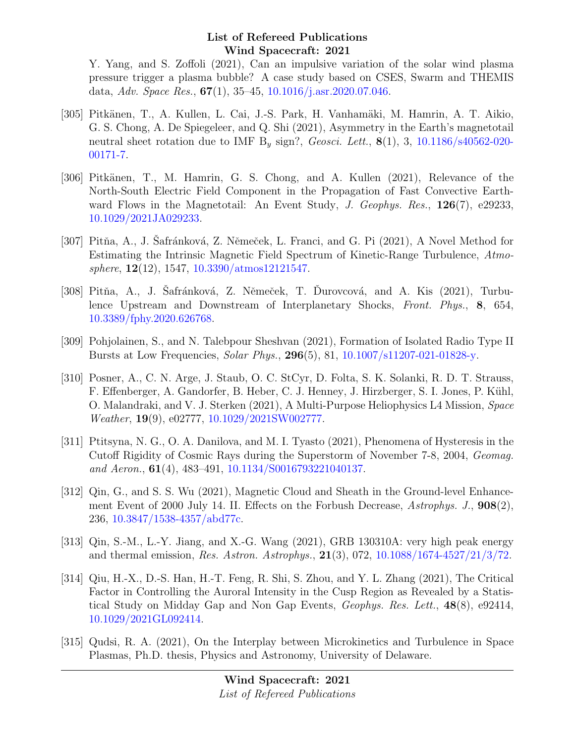Y. Yang, and S. Zoffoli (2021), Can an impulsive variation of the solar wind plasma pressure trigger a plasma bubble? A case study based on CSES, Swarm and THEMIS data, *Adv. Space Res.*, **67**(1), 35–45, 10.1016/j.asr.2020.07.046.

[305] Pitkänen, T., A. Kullen, L. Cai, J.-S. Park, H. Vanhamäki, M. Hamrin, A. T. Aikio, G. S. Chong, A. De Spiegeleer, and Q. Shi (2021), Asymmetry in the Earth's magnetotail neutral sheet rotation due to IMF $B_y$ sign?, *Geosci. Lett.*, **8**(1), 3, 10.1186/s40562-020-00171-7.

[306] Pitkänen, T., M. Hamrin, G. S. Chong, and A. Kullen (2021), Relevance of the North-South Electric Field Component in the Propagation of Fast Convective Earthward Flows in the Magnetotail: An Event Study, *J. Geophys. Res.*, **126**(7), e29233, 10.1029/2021JA029233.

[307] Pitňa, A., J. Šafránková, Z. Němeček, L. Franci, and G. Pi (2021), A Novel Method for Estimating the Intrinsic Magnetic Field Spectrum of Kinetic-Range Turbulence, *Atmosphere*, **12**(12), 1547, 10.3390/atmos12121547.

[308] Pitňa, A., J. Šafránková, Z. Němeček, T. Ďurovcová, and A. Kis (2021), Turbulence Upstream and Downstream of Interplanetary Shocks, *Front. Phys.*, **8**, 654, 10.3389/fphy.2020.626768.

[309] Pohjolainen, S., and N. Talebpour Sheshvan (2021), Formation of Isolated Radio Type II Bursts at Low Frequencies, *Solar Phys.*, **296**(5), 81, 10.1007/s11207-021-01828-y.

[310] Posner, A., C. N. Arge, J. Staub, O. C. StCyr, D. Folta, S. K. Solanki, R. D. T. Strauss, F. Effenberger, A. Gandorfer, B. Heber, C. J. Henney, J. Hirzberger, S. I. Jones, P. Kühl, O. Malandraki, and V. J. Sterken (2021), A Multi-Purpose Heliophysics L4 Mission, *Space Weather*, **19**(9), e02777, 10.1029/2021SW002777.

[311] Ptitsyna, N. G., O. A. Danilova, and M. I. Tyasto (2021), Phenomena of Hysteresis in the Cutoff Rigidity of Cosmic Rays during the Superstorm of November 7-8, 2004, *Geomag. and Aeron.*, **61**(4), 483–491, 10.1134/S0016793221040137.

[312] Qin, G., and S. S. Wu (2021), Magnetic Cloud and Sheath in the Ground-level Enhancement Event of 2000 July 14. II. Effects on the Forbush Decrease, *Astrophys. J.*, **908**(2), 236, 10.3847/1538-4357/abd77c.

[313] Qin, S.-M., L.-Y. Jiang, and X.-G. Wang (2021), GRB 130310A: very high peak energy and thermal emission, *Res. Astron. Astrophys.*, **21**(3), 072, 10.1088/1674-4527/21/3/72.

[314] Qiu, H.-X., D.-S. Han, H.-T. Feng, R. Shi, S. Zhou, and Y. L. Zhang (2021), The Critical Factor in Controlling the Auroral Intensity in the Cusp Region as Revealed by a Statistical Study on Midday Gap and Non Gap Events, *Geophys. Res. Lett.*, **48**(8), e92414, 10.1029/2021GL092414.

[315] Qudsi, R. A. (2021), On the Interplay between Microkinetics and Turbulence in Space Plasmas, Ph.D. thesis, Physics and Astronomy, University of Delaware.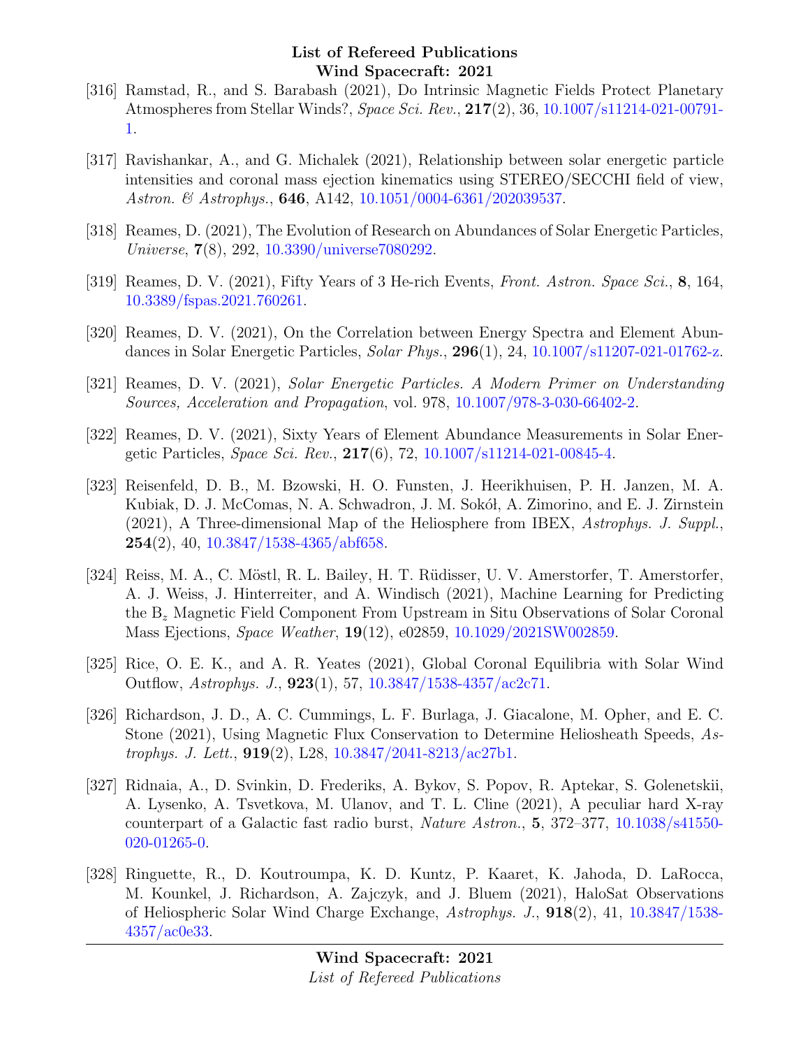[316] Ramstad, R., and S. Barabash (2021), Do Intrinsic Magnetic Fields Protect Planetary Atmospheres from Stellar Winds?, *Space Sci. Rev.*, **217**(2), 36, 10.1007/s11214-021-00791-1.

[317] Ravishankar, A., and G. Michalek (2021), Relationship between solar energetic particle intensities and coronal mass ejection kinematics using STEREO/SECCHI field of view, *Astron. & Astrophys.*, **646**, A142, 10.1051/0004-6361/202039537.

[318] Reames, D. (2021), The Evolution of Research on Abundances of Solar Energetic Particles, *Universe*, **7**(8), 292, 10.3390/universe7080292.

[319] Reames, D. V. (2021), Fifty Years of 3 He-rich Events, *Front. Astron. Space Sci.*, **8**, 164, 10.3389/fspas.2021.760261.

[320] Reames, D. V. (2021), On the Correlation between Energy Spectra and Element Abundances in Solar Energetic Particles, *Solar Phys.*, **296**(1), 24, 10.1007/s11207-021-01762-z.

[321] Reames, D. V. (2021), *Solar Energetic Particles. A Modern Primer on Understanding Sources, Acceleration and Propagation*, vol. 978, 10.1007/978-3-030-66402-2.

[322] Reames, D. V. (2021), Sixty Years of Element Abundance Measurements in Solar Energetic Particles, *Space Sci. Rev.*, **217**(6), 72, 10.1007/s11214-021-00845-4.

[323] Reisenfeld, D. B., M. Bzowski, H. O. Funsten, J. Heerikhuisen, P. H. Janzen, M. A. Kubiak, D. J. McComas, N. A. Schwadron, J. M. Sokół, A. Zimorino, and E. J. Zirnstein (2021), A Three-dimensional Map of the Heliosphere from IBEX, *Astrophys. J. Suppl.*, **254**(2), 40, 10.3847/1538-4365/abf658.

[324] Reiss, M. A., C. Möstl, R. L. Bailey, H. T. Rüdisser, U. V. Amerstorfer, T. Amerstorfer, A. J. Weiss, J. Hinterreiter, and A. Windisch (2021), Machine Learning for Predicting the $B_z$ Magnetic Field Component From Upstream in Situ Observations of Solar Coronal Mass Ejections, *Space Weather*, **19**(12), e02859, 10.1029/2021SW002859.

[325] Rice, O. E. K., and A. R. Yeates (2021), Global Coronal Equilibria with Solar Wind Outflow, *Astrophys. J.*, **923**(1), 57, 10.3847/1538-4357/ac2c71.

[326] Richardson, J. D., A. C. Cummings, L. F. Burlaga, J. Giacalone, M. Opher, and E. C. Stone (2021), Using Magnetic Flux Conservation to Determine Heliosheath Speeds, *Astrophys. J. Lett.*, **919**(2), L28, 10.3847/2041-8213/ac27b1.

[327] Ridnaia, A., D. Svinkin, D. Frederiks, A. Bykov, S. Popov, R. Aptekar, S. Golenetskii, A. Lysenko, A. Tsvetkova, M. Ulanov, and T. L. Cline (2021), A peculiar hard X-ray counterpart of a Galactic fast radio burst, *Nature Astron.*, **5**, 372–377, 10.1038/s41550-020-01265-0.

[328] Ringuette, R., D. Koutroumpa, K. D. Kuntz, P. Kaaret, K. Jahoda, D. LaRocca, M. Kounkel, J. Richardson, A. Zajczyk, and J. Bluem (2021), HaloSat Observations of Heliospheric Solar Wind Charge Exchange, *Astrophys. J.*, **918**(2), 41, 10.3847/1538-4357/ac0e33.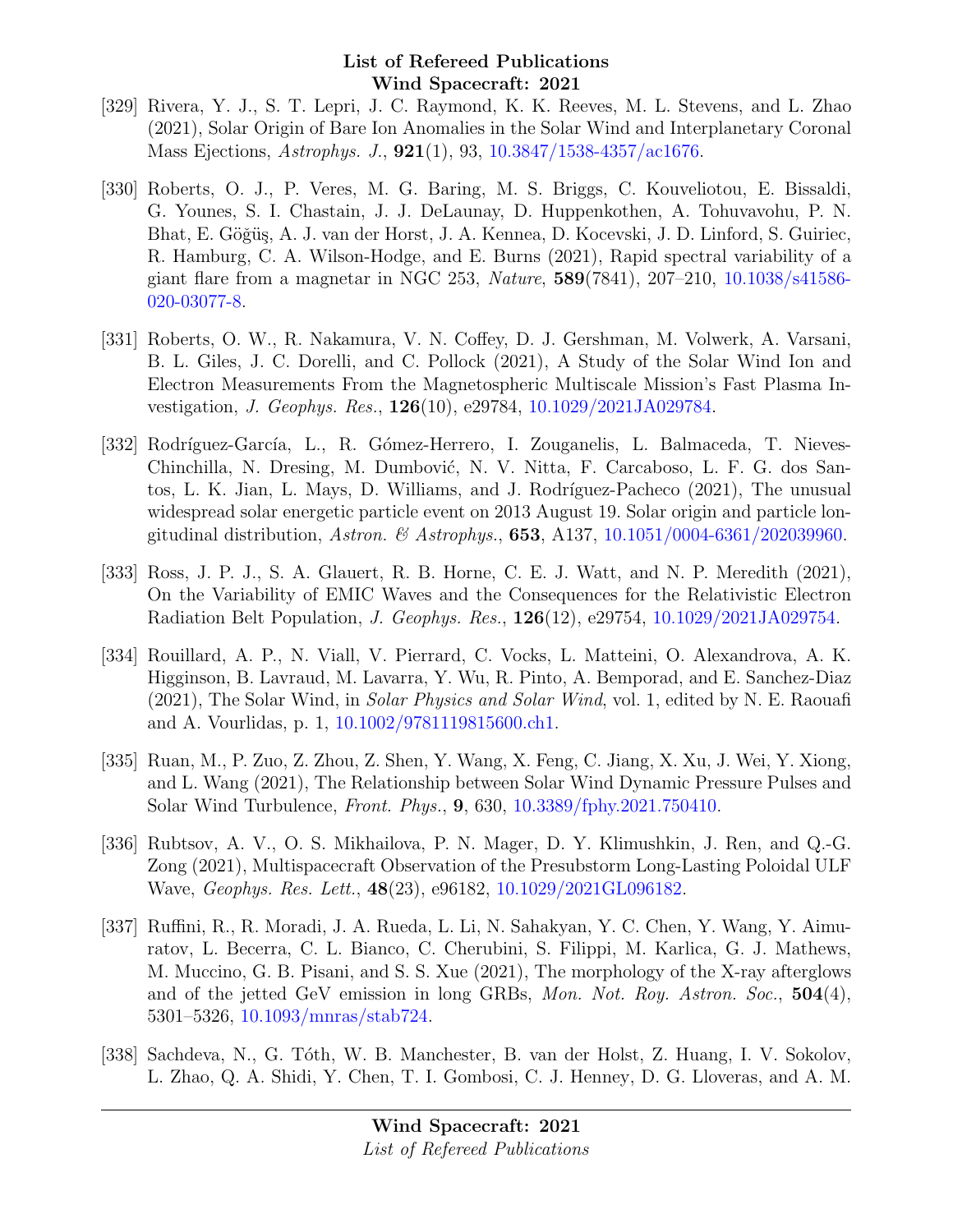[329] Rivera, Y. J., S. T. Lepri, J. C. Raymond, K. K. Reeves, M. L. Stevens, and L. Zhao (2021), Solar Origin of Bare Ion Anomalies in the Solar Wind and Interplanetary Coronal Mass Ejections, *Astrophys. J.*, **921**(1), 93, 10.3847/1538-4357/ac1676.

[330] Roberts, O. J., P. Veres, M. G. Baring, M. S. Briggs, C. Kouveliotou, E. Bissaldi, G. Younes, S. I. Chastain, J. J. DeLaunay, D. Huppenkothen, A. Tohuvavohu, P. N. Bhat, E. Göğüş, A. J. van der Horst, J. A. Kennea, D. Kocevski, J. D. Linford, S. Guiriec, R. Hamburg, C. A. Wilson-Hodge, and E. Burns (2021), Rapid spectral variability of a giant flare from a magnetar in NGC 253, *Nature*, **589**(7841), 207–210, 10.1038/s41586-020-03077-8.

[331] Roberts, O. W., R. Nakamura, V. N. Coffey, D. J. Gershman, M. Volwerk, A. Varsani, B. L. Giles, J. C. Dorelli, and C. Pollock (2021), A Study of the Solar Wind Ion and Electron Measurements From the Magnetospheric Multiscale Mission's Fast Plasma Investigation, *J. Geophys. Res.*, **126**(10), e29784, 10.1029/2021JA029784.

[332] Rodríguez-García, L., R. Gómez-Herrero, I. Zouganelis, L. Balmaceda, T. Nieves-Chinchilla, N. Dresing, M. Dumbović, N. V. Nitta, F. Carcaboso, L. F. G. dos Santos, L. K. Jian, L. Mays, D. Williams, and J. Rodríguez-Pacheco (2021), The unusual widespread solar energetic particle event on 2013 August 19. Solar origin and particle longitudinal distribution, *Astron. & Astrophys.*, **653**, A137, 10.1051/0004-6361/202039960.

[333] Ross, J. P. J., S. A. Glauert, R. B. Horne, C. E. J. Watt, and N. P. Meredith (2021), On the Variability of EMIC Waves and the Consequences for the Relativistic Electron Radiation Belt Population, *J. Geophys. Res.*, **126**(12), e29754, 10.1029/2021JA029754.

[334] Rouillard, A. P., N. Viall, V. Pierrard, C. Vocks, L. Matteini, O. Alexandrova, A. K. Higginson, B. Lavraud, M. Lavarra, Y. Wu, R. Pinto, A. Bemporad, and E. Sanchez-Diaz (2021), The Solar Wind, in *Solar Physics and Solar Wind*, vol. 1, edited by N. E. Raouafi and A. Vourlidas, p. 1, 10.1002/9781119815600.ch1.

[335] Ruan, M., P. Zuo, Z. Zhou, Z. Shen, Y. Wang, X. Feng, C. Jiang, X. Xu, J. Wei, Y. Xiong, and L. Wang (2021), The Relationship between Solar Wind Dynamic Pressure Pulses and Solar Wind Turbulence, *Front. Phys.*, **9**, 630, 10.3389/fphy.2021.750410.

[336] Rubtsov, A. V., O. S. Mikhailova, P. N. Mager, D. Y. Klimushkin, J. Ren, and Q.-G. Zong (2021), Multispacecraft Observation of the Presubstorm Long-Lasting Poloidal ULF Wave, *Geophys. Res. Lett.*, **48**(23), e96182, 10.1029/2021GL096182.

[337] Ruffini, R., R. Moradi, J. A. Rueda, L. Li, N. Sahakyan, Y. C. Chen, Y. Wang, Y. Aimuratov, L. Becerra, C. L. Bianco, C. Cherubini, S. Filippi, M. Karlica, G. J. Mathews, M. Muccino, G. B. Pisani, and S. S. Xue (2021), The morphology of the X-ray afterglows and of the jetted GeV emission in long GRBs, *Mon. Not. Roy. Astron. Soc.*, **504**(4), 5301–5326, 10.1093/mnras/stab724.

[338] Sachdeva, N., G. Tóth, W. B. Manchester, B. van der Holst, Z. Huang, I. V. Sokolov, L. Zhao, Q. A. Shidi, Y. Chen, T. I. Gombosi, C. J. Henney, D. G. Lloveras, and A. M.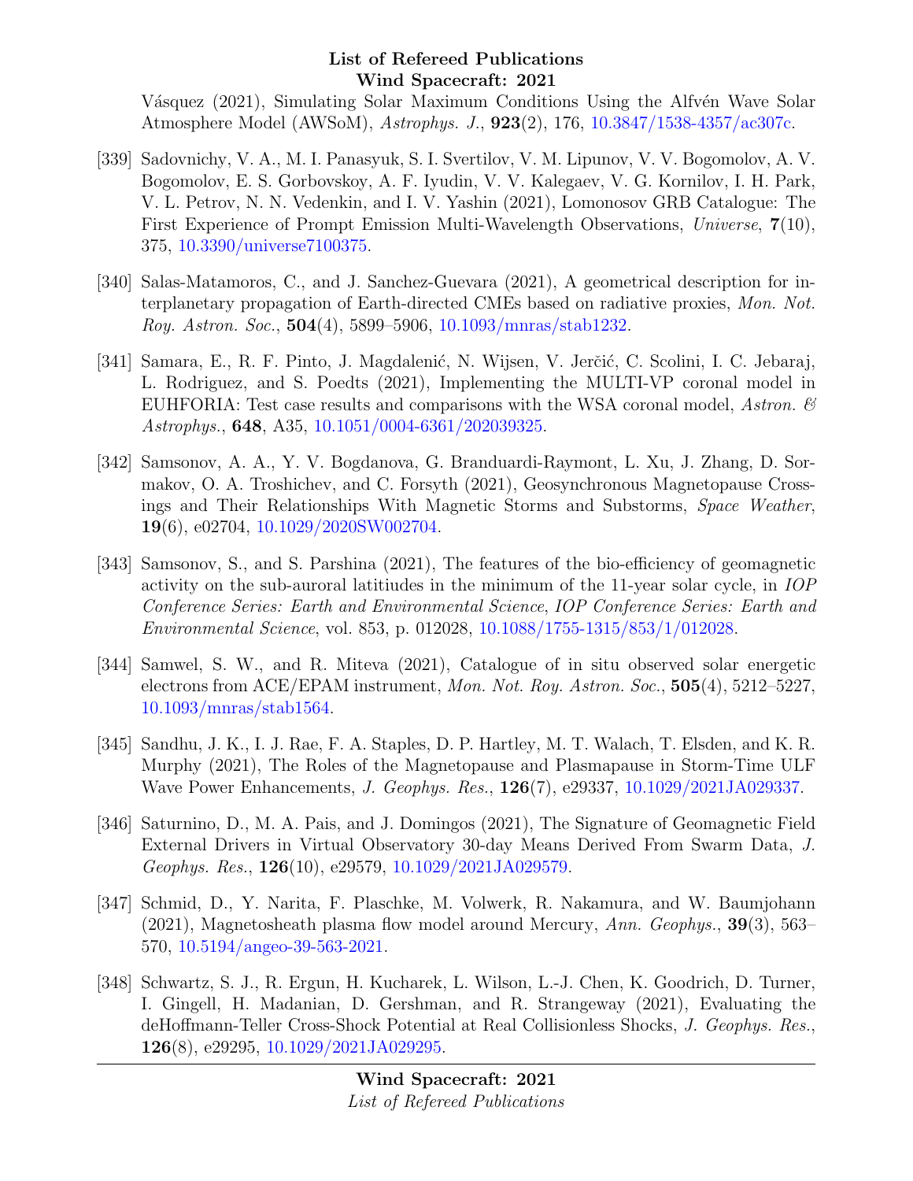Vásquez (2021), Simulating Solar Maximum Conditions Using the Alfvén Wave Solar Atmosphere Model (AWSoM), *Astrophys. J.*, **923**(2), 176, 10.3847/1538-4357/ac307c.

[339] Sadovnichy, V. A., M. I. Panasyuk, S. I. Svertilov, V. M. Lipunov, V. V. Bogomolov, A. V. Bogomolov, E. S. Gorbovskoy, A. F. Iyudin, V. V. Kalegaev, V. G. Kornilov, I. H. Park, V. L. Petrov, N. N. Vedenkin, and I. V. Yashin (2021), Lomonosov GRB Catalogue: The First Experience of Prompt Emission Multi-Wavelength Observations, *Universe*, **7**(10), 375, 10.3390/universe7100375.

[340] Salas-Matamoros, C., and J. Sanchez-Guevara (2021), A geometrical description for interplanetary propagation of Earth-directed CMEs based on radiative proxies, *Mon. Not. Roy. Astron. Soc.*, **504**(4), 5899–5906, 10.1093/mnras/stab1232.

[341] Samara, E., R. F. Pinto, J. Magdalenić, N. Wijsen, V. Jerčić, C. Scolini, I. C. Jebaraj, L. Rodriguez, and S. Poedts (2021), Implementing the MULTI-VP coronal model in EUHFORIA: Test case results and comparisons with the WSA coronal model, *Astron. & Astrophys.*, **648**, A35, 10.1051/0004-6361/202039325.

[342] Samsonov, A. A., Y. V. Bogdanova, G. Branduardi-Raymont, L. Xu, J. Zhang, D. Sormakov, O. A. Troshichev, and C. Forsyth (2021), Geosynchronous Magnetopause Crossings and Their Relationships With Magnetic Storms and Substorms, *Space Weather*, **19**(6), e02704, 10.1029/2020SW002704.

[343] Samsonov, S., and S. Parshina (2021), The features of the bio-efficiency of geomagnetic activity on the sub-auroral latitiudes in the minimum of the 11-year solar cycle, in *IOP Conference Series: Earth and Environmental Science*, *IOP Conference Series: Earth and Environmental Science*, vol. 853, p. 012028, 10.1088/1755-1315/853/1/012028.

[344] Samwel, S. W., and R. Miteva (2021), Catalogue of in situ observed solar energetic electrons from ACE/EPAM instrument, *Mon. Not. Roy. Astron. Soc.*, **505**(4), 5212–5227, 10.1093/mnras/stab1564.

[345] Sandhu, J. K., I. J. Rae, F. A. Staples, D. P. Hartley, M. T. Walach, T. Elsden, and K. R. Murphy (2021), The Roles of the Magnetopause and Plasmapause in Storm-Time ULF Wave Power Enhancements, *J. Geophys. Res.*, **126**(7), e29337, 10.1029/2021JA029337.

[346] Saturnino, D., M. A. Pais, and J. Domingos (2021), The Signature of Geomagnetic Field External Drivers in Virtual Observatory 30-day Means Derived From Swarm Data, *J. Geophys. Res.*, **126**(10), e29579, 10.1029/2021JA029579.

[347] Schmid, D., Y. Narita, F. Plaschke, M. Volwerk, R. Nakamura, and W. Baumjohann (2021), Magnetosheath plasma flow model around Mercury, *Ann. Geophys.*, **39**(3), 563–570, 10.5194/angeo-39-563-2021.

[348] Schwartz, S. J., R. Ergun, H. Kucharek, L. Wilson, L.-J. Chen, K. Goodrich, D. Turner, I. Gingell, H. Madanian, D. Gershman, and R. Strangeway (2021), Evaluating the deHoffmann-Teller Cross-Shock Potential at Real Collisionless Shocks, *J. Geophys. Res.*, **126**(8), e29295, 10.1029/2021JA029295.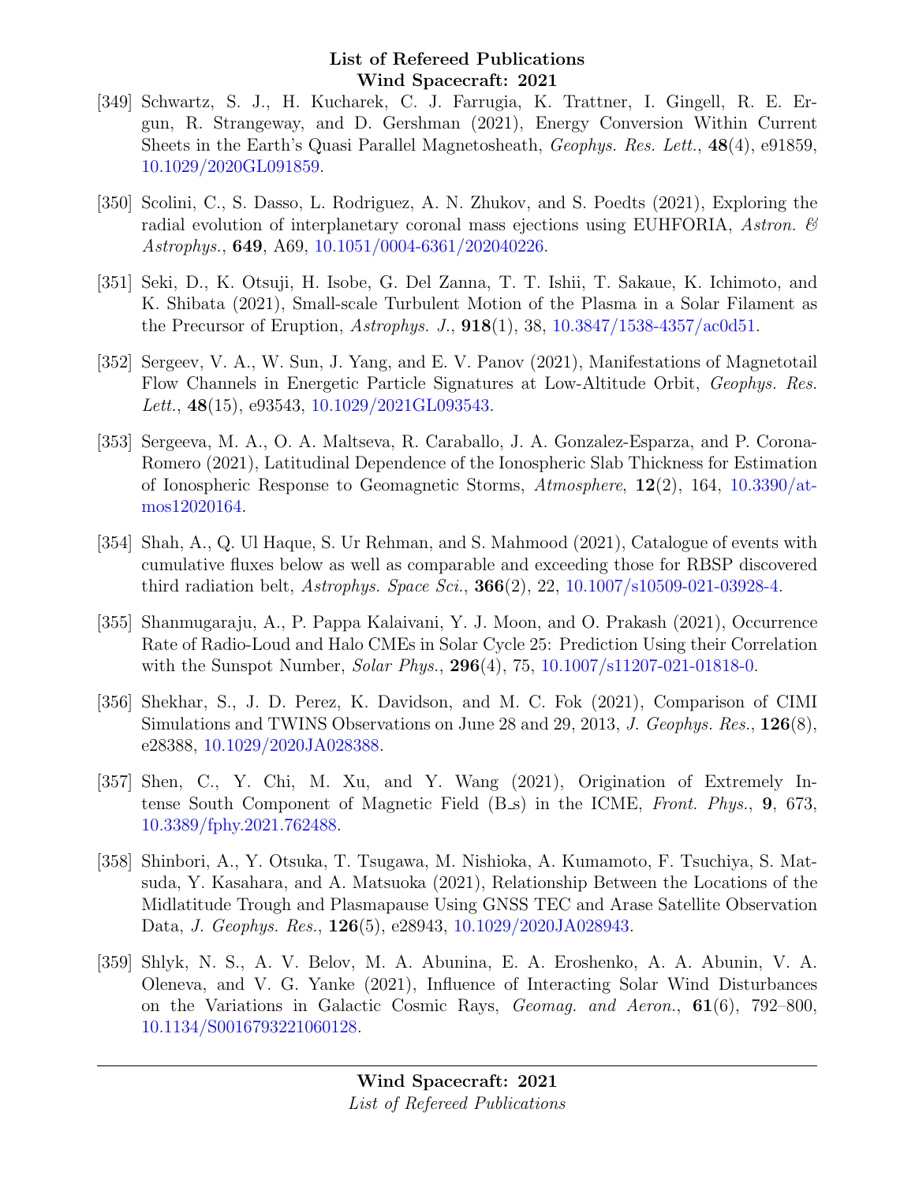[349] Schwartz, S. J., H. Kucharek, C. J. Farrugia, K. Trattner, I. Gingell, R. E. Ergun, R. Strangeway, and D. Gershman (2021), Energy Conversion Within Current Sheets in the Earth's Quasi Parallel Magnetosheath, *Geophys. Res. Lett.*, **48**(4), e91859, 10.1029/2020GL091859.

[350] Scolini, C., S. Dasso, L. Rodriguez, A. N. Zhukov, and S. Poedts (2021), Exploring the radial evolution of interplanetary coronal mass ejections using EUHFORIA, *Astron. & Astrophys.*, **649**, A69, 10.1051/0004-6361/202040226.

[351] Seki, D., K. Otsuji, H. Isobe, G. Del Zanna, T. T. Ishii, T. Sakaue, K. Ichimoto, and K. Shibata (2021), Small-scale Turbulent Motion of the Plasma in a Solar Filament as the Precursor of Eruption, *Astrophys. J.*, **918**(1), 38, 10.3847/1538-4357/ac0d51.

[352] Sergeev, V. A., W. Sun, J. Yang, and E. V. Panov (2021), Manifestations of Magnetotail Flow Channels in Energetic Particle Signatures at Low-Altitude Orbit, *Geophys. Res. Lett.*, **48**(15), e93543, 10.1029/2021GL093543.

[353] Sergeeva, M. A., O. A. Maltseva, R. Caraballo, J. A. Gonzalez-Esparza, and P. Corona-Romero (2021), Latitudinal Dependence of the Ionospheric Slab Thickness for Estimation of Ionospheric Response to Geomagnetic Storms, *Atmosphere*, **12**(2), 164, 10.3390/atmos12020164.

[354] Shah, A., Q. Ul Haque, S. Ur Rehman, and S. Mahmood (2021), Catalogue of events with cumulative fluxes below as well as comparable and exceeding those for RBSP discovered third radiation belt, *Astrophys. Space Sci.*, **366**(2), 22, 10.1007/s10509-021-03928-4.

[355] Shanmugaraju, A., P. Pappa Kalaivani, Y. J. Moon, and O. Prakash (2021), Occurrence Rate of Radio-Loud and Halo CMEs in Solar Cycle 25: Prediction Using their Correlation with the Sunspot Number, *Solar Phys.*, **296**(4), 75, 10.1007/s11207-021-01818-0.

[356] Shekhar, S., J. D. Perez, K. Davidson, and M. C. Fok (2021), Comparison of CIMI Simulations and TWINS Observations on June 28 and 29, 2013, *J. Geophys. Res.*, **126**(8), e28388, 10.1029/2020JA028388.

[357] Shen, C., Y. Chi, M. Xu, and Y. Wang (2021), Origination of Extremely Intense South Component of Magnetic Field ($B_s$) in the ICME, *Front. Phys.*, **9**, 673, 10.3389/fphy.2021.762488.

[358] Shinbori, A., Y. Otsuka, T. Tsugawa, M. Nishioka, A. Kumamoto, F. Tsuchiya, S. Matsuda, Y. Kasahara, and A. Matsuoka (2021), Relationship Between the Locations of the Midlatitude Trough and Plasmapause Using GNSS TEC and Arase Satellite Observation Data, *J. Geophys. Res.*, **126**(5), e28943, 10.1029/2020JA028943.

[359] Shlyk, N. S., A. V. Belov, M. A. Abunina, E. A. Eroshenko, A. A. Abunin, V. A. Oleneva, and V. G. Yanke (2021), Influence of Interacting Solar Wind Disturbances on the Variations in Galactic Cosmic Rays, *Geomag. and Aeron.*, **61**(6), 792–800, 10.1134/S0016793221060128.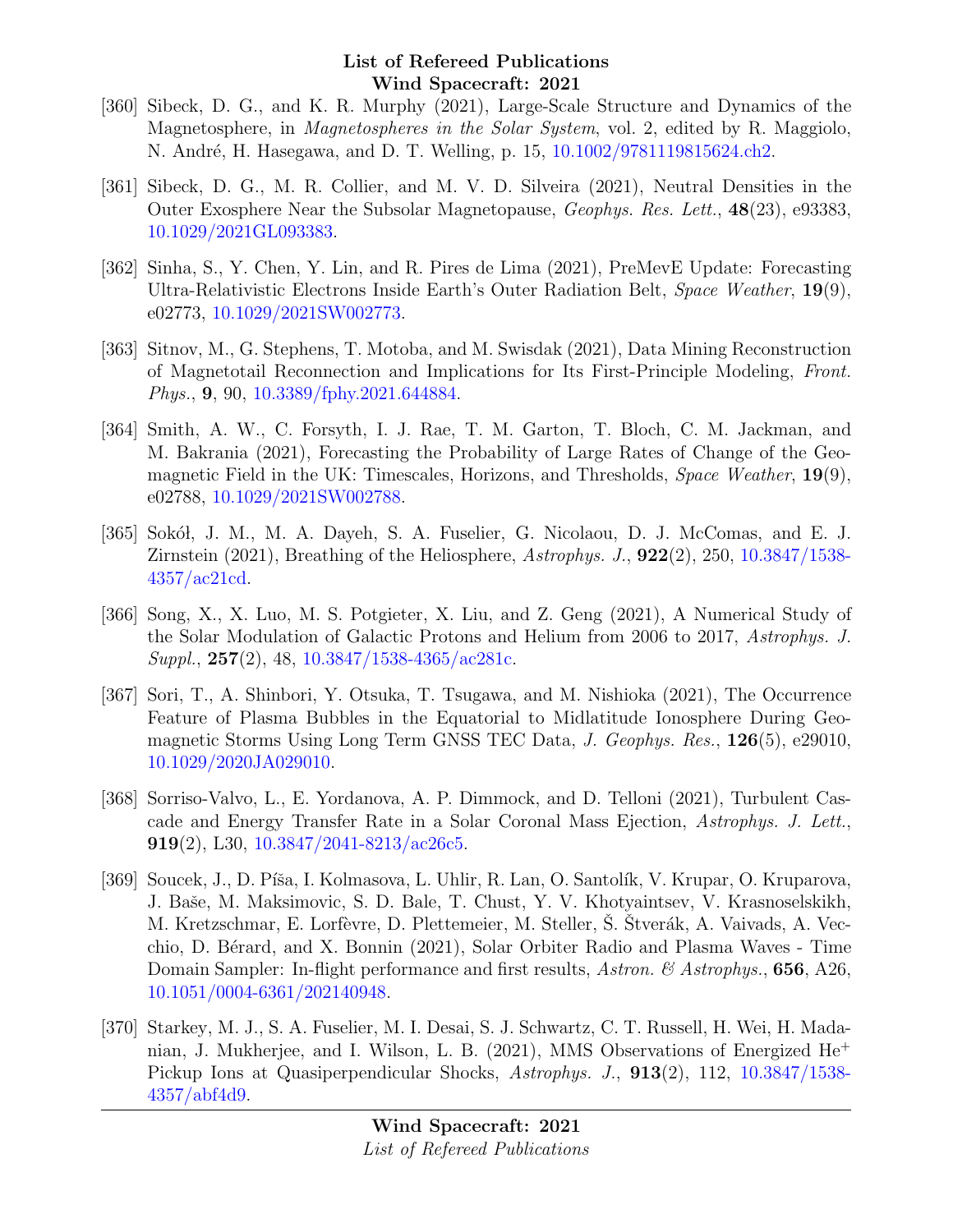[360] Sibeck, D. G., and K. R. Murphy (2021), Large-Scale Structure and Dynamics of the Magnetosphere, in *Magnetospheres in the Solar System*, vol. 2, edited by R. Maggiolo, N. André, H. Hasegawa, and D. T. Welling, p. 15, 10.1002/9781119815624.ch2.

[361] Sibeck, D. G., M. R. Collier, and M. V. D. Silveira (2021), Neutral Densities in the Outer Exosphere Near the Subsolar Magnetopause, *Geophys. Res. Lett.*, **48**(23), e93383, 10.1029/2021GL093383.

[362] Sinha, S., Y. Chen, Y. Lin, and R. Pires de Lima (2021), PreMevE Update: Forecasting Ultra-Relativistic Electrons Inside Earth's Outer Radiation Belt, *Space Weather*, **19**(9), e02773, 10.1029/2021SW002773.

[363] Sitnov, M., G. Stephens, T. Motoba, and M. Swisdak (2021), Data Mining Reconstruction of Magnetotail Reconnection and Implications for Its First-Principle Modeling, *Front. Phys.*, **9**, 90, 10.3389/fphy.2021.644884.

[364] Smith, A. W., C. Forsyth, I. J. Rae, T. M. Garton, T. Bloch, C. M. Jackman, and M. Bakrania (2021), Forecasting the Probability of Large Rates of Change of the Geomagnetic Field in the UK: Timescales, Horizons, and Thresholds, *Space Weather*, **19**(9), e02788, 10.1029/2021SW002788.

[365] Sokół, J. M., M. A. Dayeh, S. A. Fuselier, G. Nicolaou, D. J. McComas, and E. J. Zirnstein (2021), Breathing of the Heliosphere, *Astrophys. J.*, **922**(2), 250, 10.3847/1538-4357/ac21cd.

[366] Song, X., X. Luo, M. S. Potgieter, X. Liu, and Z. Geng (2021), A Numerical Study of the Solar Modulation of Galactic Protons and Helium from 2006 to 2017, *Astrophys. J. Suppl.*, **257**(2), 48, 10.3847/1538-4365/ac281c.

[367] Sori, T., A. Shinbori, Y. Otsuka, T. Tsugawa, and M. Nishioka (2021), The Occurrence Feature of Plasma Bubbles in the Equatorial to Midlatitude Ionosphere During Geomagnetic Storms Using Long Term GNSS TEC Data, *J. Geophys. Res.*, **126**(5), e29010, 10.1029/2020JA029010.

[368] Sorriso-Valvo, L., E. Yordanova, A. P. Dimmock, and D. Telloni (2021), Turbulent Cascade and Energy Transfer Rate in a Solar Coronal Mass Ejection, *Astrophys. J. Lett.*, **919**(2), L30, 10.3847/2041-8213/ac26c5.

[369] Soucek, J., D. Píša, I. Kolmasova, L. Uhlir, R. Lan, O. Santolík, V. Krupar, O. Kruparova, J. Baše, M. Maksimovic, S. D. Bale, T. Chust, Y. V. Khotyaintsev, V. Krasnoselskikh, M. Kretzschmar, E. Lorfèvre, D. Plettemeier, M. Steller, Š. Štverák, A. Vaivads, A. Vecchio, D. Bérard, and X. Bonnin (2021), Solar Orbiter Radio and Plasma Waves - Time Domain Sampler: In-flight performance and first results, *Astron. & Astrophys.*, **656**, A26, 10.1051/0004-6361/202140948.

[370] Starkey, M. J., S. A. Fuselier, M. I. Desai, S. J. Schwartz, C. T. Russell, H. Wei, H. Madanian, J. Mukherjee, and I. Wilson, L. B. (2021), MMS Observations of Energized $He^{+}$ Pickup Ions at Quasiperpendicular Shocks, *Astrophys. J.*, **913**(2), 112, 10.3847/1538-4357/abf4d9.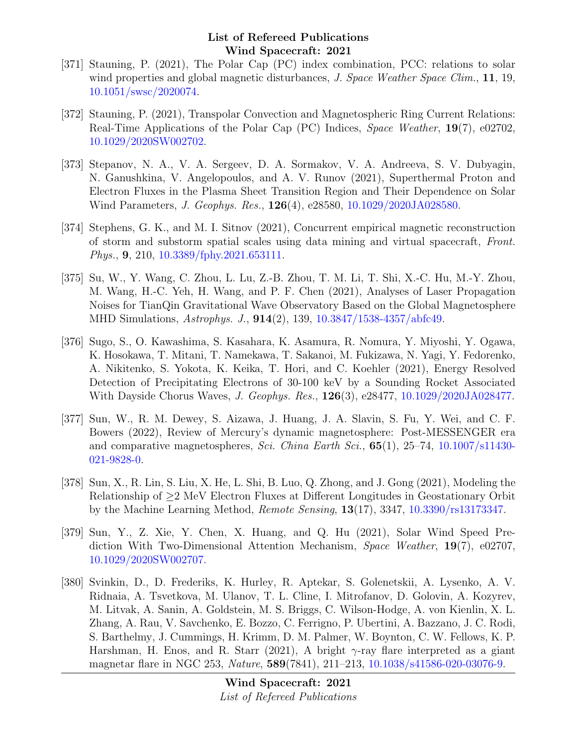[371] Stauning, P. (2021), The Polar Cap (PC) index combination, PCC: relations to solar wind properties and global magnetic disturbances, *J. Space Weather Space Clim.*, **11**, 19, 10.1051/swsc/2020074.

[372] Stauning, P. (2021), Transpolar Convection and Magnetospheric Ring Current Relations: Real-Time Applications of the Polar Cap (PC) Indices, *Space Weather*, **19**(7), e02702, 10.1029/2020SW002702.

[373] Stepanov, N. A., V. A. Sergeev, D. A. Sormakov, V. A. Andreeva, S. V. Dubyagin, N. Ganushkina, V. Angelopoulos, and A. V. Runov (2021), Superthermal Proton and Electron Fluxes in the Plasma Sheet Transition Region and Their Dependence on Solar Wind Parameters, *J. Geophys. Res.*, **126**(4), e28580, 10.1029/2020JA028580.

[374] Stephens, G. K., and M. I. Sitnov (2021), Concurrent empirical magnetic reconstruction of storm and substorm spatial scales using data mining and virtual spacecraft, *Front. Phys.*, **9**, 210, 10.3389/fphy.2021.653111.

[375] Su, W., Y. Wang, C. Zhou, L. Lu, Z.-B. Zhou, T. M. Li, T. Shi, X.-C. Hu, M.-Y. Zhou, M. Wang, H.-C. Yeh, H. Wang, and P. F. Chen (2021), Analyses of Laser Propagation Noises for TianQin Gravitational Wave Observatory Based on the Global Magnetosphere MHD Simulations, *Astrophys. J.*, **914**(2), 139, 10.3847/1538-4357/abfc49.

[376] Sugo, S., O. Kawashima, S. Kasahara, K. Asamura, R. Nomura, Y. Miyoshi, Y. Ogawa, K. Hosokawa, T. Mitani, T. Namekawa, T. Sakanoi, M. Fukizawa, N. Yagi, Y. Fedorenko, A. Nikitenko, S. Yokota, K. Keika, T. Hori, and C. Koehler (2021), Energy Resolved Detection of Precipitating Electrons of 30-100 keV by a Sounding Rocket Associated With Dayside Chorus Waves, *J. Geophys. Res.*, **126**(3), e28477, 10.1029/2020JA028477.

[377] Sun, W., R. M. Dewey, S. Aizawa, J. Huang, J. A. Slavin, S. Fu, Y. Wei, and C. F. Bowers (2022), Review of Mercury's dynamic magnetosphere: Post-MESSENGER era and comparative magnetospheres, *Sci. China Earth Sci.*, **65**(1), 25–74, 10.1007/s11430-021-9828-0.

[378] Sun, X., R. Lin, S. Liu, X. He, L. Shi, B. Luo, Q. Zhong, and J. Gong (2021), Modeling the Relationship of ≥2 MeV Electron Fluxes at Different Longitudes in Geostationary Orbit by the Machine Learning Method, *Remote Sensing*, **13**(17), 3347, 10.3390/rs13173347.

[379] Sun, Y., Z. Xie, Y. Chen, X. Huang, and Q. Hu (2021), Solar Wind Speed Prediction With Two-Dimensional Attention Mechanism, *Space Weather*, **19**(7), e02707, 10.1029/2020SW002707.

[380] Svinkin, D., D. Frederiks, K. Hurley, R. Aptekar, S. Golenetskii, A. Lysenko, A. V. Ridnaia, A. Tsvetkova, M. Ulanov, T. L. Cline, I. Mitrofanov, D. Golovin, A. Kozyrev, M. Litvak, A. Sanin, A. Goldstein, M. S. Briggs, C. Wilson-Hodge, A. von Kienlin, X. L. Zhang, A. Rau, V. Savchenko, E. Bozzo, C. Ferrigno, P. Ubertini, A. Bazzano, J. C. Rodi, S. Barthelmy, J. Cummings, H. Krimm, D. M. Palmer, W. Boynton, C. W. Fellows, K. P. Harshman, H. Enos, and R. Starr (2021), A bright $\gamma$-ray flare interpreted as a giant magnetar flare in NGC 253, *Nature*, **589**(7841), 211–213, 10.1038/s41586-020-03076-9.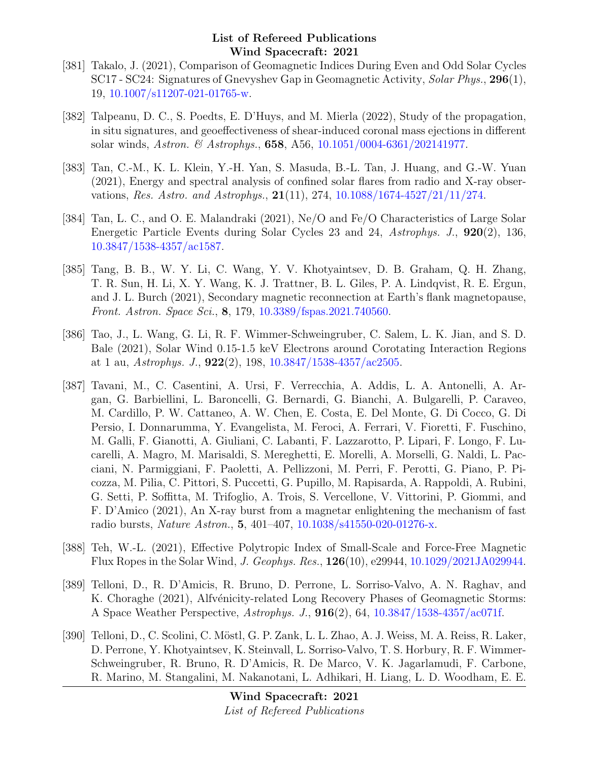[381] Takalo, J. (2021), Comparison of Geomagnetic Indices During Even and Odd Solar Cycles SC17 - SC24: Signatures of Gnevyshev Gap in Geomagnetic Activity, *Solar Phys.*, **296**(1), 19, 10.1007/s11207-021-01765-w.

[382] Talpeanu, D. C., S. Poedts, E. D'Huys, and M. Mierla (2022), Study of the propagation, in situ signatures, and geoeffectiveness of shear-induced coronal mass ejections in different solar winds, *Astron. & Astrophys.*, **658**, A56, 10.1051/0004-6361/202141977.

[383] Tan, C.-M., K. L. Klein, Y.-H. Yan, S. Masuda, B.-L. Tan, J. Huang, and G.-W. Yuan (2021), Energy and spectral analysis of confined solar flares from radio and X-ray observations, *Res. Astro. and Astrophys.*, **21**(11), 274, 10.1088/1674-4527/21/11/274.

[384] Tan, L. C., and O. E. Malandraki (2021), Ne/O and Fe/O Characteristics of Large Solar Energetic Particle Events during Solar Cycles 23 and 24, *Astrophys. J.*, **920**(2), 136, 10.3847/1538-4357/ac1587.

[385] Tang, B. B., W. Y. Li, C. Wang, Y. V. Khotyaintsev, D. B. Graham, Q. H. Zhang, T. R. Sun, H. Li, X. Y. Wang, K. J. Trattner, B. L. Giles, P. A. Lindqvist, R. E. Ergun, and J. L. Burch (2021), Secondary magnetic reconnection at Earth's flank magnetopause, *Front. Astron. Space Sci.*, **8**, 179, 10.3389/fspas.2021.740560.

[386] Tao, J., L. Wang, G. Li, R. F. Wimmer-Schweingruber, C. Salem, L. K. Jian, and S. D. Bale (2021), Solar Wind 0.15-1.5 keV Electrons around Corotating Interaction Regions at 1 au, *Astrophys. J.*, **922**(2), 198, 10.3847/1538-4357/ac2505.

[387] Tavani, M., C. Casentini, A. Ursi, F. Verrecchia, A. Addis, L. A. Antonelli, A. Argan, G. Barbiellini, L. Baroncelli, G. Bernardi, G. Bianchi, A. Bulgarelli, P. Caraveo, M. Cardillo, P. W. Cattaneo, A. W. Chen, E. Costa, E. Del Monte, G. Di Cocco, G. Di Persio, I. Donnarumma, Y. Evangelista, M. Feroci, A. Ferrari, V. Fioretti, F. Fuschino, M. Galli, F. Gianotti, A. Giuliani, C. Labanti, F. Lazzarotto, P. Lipari, F. Longo, F. Lucarelli, A. Magro, M. Marisaldi, S. Mereghetti, E. Morelli, A. Morselli, G. Naldi, L. Pacciani, N. Parmiggiani, F. Paoletti, A. Pellizzoni, M. Perri, F. Perotti, G. Piano, P. Picozza, M. Pilia, C. Pittori, S. Puccetti, G. Pupillo, M. Rapisarda, A. Rappoldi, A. Rubini, G. Setti, P. Soffitta, M. Trifoglio, A. Trois, S. Vercellone, V. Vittorini, P. Giommi, and F. D'Amico (2021), An X-ray burst from a magnetar enlightening the mechanism of fast radio bursts, *Nature Astron.*, **5**, 401–407, 10.1038/s41550-020-01276-x.

[388] Teh, W.-L. (2021), Effective Polytropic Index of Small-Scale and Force-Free Magnetic Flux Ropes in the Solar Wind, *J. Geophys. Res.*, **126**(10), e29944, 10.1029/2021JA029944.

[389] Telloni, D., R. D'Amicis, R. Bruno, D. Perrone, L. Sorriso-Valvo, A. N. Raghav, and K. Choraghe (2021), Alfvénicity-related Long Recovery Phases of Geomagnetic Storms: A Space Weather Perspective, *Astrophys. J.*, **916**(2), 64, 10.3847/1538-4357/ac071f.

[390] Telloni, D., C. Scolini, C. Möstl, G. P. Zank, L. L. Zhao, A. J. Weiss, M. A. Reiss, R. Laker, D. Perrone, Y. Khotyaintsev, K. Steinvall, L. Sorriso-Valvo, T. S. Horbury, R. F. Wimmer-Schweingruber, R. Bruno, R. D'Amicis, R. De Marco, V. K. Jagarlamudi, F. Carbone, R. Marino, M. Stangalini, M. Nakanotani, L. Adhikari, H. Liang, L. D. Woodham, E. E.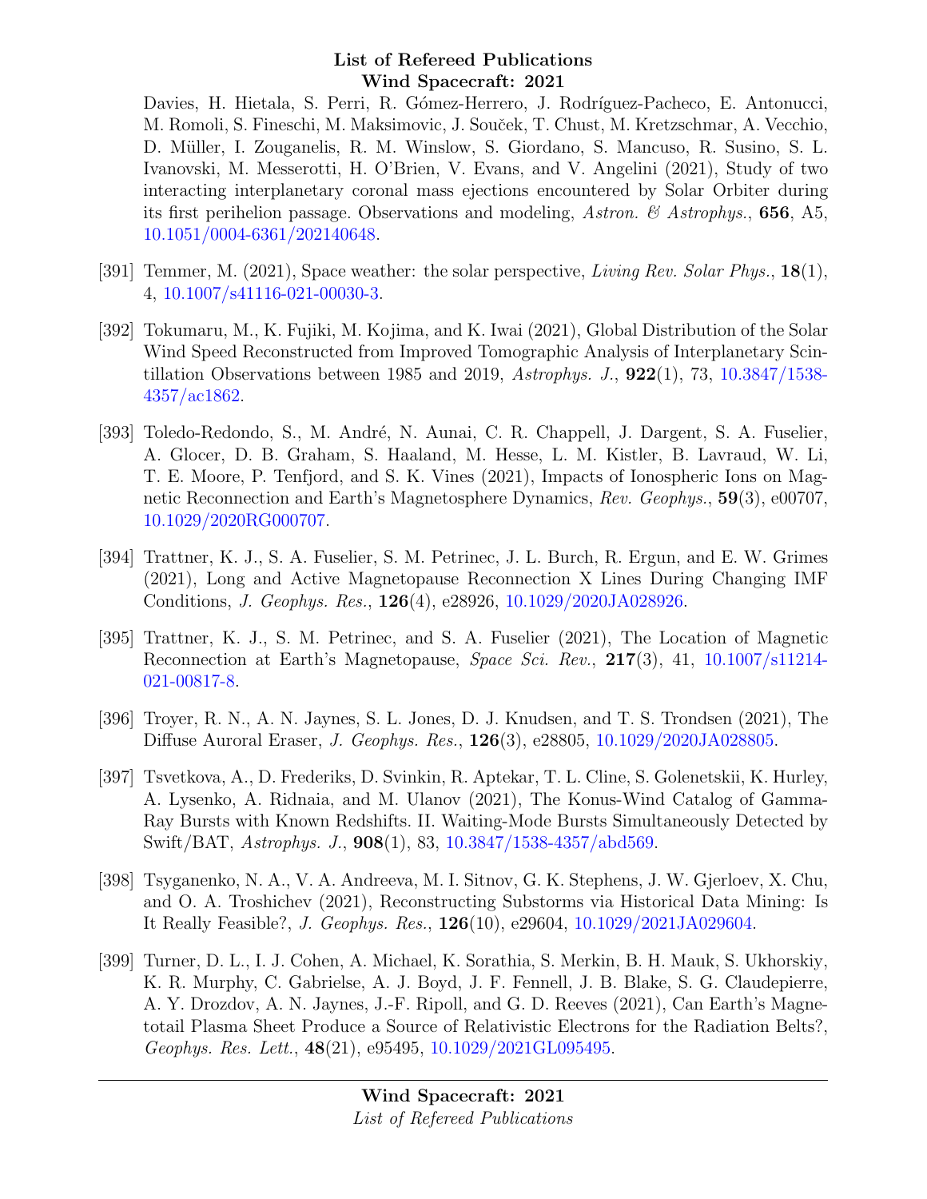Davies, H. Hietala, S. Perri, R. Gómez-Herrero, J. Rodríguez-Pacheco, E. Antonucci, M. Romoli, S. Fineschi, M. Maksimovic, J. Souček, T. Chust, M. Kretzschmar, A. Vecchio, D. Müller, I. Zouganelis, R. M. Winslow, S. Giordano, S. Mancuso, R. Susino, S. L. Ivanovski, M. Messerotti, H. O'Brien, V. Evans, and V. Angelini (2021), Study of two interacting interplanetary coronal mass ejections encountered by Solar Orbiter during its first perihelion passage. Observations and modeling, *Astron. & Astrophys.*, **656**, A5, 10.1051/0004-6361/202140648.

[391] Temmer, M. (2021), Space weather: the solar perspective, *Living Rev. Solar Phys.*, **18**(1), 4, 10.1007/s41116-021-00030-3.

[392] Tokumaru, M., K. Fujiki, M. Kojima, and K. Iwai (2021), Global Distribution of the Solar Wind Speed Reconstructed from Improved Tomographic Analysis of Interplanetary Scintillation Observations between 1985 and 2019, *Astrophys. J.*, **922**(1), 73, 10.3847/1538-4357/ac1862.

[393] Toledo-Redondo, S., M. André, N. Aunai, C. R. Chappell, J. Dargent, S. A. Fuselier, A. Glocer, D. B. Graham, S. Haaland, M. Hesse, L. M. Kistler, B. Lavraud, W. Li, T. E. Moore, P. Tenfjord, and S. K. Vines (2021), Impacts of Ionospheric Ions on Magnetic Reconnection and Earth's Magnetosphere Dynamics, *Rev. Geophys.*, **59**(3), e00707, 10.1029/2020RG000707.

[394] Trattner, K. J., S. A. Fuselier, S. M. Petrinec, J. L. Burch, R. Ergun, and E. W. Grimes (2021), Long and Active Magnetopause Reconnection X Lines During Changing IMF Conditions, *J. Geophys. Res.*, **126**(4), e28926, 10.1029/2020JA028926.

[395] Trattner, K. J., S. M. Petrinec, and S. A. Fuselier (2021), The Location of Magnetic Reconnection at Earth's Magnetopause, *Space Sci. Rev.*, **217**(3), 41, 10.1007/s11214-021-00817-8.

[396] Troyer, R. N., A. N. Jaynes, S. L. Jones, D. J. Knudsen, and T. S. Trondsen (2021), The Diffuse Auroral Eraser, *J. Geophys. Res.*, **126**(3), e28805, 10.1029/2020JA028805.

[397] Tsvetkova, A., D. Frederiks, D. Svinkin, R. Aptekar, T. L. Cline, S. Golenetskii, K. Hurley, A. Lysenko, A. Ridnaia, and M. Ulanov (2021), The Konus-Wind Catalog of Gamma-Ray Bursts with Known Redshifts. II. Waiting-Mode Bursts Simultaneously Detected by Swift/BAT, *Astrophys. J.*, **908**(1), 83, 10.3847/1538-4357/abd569.

[398] Tsyganenko, N. A., V. A. Andreeva, M. I. Sitnov, G. K. Stephens, J. W. Gjerloev, X. Chu, and O. A. Troshichev (2021), Reconstructing Substorms via Historical Data Mining: Is It Really Feasible?, *J. Geophys. Res.*, **126**(10), e29604, 10.1029/2021JA029604.

[399] Turner, D. L., I. J. Cohen, A. Michael, K. Sorathia, S. Merkin, B. H. Mauk, S. Ukhorskiy, K. R. Murphy, C. Gabrielse, A. J. Boyd, J. F. Fennell, J. B. Blake, S. G. Claudepierre, A. Y. Drozdov, A. N. Jaynes, J.-F. Ripoll, and G. D. Reeves (2021), Can Earth's Magnetotail Plasma Sheet Produce a Source of Relativistic Electrons for the Radiation Belts?, *Geophys. Res. Lett.*, **48**(21), e95495, 10.1029/2021GL095495.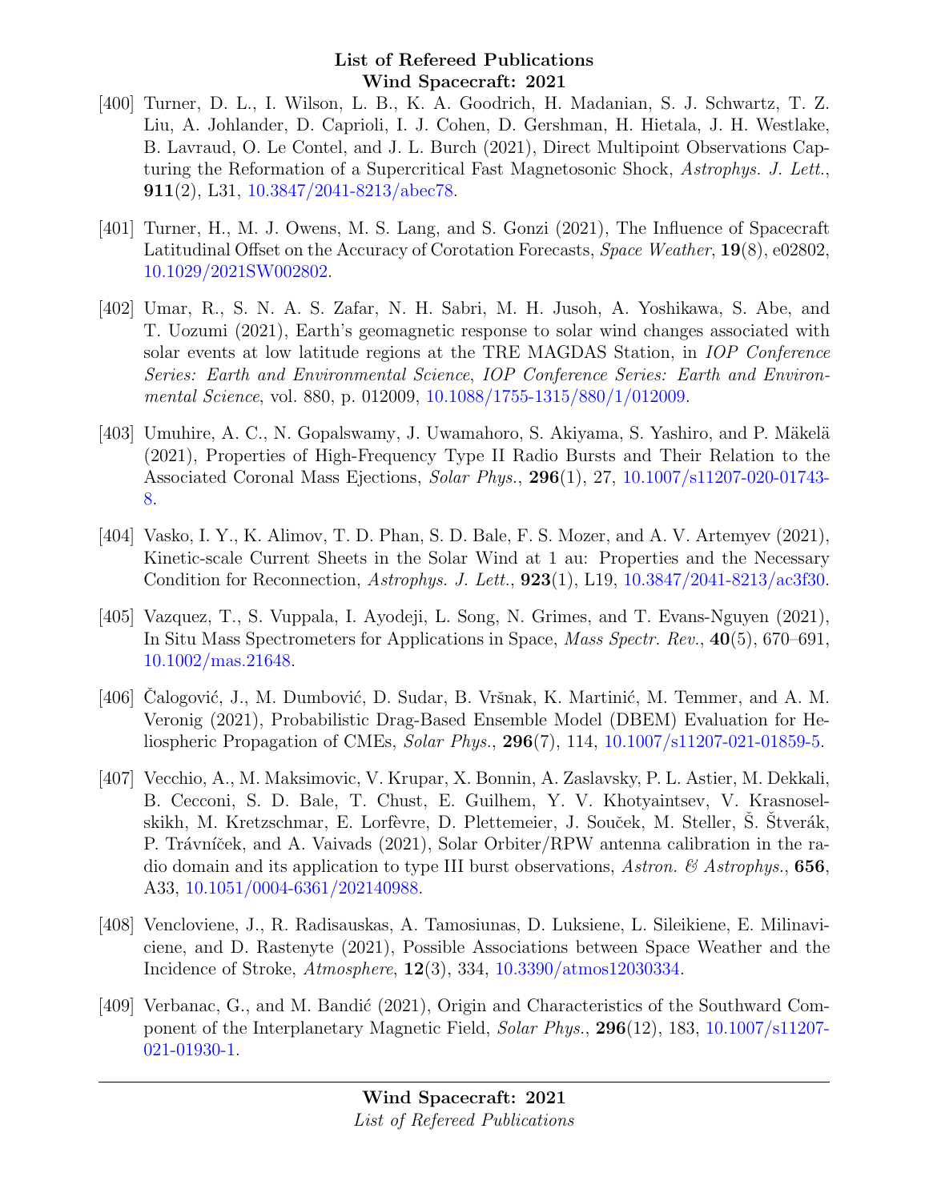[400] Turner, D. L., I. Wilson, L. B., K. A. Goodrich, H. Madanian, S. J. Schwartz, T. Z. Liu, A. Johlander, D. Caprioli, I. J. Cohen, D. Gershman, H. Hietala, J. H. Westlake, B. Lavraud, O. Le Contel, and J. L. Burch (2021), Direct Multipoint Observations Capturing the Reformation of a Supercritical Fast Magnetosonic Shock, *Astrophys. J. Lett.*, **911**(2), L31, 10.3847/2041-8213/abec78.

[401] Turner, H., M. J. Owens, M. S. Lang, and S. Gonzi (2021), The Influence of Spacecraft Latitudinal Offset on the Accuracy of Corotation Forecasts, *Space Weather*, **19**(8), e02802, 10.1029/2021SW002802.

[402] Umar, R., S. N. A. S. Zafar, N. H. Sabri, M. H. Jusoh, A. Yoshikawa, S. Abe, and T. Uozumi (2021), Earth's geomagnetic response to solar wind changes associated with solar events at low latitude regions at the TRE MAGDAS Station, in *IOP Conference Series: Earth and Environmental Science*, *IOP Conference Series: Earth and Environmental Science*, vol. 880, p. 012009, 10.1088/1755-1315/880/1/012009.

[403] Umuhire, A. C., N. Gopalswamy, J. Uwamahoro, S. Akiyama, S. Yashiro, and P. Mäkelä (2021), Properties of High-Frequency Type II Radio Bursts and Their Relation to the Associated Coronal Mass Ejections, *Solar Phys.*, **296**(1), 27, 10.1007/s11207-020-01743-8.

[404] Vasko, I. Y., K. Alimov, T. D. Phan, S. D. Bale, F. S. Mozer, and A. V. Artemyev (2021), Kinetic-scale Current Sheets in the Solar Wind at 1 au: Properties and the Necessary Condition for Reconnection, *Astrophys. J. Lett.*, **923**(1), L19, 10.3847/2041-8213/ac3f30.

[405] Vazquez, T., S. Vuppala, I. Ayodeji, L. Song, N. Grimes, and T. Evans-Nguyen (2021), In Situ Mass Spectrometers for Applications in Space, *Mass Spectr. Rev.*, **40**(5), 670–691, 10.1002/mas.21648.

[406] Čalogović, J., M. Dumbović, D. Sudar, B. Vršnak, K. Martinić, M. Temmer, and A. M. Veronig (2021), Probabilistic Drag-Based Ensemble Model (DBEM) Evaluation for Heliospheric Propagation of CMEs, *Solar Phys.*, **296**(7), 114, 10.1007/s11207-021-01859-5.

[407] Vecchio, A., M. Maksimovic, V. Krupar, X. Bonnin, A. Zaslavsky, P. L. Astier, M. Dekkali, B. Cecconi, S. D. Bale, T. Chust, E. Guilhem, Y. V. Khotyaintsev, V. Krasnoselskikh, M. Kretzschmar, E. Lorfèvre, D. Plettemeier, J. Souček, M. Steller, Š. Štverák, P. Trávníček, and A. Vaivads (2021), Solar Orbiter/RPW antenna calibration in the radio domain and its application to type III burst observations, *Astron. & Astrophys.*, **656**, A33, 10.1051/0004-6361/202140988.

[408] Vencloviene, J., R. Radisauskas, A. Tamosiunas, D. Luksiene, L. Sileikiene, E. Milinaviciene, and D. Rastenyte (2021), Possible Associations between Space Weather and the Incidence of Stroke, *Atmosphere*, **12**(3), 334, 10.3390/atmos12030334.

[409] Verbanac, G., and M. Bandić (2021), Origin and Characteristics of the Southward Component of the Interplanetary Magnetic Field, *Solar Phys.*, **296**(12), 183, 10.1007/s11207-021-01930-1.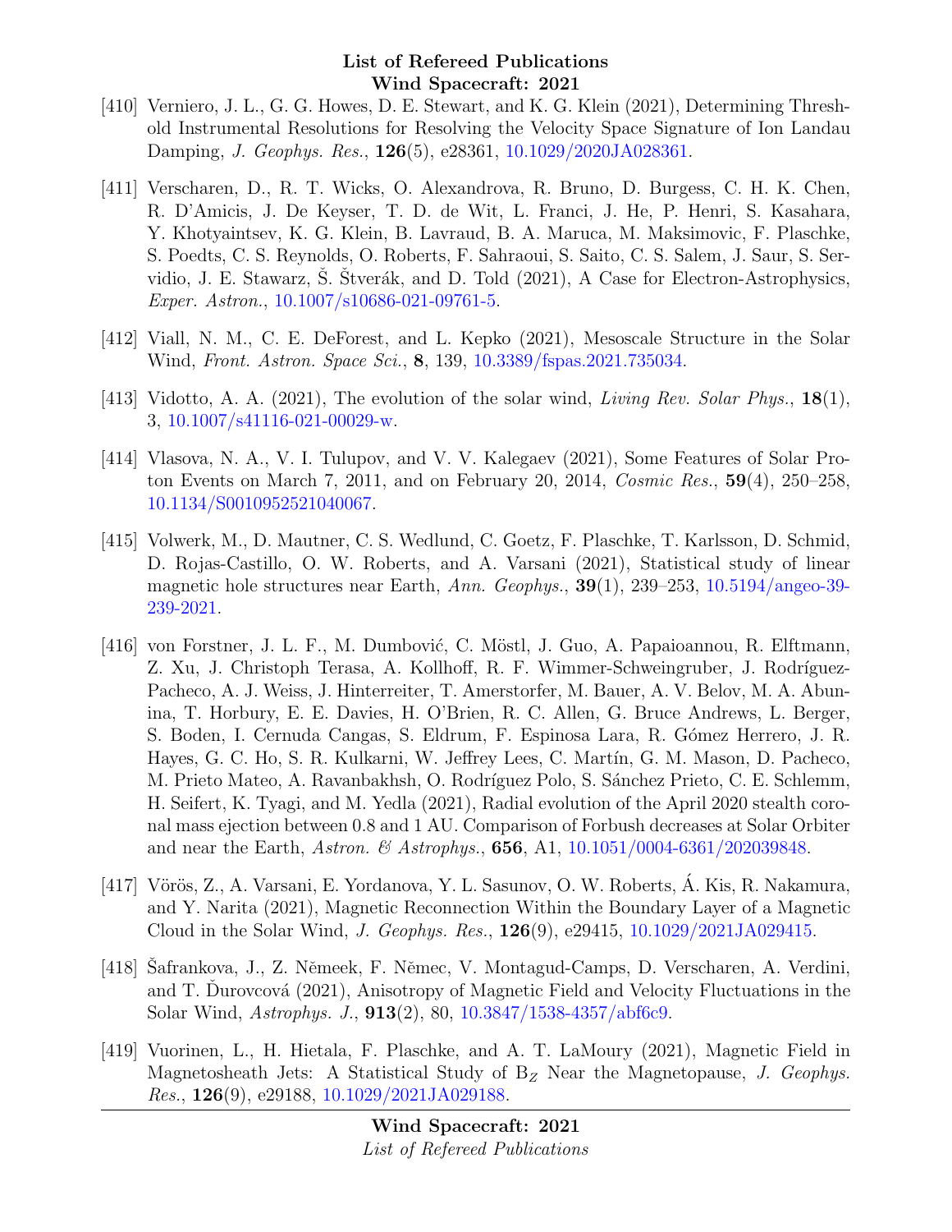[410] Verniero, J. L., G. G. Howes, D. E. Stewart, and K. G. Klein (2021), Determining Threshold Instrumental Resolutions for Resolving the Velocity Space Signature of Ion Landau Damping, *J. Geophys. Res.*, **126**(5), e28361, 10.1029/2020JA028361.

[411] Verscharen, D., R. T. Wicks, O. Alexandrova, R. Bruno, D. Burgess, C. H. K. Chen, R. D'Amicis, J. De Keyser, T. D. de Wit, L. Franci, J. He, P. Henri, S. Kasahara, Y. Khotyaintsev, K. G. Klein, B. Lavraud, B. A. Maruca, M. Maksimovic, F. Plaschke, S. Poedts, C. S. Reynolds, O. Roberts, F. Sahraoui, S. Saito, C. S. Salem, J. Saur, S. Servidio, J. E. Stawarz, Š. Štverák, and D. Told (2021), A Case for Electron-Astrophysics, *Exper. Astron.*, 10.1007/s10686-021-09761-5.

[412] Viall, N. M., C. E. DeForest, and L. Kepko (2021), Mesoscale Structure in the Solar Wind, *Front. Astron. Space Sci.*, **8**, 139, 10.3389/fspas.2021.735034.

[413] Vidotto, A. A. (2021), The evolution of the solar wind, *Living Rev. Solar Phys.*, **18**(1), 3, 10.1007/s41116-021-00029-w.

[414] Vlasova, N. A., V. I. Tulupov, and V. V. Kalegaev (2021), Some Features of Solar Proton Events on March 7, 2011, and on February 20, 2014, *Cosmic Res.*, **59**(4), 250–258, 10.1134/S0010952521040067.

[415] Volwerk, M., D. Mautner, C. S. Wedlund, C. Goetz, F. Plaschke, T. Karlsson, D. Schmid, D. Rojas-Castillo, O. W. Roberts, and A. Varsani (2021), Statistical study of linear magnetic hole structures near Earth, *Ann. Geophys.*, **39**(1), 239–253, 10.5194/angeo-39-239-2021.

[416] von Forstner, J. L. F., M. Dumbović, C. Möstl, J. Guo, A. Papaioannou, R. Elftmann, Z. Xu, J. Christoph Terasa, A. Kollhoff, R. F. Wimmer-Schweingruber, J. Rodríguez-Pacheco, A. J. Weiss, J. Hinterreiter, T. Amerstorfer, M. Bauer, A. V. Belov, M. A. Abunina, T. Horbury, E. E. Davies, H. O'Brien, R. C. Allen, G. Bruce Andrews, L. Berger, S. Boden, I. Cernuda Cangas, S. Eldrum, F. Espinosa Lara, R. Gómez Herrero, J. R. Hayes, G. C. Ho, S. R. Kulkarni, W. Jeffrey Lees, C. Martín, G. M. Mason, D. Pacheco, M. Prieto Mateo, A. Ravanbakhsh, O. Rodríguez Polo, S. Sánchez Prieto, C. E. Schlemm, H. Seifert, K. Tyagi, and M. Yedla (2021), Radial evolution of the April 2020 stealth coronal mass ejection between 0.8 and 1 AU. Comparison of Forbush decreases at Solar Orbiter and near the Earth, *Astron. & Astrophys.*, **656**, A1, 10.1051/0004-6361/202039848.

[417] Vörös, Z., A. Varsani, E. Yordanova, Y. L. Sasunov, O. W. Roberts, Á. Kis, R. Nakamura, and Y. Narita (2021), Magnetic Reconnection Within the Boundary Layer of a Magnetic Cloud in the Solar Wind, *J. Geophys. Res.*, **126**(9), e29415, 10.1029/2021JA029415.

[418] Šafrankova, J., Z. Němeek, F. Němec, V. Montagud-Camps, D. Verscharen, A. Verdini, and T. Ďurovcová (2021), Anisotropy of Magnetic Field and Velocity Fluctuations in the Solar Wind, *Astrophys. J.*, **913**(2), 80, 10.3847/1538-4357/abf6c9.

[419] Vuorinen, L., H. Hietala, F. Plaschke, and A. T. LaMoury (2021), Magnetic Field in Magnetosheath Jets: A Statistical Study of $B_Z$ Near the Magnetopause, *J. Geophys. Res.*, **126**(9), e29188, 10.1029/2021JA029188.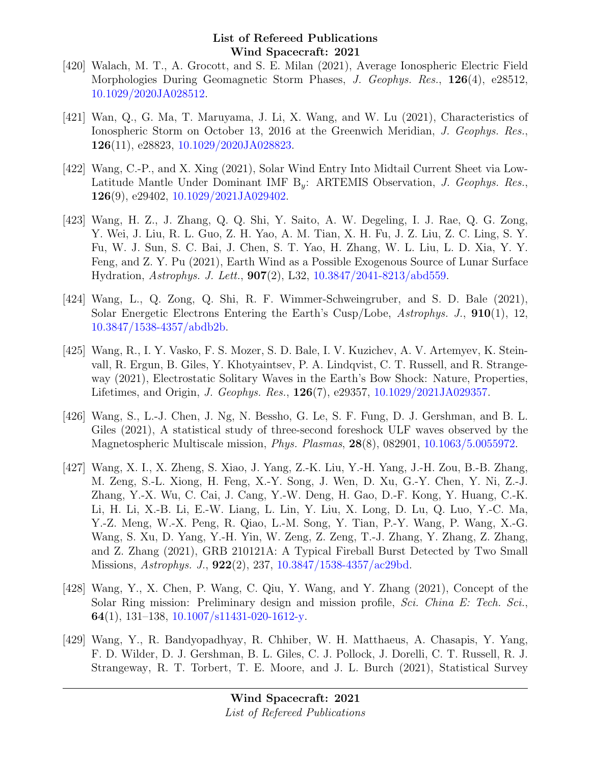[420] Walach, M. T., A. Grocott, and S. E. Milan (2021), Average Ionospheric Electric Field Morphologies During Geomagnetic Storm Phases, *J. Geophys. Res.*, **126**(4), e28512, 10.1029/2020JA028512.

[421] Wan, Q., G. Ma, T. Maruyama, J. Li, X. Wang, and W. Lu (2021), Characteristics of Ionospheric Storm on October 13, 2016 at the Greenwich Meridian, *J. Geophys. Res.*, **126**(11), e28823, 10.1029/2020JA028823.

[422] Wang, C.-P., and X. Xing (2021), Solar Wind Entry Into Midtail Current Sheet via Low-Latitude Mantle Under Dominant IMF $B_y$: ARTEMIS Observation, *J. Geophys. Res.*, **126**(9), e29402, 10.1029/2021JA029402.

[423] Wang, H. Z., J. Zhang, Q. Q. Shi, Y. Saito, A. W. Degeling, I. J. Rae, Q. G. Zong, Y. Wei, J. Liu, R. L. Guo, Z. H. Yao, A. M. Tian, X. H. Fu, J. Z. Liu, Z. C. Ling, S. Y. Fu, W. J. Sun, S. C. Bai, J. Chen, S. T. Yao, H. Zhang, W. L. Liu, L. D. Xia, Y. Y. Feng, and Z. Y. Pu (2021), Earth Wind as a Possible Exogenous Source of Lunar Surface Hydration, *Astrophys. J. Lett.*, **907**(2), L32, 10.3847/2041-8213/abd559.

[424] Wang, L., Q. Zong, Q. Shi, R. F. Wimmer-Schweingruber, and S. D. Bale (2021), Solar Energetic Electrons Entering the Earth's Cusp/Lobe, *Astrophys. J.*, **910**(1), 12, 10.3847/1538-4357/abdb2b.

[425] Wang, R., I. Y. Vasko, F. S. Mozer, S. D. Bale, I. V. Kuzichev, A. V. Artemyev, K. Steinvall, R. Ergun, B. Giles, Y. Khotyaintsev, P. A. Lindqvist, C. T. Russell, and R. Strangeway (2021), Electrostatic Solitary Waves in the Earth's Bow Shock: Nature, Properties, Lifetimes, and Origin, *J. Geophys. Res.*, **126**(7), e29357, 10.1029/2021JA029357.

[426] Wang, S., L.-J. Chen, J. Ng, N. Bessho, G. Le, S. F. Fung, D. J. Gershman, and B. L. Giles (2021), A statistical study of three-second foreshock ULF waves observed by the Magnetospheric Multiscale mission, *Phys. Plasmas*, **28**(8), 082901, 10.1063/5.0055972.

[427] Wang, X. I., X. Zheng, S. Xiao, J. Yang, Z.-K. Liu, Y.-H. Yang, J.-H. Zou, B.-B. Zhang, M. Zeng, S.-L. Xiong, H. Feng, X.-Y. Song, J. Wen, D. Xu, G.-Y. Chen, Y. Ni, Z.-J. Zhang, Y.-X. Wu, C. Cai, J. Cang, Y.-W. Deng, H. Gao, D.-F. Kong, Y. Huang, C.-K. Li, H. Li, X.-B. Li, E.-W. Liang, L. Lin, Y. Liu, X. Long, D. Lu, Q. Luo, Y.-C. Ma, Y.-Z. Meng, W.-X. Peng, R. Qiao, L.-M. Song, Y. Tian, P.-Y. Wang, P. Wang, X.-G. Wang, S. Xu, D. Yang, Y.-H. Yin, W. Zeng, Z. Zeng, T.-J. Zhang, Y. Zhang, Z. Zhang, and Z. Zhang (2021), GRB 210121A: A Typical Fireball Burst Detected by Two Small Missions, *Astrophys. J.*, **922**(2), 237, 10.3847/1538-4357/ac29bd.

[428] Wang, Y., X. Chen, P. Wang, C. Qiu, Y. Wang, and Y. Zhang (2021), Concept of the Solar Ring mission: Preliminary design and mission profile, *Sci. China E: Tech. Sci.*, **64**(1), 131–138, 10.1007/s11431-020-1612-y.

[429] Wang, Y., R. Bandyopadhyay, R. Chhiber, W. H. Matthaeus, A. Chasapis, Y. Yang, F. D. Wilder, D. J. Gershman, B. L. Giles, C. J. Pollock, J. Dorelli, C. T. Russell, R. J. Strangeway, R. T. Torbert, T. E. Moore, and J. L. Burch (2021), Statistical Survey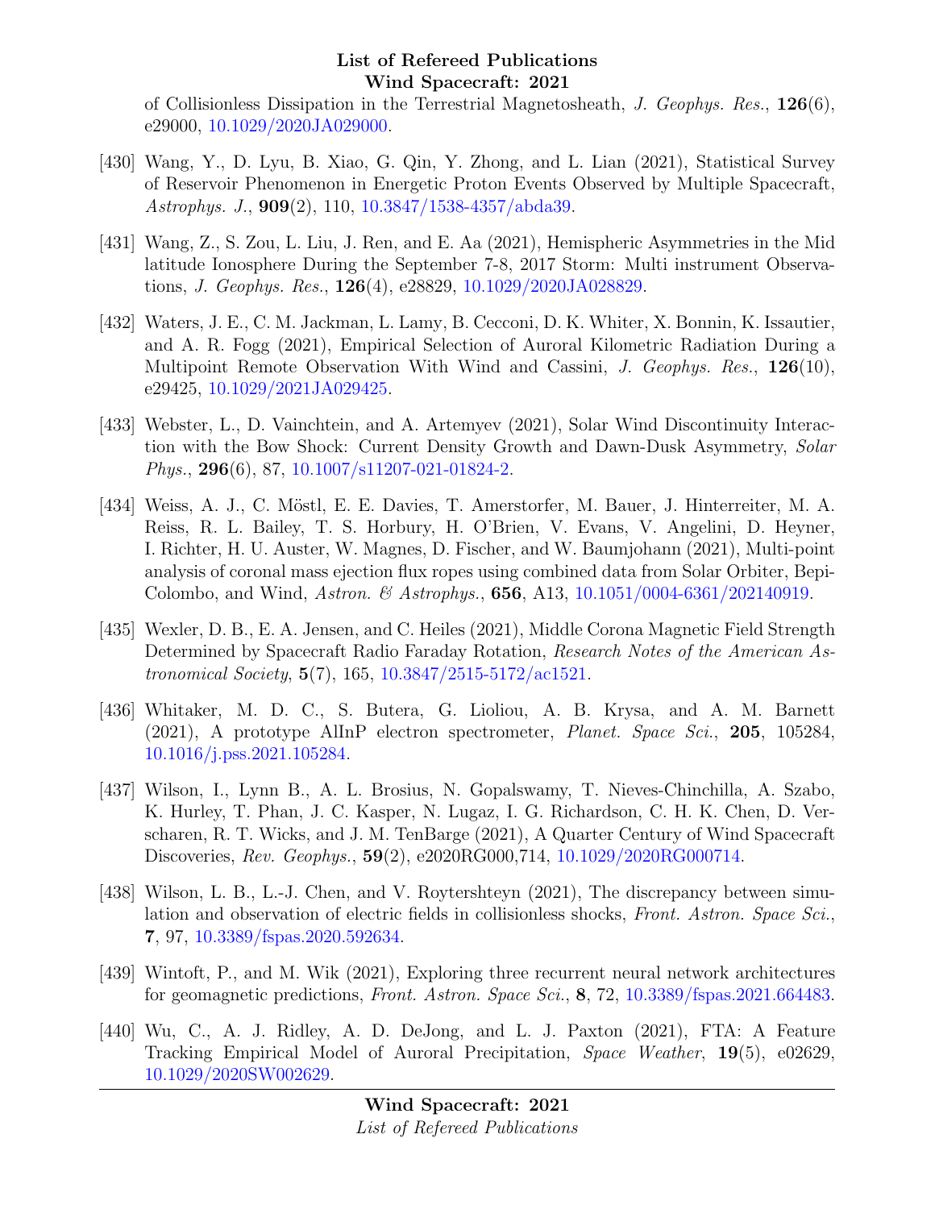of Collisionless Dissipation in the Terrestrial Magnetosheath, *J. Geophys. Res.*, **126**(6), e29000, 10.1029/2020JA029000.

[430] Wang, Y., D. Lyu, B. Xiao, G. Qin, Y. Zhong, and L. Lian (2021), Statistical Survey of Reservoir Phenomenon in Energetic Proton Events Observed by Multiple Spacecraft, *Astrophys. J.*, **909**(2), 110, 10.3847/1538-4357/abda39.

[431] Wang, Z., S. Zou, L. Liu, J. Ren, and E. Aa (2021), Hemispheric Asymmetries in the Mid latitude Ionosphere During the September 7-8, 2017 Storm: Multi instrument Observations, *J. Geophys. Res.*, **126**(4), e28829, 10.1029/2020JA028829.

[432] Waters, J. E., C. M. Jackman, L. Lamy, B. Cecconi, D. K. Whiter, X. Bonnin, K. Issautier, and A. R. Fogg (2021), Empirical Selection of Auroral Kilometric Radiation During a Multipoint Remote Observation With Wind and Cassini, *J. Geophys. Res.*, **126**(10), e29425, 10.1029/2021JA029425.

[433] Webster, L., D. Vainchtein, and A. Artemyev (2021), Solar Wind Discontinuity Interaction with the Bow Shock: Current Density Growth and Dawn-Dusk Asymmetry, *Solar Phys.*, **296**(6), 87, 10.1007/s11207-021-01824-2.

[434] Weiss, A. J., C. Möstl, E. E. Davies, T. Amerstorfer, M. Bauer, J. Hinterreiter, M. A. Reiss, R. L. Bailey, T. S. Horbury, H. O'Brien, V. Evans, V. Angelini, D. Heyner, I. Richter, H. U. Auster, W. Magnes, D. Fischer, and W. Baumjohann (2021), Multi-point analysis of coronal mass ejection flux ropes using combined data from Solar Orbiter, BepiColombo, and Wind, *Astron. & Astrophys.*, **656**, A13, 10.1051/0004-6361/202140919.

[435] Wexler, D. B., E. A. Jensen, and C. Heiles (2021), Middle Corona Magnetic Field Strength Determined by Spacecraft Radio Faraday Rotation, *Research Notes of the American Astronomical Society*, **5**(7), 165, 10.3847/2515-5172/ac1521.

[436] Whitaker, M. D. C., S. Butera, G. Lioliou, A. B. Krysa, and A. M. Barnett (2021), A prototype AlInP electron spectrometer, *Planet. Space Sci.*, **205**, 105284, 10.1016/j.pss.2021.105284.

[437] Wilson, I., Lynn B., A. L. Brosius, N. Gopalswamy, T. Nieves-Chinchilla, A. Szabo, K. Hurley, T. Phan, J. C. Kasper, N. Lugaz, I. G. Richardson, C. H. K. Chen, D. Verscharen, R. T. Wicks, and J. M. TenBarge (2021), A Quarter Century of Wind Spacecraft Discoveries, *Rev. Geophys.*, **59**(2), e2020RG000,714, 10.1029/2020RG000714.

[438] Wilson, L. B., L.-J. Chen, and V. Roytershteyn (2021), The discrepancy between simulation and observation of electric fields in collisionless shocks, *Front. Astron. Space Sci.*, **7**, 97, 10.3389/fspas.2020.592634.

[439] Wintoft, P., and M. Wik (2021), Exploring three recurrent neural network architectures for geomagnetic predictions, *Front. Astron. Space Sci.*, **8**, 72, 10.3389/fspas.2021.664483.

[440] Wu, C., A. J. Ridley, A. D. DeJong, and L. J. Paxton (2021), FTA: A Feature Tracking Empirical Model of Auroral Precipitation, *Space Weather*, **19**(5), e02629, 10.1029/2020SW002629.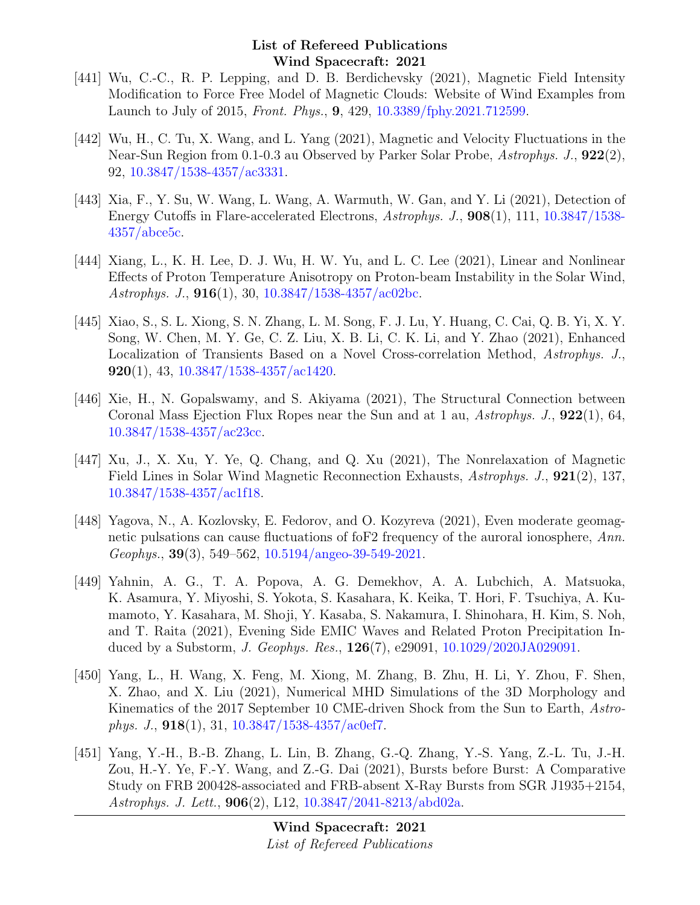[441] Wu, C.-C., R. P. Lepping, and D. B. Berdichevsky (2021), Magnetic Field Intensity Modification to Force Free Model of Magnetic Clouds: Website of Wind Examples from Launch to July of 2015, *Front. Phys.*, **9**, 429, 10.3389/fphy.2021.712599.

[442] Wu, H., C. Tu, X. Wang, and L. Yang (2021), Magnetic and Velocity Fluctuations in the Near-Sun Region from 0.1-0.3 au Observed by Parker Solar Probe, *Astrophys. J.*, **922**(2), 92, 10.3847/1538-4357/ac3331.

[443] Xia, F., Y. Su, W. Wang, L. Wang, A. Warmuth, W. Gan, and Y. Li (2021), Detection of Energy Cutoffs in Flare-accelerated Electrons, *Astrophys. J.*, **908**(1), 111, 10.3847/1538-4357/abce5c.

[444] Xiang, L., K. H. Lee, D. J. Wu, H. W. Yu, and L. C. Lee (2021), Linear and Nonlinear Effects of Proton Temperature Anisotropy on Proton-beam Instability in the Solar Wind, *Astrophys. J.*, **916**(1), 30, 10.3847/1538-4357/ac02bc.

[445] Xiao, S., S. L. Xiong, S. N. Zhang, L. M. Song, F. J. Lu, Y. Huang, C. Cai, Q. B. Yi, X. Y. Song, W. Chen, M. Y. Ge, C. Z. Liu, X. B. Li, C. K. Li, and Y. Zhao (2021), Enhanced Localization of Transients Based on a Novel Cross-correlation Method, *Astrophys. J.*, **920**(1), 43, 10.3847/1538-4357/ac1420.

[446] Xie, H., N. Gopalswamy, and S. Akiyama (2021), The Structural Connection between Coronal Mass Ejection Flux Ropes near the Sun and at 1 au, *Astrophys. J.*, **922**(1), 64, 10.3847/1538-4357/ac23cc.

[447] Xu, J., X. Xu, Y. Ye, Q. Chang, and Q. Xu (2021), The Nonrelaxation of Magnetic Field Lines in Solar Wind Magnetic Reconnection Exhausts, *Astrophys. J.*, **921**(2), 137, 10.3847/1538-4357/ac1f18.

[448] Yagova, N., A. Kozlovsky, E. Fedorov, and O. Kozyreva (2021), Even moderate geomagnetic pulsations can cause fluctuations of foF2 frequency of the auroral ionosphere, *Ann. Geophys.*, **39**(3), 549–562, 10.5194/angeo-39-549-2021.

[449] Yahnin, A. G., T. A. Popova, A. G. Demekhov, A. A. Lubchich, A. Matsuoka, K. Asamura, Y. Miyoshi, S. Yokota, S. Kasahara, K. Keika, T. Hori, F. Tsuchiya, A. Kumamoto, Y. Kasahara, M. Shoji, Y. Kasaba, S. Nakamura, I. Shinohara, H. Kim, S. Noh, and T. Raita (2021), Evening Side EMIC Waves and Related Proton Precipitation Induced by a Substorm, *J. Geophys. Res.*, **126**(7), e29091, 10.1029/2020JA029091.

[450] Yang, L., H. Wang, X. Feng, M. Xiong, M. Zhang, B. Zhu, H. Li, Y. Zhou, F. Shen, X. Zhao, and X. Liu (2021), Numerical MHD Simulations of the 3D Morphology and Kinematics of the 2017 September 10 CME-driven Shock from the Sun to Earth, *Astrophys. J.*, **918**(1), 31, 10.3847/1538-4357/ac0ef7.

[451] Yang, Y.-H., B.-B. Zhang, L. Lin, B. Zhang, G.-Q. Zhang, Y.-S. Yang, Z.-L. Tu, J.-H. Zou, H.-Y. Ye, F.-Y. Wang, and Z.-G. Dai (2021), Bursts before Burst: A Comparative Study on FRB 200428-associated and FRB-absent X-Ray Bursts from SGR J1935+2154, *Astrophys. J. Lett.*, **906**(2), L12, 10.3847/2041-8213/abd02a.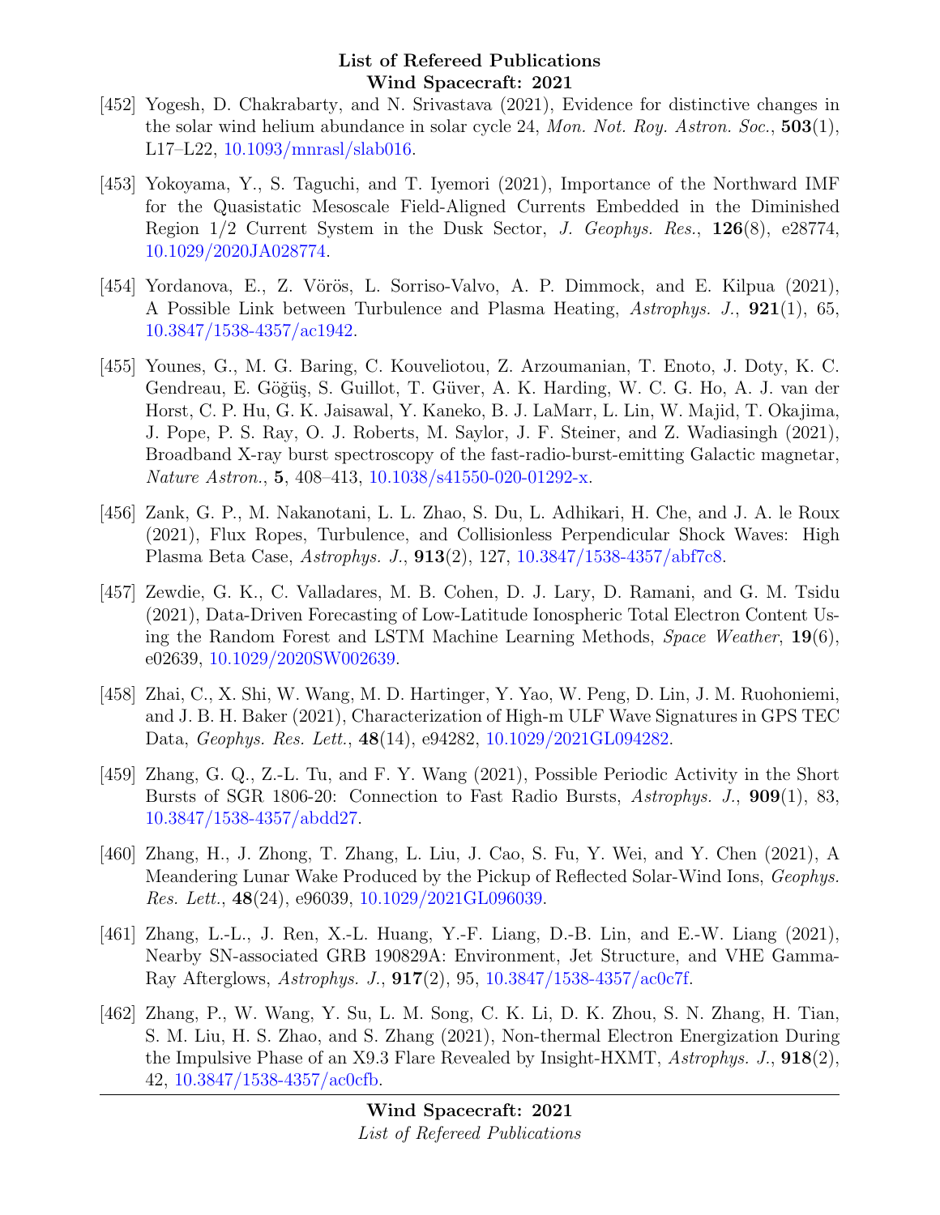[452] Yogesh, D. Chakrabarty, and N. Srivastava (2021), Evidence for distinctive changes in the solar wind helium abundance in solar cycle 24, *Mon. Not. Roy. Astron. Soc.*, **503**(1), L17–L22, 10.1093/mnrasl/slab016.

[453] Yokoyama, Y., S. Taguchi, and T. Iyemori (2021), Importance of the Northward IMF for the Quasistatic Mesoscale Field-Aligned Currents Embedded in the Diminished Region 1/2 Current System in the Dusk Sector, *J. Geophys. Res.*, **126**(8), e28774, 10.1029/2020JA028774.

[454] Yordanova, E., Z. Vörös, L. Sorriso-Valvo, A. P. Dimmock, and E. Kilpua (2021), A Possible Link between Turbulence and Plasma Heating, *Astrophys. J.*, **921**(1), 65, 10.3847/1538-4357/ac1942.

[455] Younes, G., M. G. Baring, C. Kouveliotou, Z. Arzoumanian, T. Enoto, J. Doty, K. C. Gendreau, E. Göğüş, S. Guillot, T. Güver, A. K. Harding, W. C. G. Ho, A. J. van der Horst, C. P. Hu, G. K. Jaisawal, Y. Kaneko, B. J. LaMarr, L. Lin, W. Majid, T. Okajima, J. Pope, P. S. Ray, O. J. Roberts, M. Saylor, J. F. Steiner, and Z. Wadiasingh (2021), Broadband X-ray burst spectroscopy of the fast-radio-burst-emitting Galactic magnetar, *Nature Astron.*, **5**, 408–413, 10.1038/s41550-020-01292-x.

[456] Zank, G. P., M. Nakanotani, L. L. Zhao, S. Du, L. Adhikari, H. Che, and J. A. le Roux (2021), Flux Ropes, Turbulence, and Collisionless Perpendicular Shock Waves: High Plasma Beta Case, *Astrophys. J.*, **913**(2), 127, 10.3847/1538-4357/abf7c8.

[457] Zewdie, G. K., C. Valladares, M. B. Cohen, D. J. Lary, D. Ramani, and G. M. Tsidu (2021), Data-Driven Forecasting of Low-Latitude Ionospheric Total Electron Content Using the Random Forest and LSTM Machine Learning Methods, *Space Weather*, **19**(6), e02639, 10.1029/2020SW002639.

[458] Zhai, C., X. Shi, W. Wang, M. D. Hartinger, Y. Yao, W. Peng, D. Lin, J. M. Ruohoniemi, and J. B. H. Baker (2021), Characterization of High-m ULF Wave Signatures in GPS TEC Data, *Geophys. Res. Lett.*, **48**(14), e94282, 10.1029/2021GL094282.

[459] Zhang, G. Q., Z.-L. Tu, and F. Y. Wang (2021), Possible Periodic Activity in the Short Bursts of SGR 1806-20: Connection to Fast Radio Bursts, *Astrophys. J.*, **909**(1), 83, 10.3847/1538-4357/abdd27.

[460] Zhang, H., J. Zhong, T. Zhang, L. Liu, J. Cao, S. Fu, Y. Wei, and Y. Chen (2021), A Meandering Lunar Wake Produced by the Pickup of Reflected Solar-Wind Ions, *Geophys. Res. Lett.*, **48**(24), e96039, 10.1029/2021GL096039.

[461] Zhang, L.-L., J. Ren, X.-L. Huang, Y.-F. Liang, D.-B. Lin, and E.-W. Liang (2021), Nearby SN-associated GRB 190829A: Environment, Jet Structure, and VHE Gamma-Ray Afterglows, *Astrophys. J.*, **917**(2), 95, 10.3847/1538-4357/ac0c7f.

[462] Zhang, P., W. Wang, Y. Su, L. M. Song, C. K. Li, D. K. Zhou, S. N. Zhang, H. Tian, S. M. Liu, H. S. Zhao, and S. Zhang (2021), Non-thermal Electron Energization During the Impulsive Phase of an X9.3 Flare Revealed by Insight-HXMT, *Astrophys. J.*, **918**(2), 42, 10.3847/1538-4357/ac0cfb.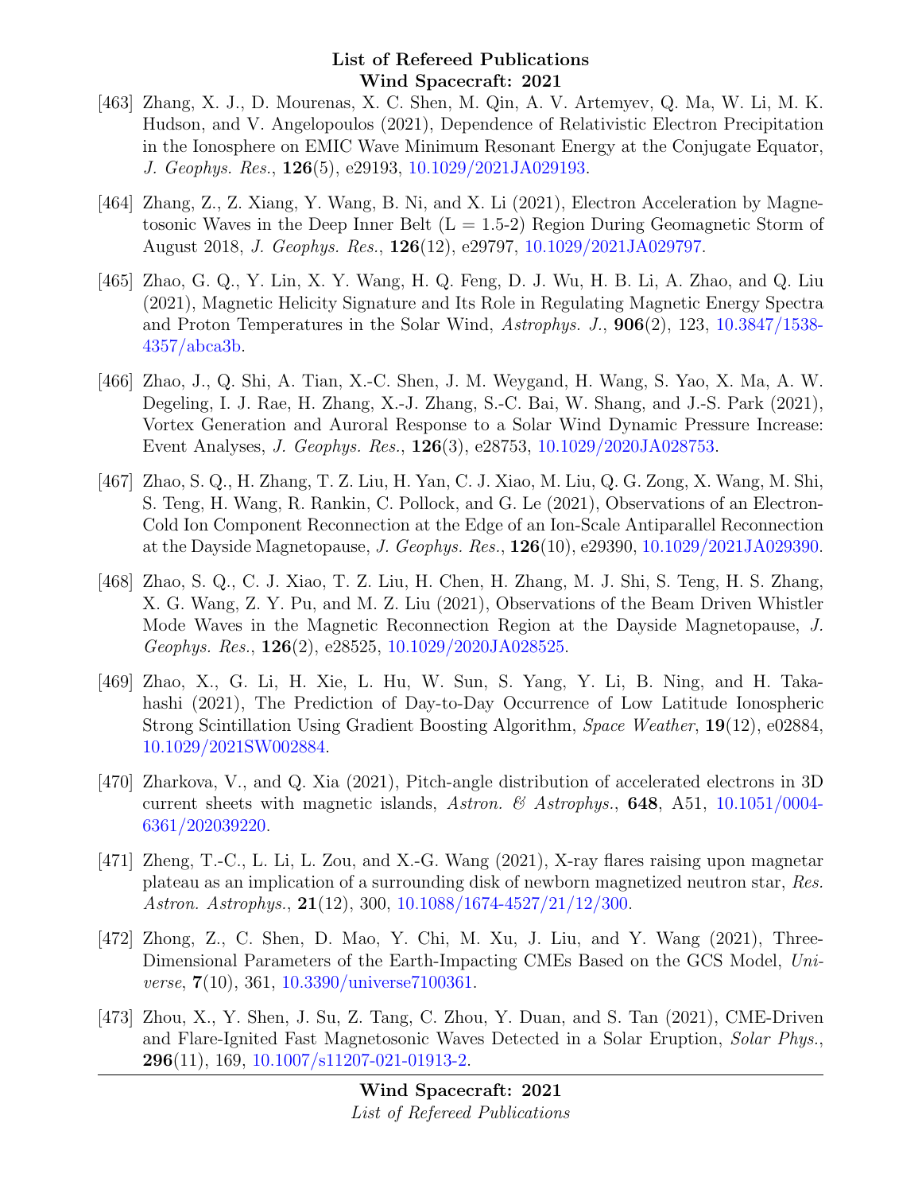[463] Zhang, X. J., D. Mourenas, X. C. Shen, M. Qin, A. V. Artemyev, Q. Ma, W. Li, M. K. Hudson, and V. Angelopoulos (2021), Dependence of Relativistic Electron Precipitation in the Ionosphere on EMIC Wave Minimum Resonant Energy at the Conjugate Equator, *J. Geophys. Res.*, **126**(5), e29193, 10.1029/2021JA029193.

[464] Zhang, Z., Z. Xiang, Y. Wang, B. Ni, and X. Li (2021), Electron Acceleration by Magnetosonic Waves in the Deep Inner Belt (L = 1.5-2) Region During Geomagnetic Storm of August 2018, *J. Geophys. Res.*, **126**(12), e29797, 10.1029/2021JA029797.

[465] Zhao, G. Q., Y. Lin, X. Y. Wang, H. Q. Feng, D. J. Wu, H. B. Li, A. Zhao, and Q. Liu (2021), Magnetic Helicity Signature and Its Role in Regulating Magnetic Energy Spectra and Proton Temperatures in the Solar Wind, *Astrophys. J.*, **906**(2), 123, 10.3847/1538-4357/abca3b.

[466] Zhao, J., Q. Shi, A. Tian, X.-C. Shen, J. M. Weygand, H. Wang, S. Yao, X. Ma, A. W. Degeling, I. J. Rae, H. Zhang, X.-J. Zhang, S.-C. Bai, W. Shang, and J.-S. Park (2021), Vortex Generation and Auroral Response to a Solar Wind Dynamic Pressure Increase: Event Analyses, *J. Geophys. Res.*, **126**(3), e28753, 10.1029/2020JA028753.

[467] Zhao, S. Q., H. Zhang, T. Z. Liu, H. Yan, C. J. Xiao, M. Liu, Q. G. Zong, X. Wang, M. Shi, S. Teng, H. Wang, R. Rankin, C. Pollock, and G. Le (2021), Observations of an Electron-Cold Ion Component Reconnection at the Edge of an Ion-Scale Antiparallel Reconnection at the Dayside Magnetopause, *J. Geophys. Res.*, **126**(10), e29390, 10.1029/2021JA029390.

[468] Zhao, S. Q., C. J. Xiao, T. Z. Liu, H. Chen, H. Zhang, M. J. Shi, S. Teng, H. S. Zhang, X. G. Wang, Z. Y. Pu, and M. Z. Liu (2021), Observations of the Beam Driven Whistler Mode Waves in the Magnetic Reconnection Region at the Dayside Magnetopause, *J. Geophys. Res.*, **126**(2), e28525, 10.1029/2020JA028525.

[469] Zhao, X., G. Li, H. Xie, L. Hu, W. Sun, S. Yang, Y. Li, B. Ning, and H. Takahashi (2021), The Prediction of Day-to-Day Occurrence of Low Latitude Ionospheric Strong Scintillation Using Gradient Boosting Algorithm, *Space Weather*, **19**(12), e02884, 10.1029/2021SW002884.

[470] Zharkova, V., and Q. Xia (2021), Pitch-angle distribution of accelerated electrons in 3D current sheets with magnetic islands, *Astron. & Astrophys.*, **648**, A51, 10.1051/0004-6361/202039220.

[471] Zheng, T.-C., L. Li, L. Zou, and X.-G. Wang (2021), X-ray flares raising upon magnetar plateau as an implication of a surrounding disk of newborn magnetized neutron star, *Res. Astron. Astrophys.*, **21**(12), 300, 10.1088/1674-4527/21/12/300.

[472] Zhong, Z., C. Shen, D. Mao, Y. Chi, M. Xu, J. Liu, and Y. Wang (2021), Three-Dimensional Parameters of the Earth-Impacting CMEs Based on the GCS Model, *Universe*, **7**(10), 361, 10.3390/universe7100361.

[473] Zhou, X., Y. Shen, J. Su, Z. Tang, C. Zhou, Y. Duan, and S. Tan (2021), CME-Driven and Flare-Ignited Fast Magnetosonic Waves Detected in a Solar Eruption, *Solar Phys.*, **296**(11), 169, 10.1007/s11207-021-01913-2.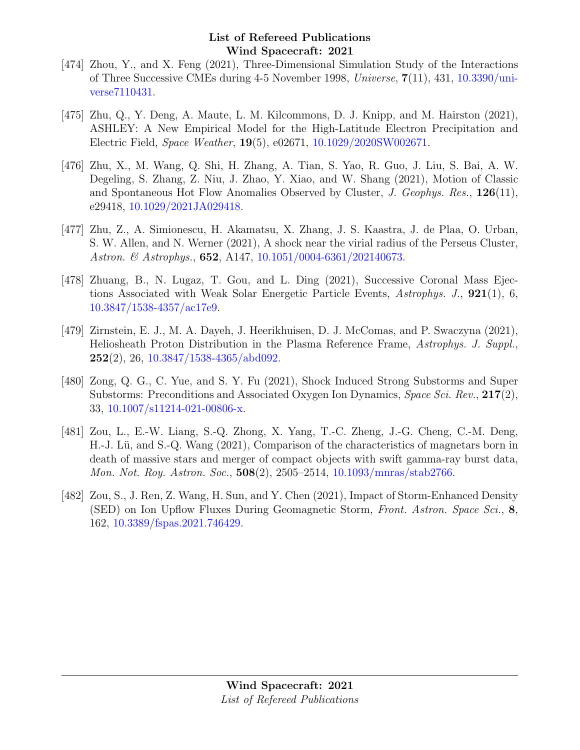[474] Zhou, Y., and X. Feng (2021), Three-Dimensional Simulation Study of the Interactions of Three Successive CMEs during 4-5 November 1998, *Universe*, **7**(11), 431, 10.3390/universe7110431.

[475] Zhu, Q., Y. Deng, A. Maute, L. M. Kilcommons, D. J. Knipp, and M. Hairston (2021), ASHLEY: A New Empirical Model for the High-Latitude Electron Precipitation and Electric Field, *Space Weather*, **19**(5), e02671, 10.1029/2020SW002671.

[476] Zhu, X., M. Wang, Q. Shi, H. Zhang, A. Tian, S. Yao, R. Guo, J. Liu, S. Bai, A. W. Degeling, S. Zhang, Z. Niu, J. Zhao, Y. Xiao, and W. Shang (2021), Motion of Classic and Spontaneous Hot Flow Anomalies Observed by Cluster, *J. Geophys. Res.*, **126**(11), e29418, 10.1029/2021JA029418.

[477] Zhu, Z., A. Simionescu, H. Akamatsu, X. Zhang, J. S. Kaastra, J. de Plaa, O. Urban, S. W. Allen, and N. Werner (2021), A shock near the virial radius of the Perseus Cluster, *Astron. & Astrophys.*, **652**, A147, 10.1051/0004-6361/202140673.

[478] Zhuang, B., N. Lugaz, T. Gou, and L. Ding (2021), Successive Coronal Mass Ejections Associated with Weak Solar Energetic Particle Events, *Astrophys. J.*, **921**(1), 6, 10.3847/1538-4357/ac17e9.

[479] Zirnstein, E. J., M. A. Dayeh, J. Heerikhuisen, D. J. McComas, and P. Swaczyna (2021), Heliosheath Proton Distribution in the Plasma Reference Frame, *Astrophys. J. Suppl.*, **252**(2), 26, 10.3847/1538-4365/abd092.

[480] Zong, Q. G., C. Yue, and S. Y. Fu (2021), Shock Induced Strong Substorms and Super Substorms: Preconditions and Associated Oxygen Ion Dynamics, *Space Sci. Rev.*, **217**(2), 33, 10.1007/s11214-021-00806-x.

[481] Zou, L., E.-W. Liang, S.-Q. Zhong, X. Yang, T.-C. Zheng, J.-G. Cheng, C.-M. Deng, H.-J. Lü, and S.-Q. Wang (2021), Comparison of the characteristics of magnetars born in death of massive stars and merger of compact objects with swift gamma-ray burst data, *Mon. Not. Roy. Astron. Soc.*, **508**(2), 2505–2514, 10.1093/mnras/stab2766.

[482] Zou, S., J. Ren, Z. Wang, H. Sun, and Y. Chen (2021), Impact of Storm-Enhanced Density (SED) on Ion Upflow Fluxes During Geomagnetic Storm, *Front. Astron. Space Sci.*, **8**, 162, 10.3389/fspas.2021.746429.